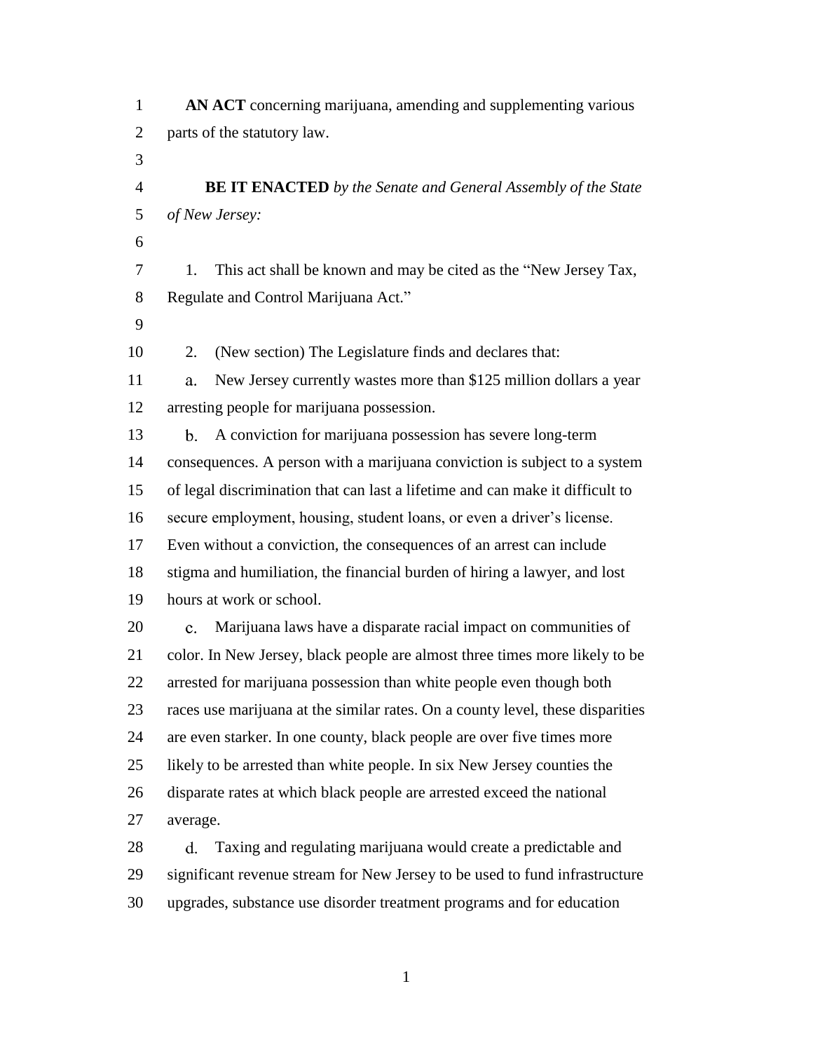**AN ACT** concerning marijuana, amending and supplementing various parts of the statutory law.

**BE IT ENACTED** *by the Senate and General Assembly of the State of New Jersey:*

1. This act shall be known and may be cited as the "New Jersey Tax, Regulate and Control Marijuana Act."

2. (New section) The Legislature finds and declares that:

a. New Jersey currently wastes more than $125 million dollars a year arresting people for marijuana possession.

b. A conviction for marijuana possession has severe long-term consequences. A person with a marijuana conviction is subject to a system of legal discrimination that can last a lifetime and can make it difficult to secure employment, housing, student loans, or even a driver's license. Even without a conviction, the consequences of an arrest can include stigma and humiliation, the financial burden of hiring a lawyer, and lost hours at work or school.

c. Marijuana laws have a disparate racial impact on communities of color. In New Jersey, black people are almost three times more likely to be arrested for marijuana possession than white people even though both races use marijuana at the similar rates. On a county level, these disparities are even starker. In one county, black people are over five times more likely to be arrested than white people. In six New Jersey counties the disparate rates at which black people are arrested exceed the national average.

d. Taxing and regulating marijuana would create a predictable and significant revenue stream for New Jersey to be used to fund infrastructure upgrades, substance use disorder treatment programs and for education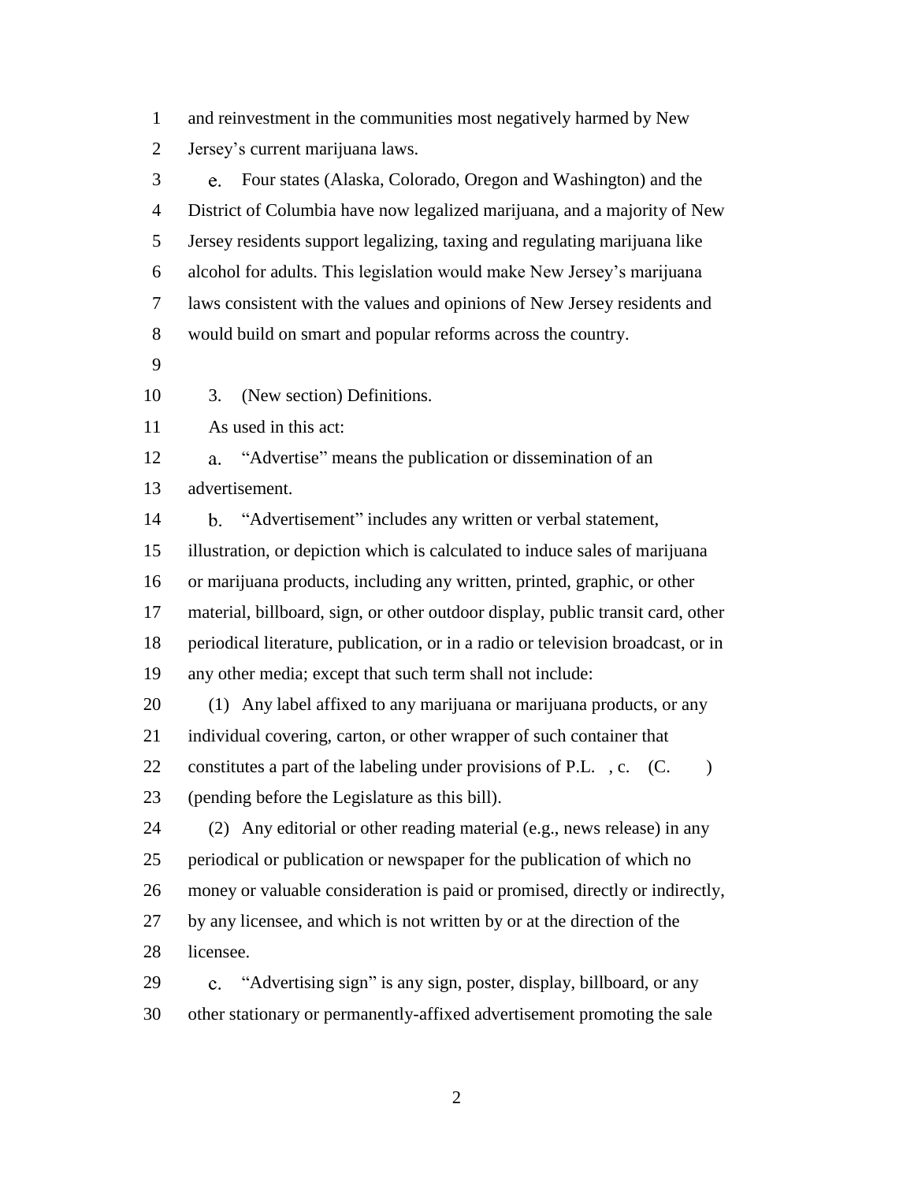and reinvestment in the communities most negatively harmed by New Jersey's current marijuana laws.

e. Four states (Alaska, Colorado, Oregon and Washington) and the District of Columbia have now legalized marijuana, and a majority of New Jersey residents support legalizing, taxing and regulating marijuana like alcohol for adults. This legislation would make New Jersey's marijuana laws consistent with the values and opinions of New Jersey residents and would build on smart and popular reforms across the country.

3. (New section) Definitions.

As used in this act:

a. "Advertise" means the publication or dissemination of an advertisement.

b. "Advertisement" includes any written or verbal statement, illustration, or depiction which is calculated to induce sales of marijuana or marijuana products, including any written, printed, graphic, or other material, billboard, sign, or other outdoor display, public transit card, other periodical literature, publication, or in a radio or television broadcast, or in any other media; except that such term shall not include:

(1) Any label affixed to any marijuana or marijuana products, or any individual covering, carton, or other wrapper of such container that constitutes a part of the labeling under provisions of P.L. , c. (C. ) (pending before the Legislature as this bill).

(2) Any editorial or other reading material (e.g., news release) in any periodical or publication or newspaper for the publication of which no money or valuable consideration is paid or promised, directly or indirectly, by any licensee, and which is not written by or at the direction of the licensee.

c. "Advertising sign" is any sign, poster, display, billboard, or any other stationary or permanently-affixed advertisement promoting the sale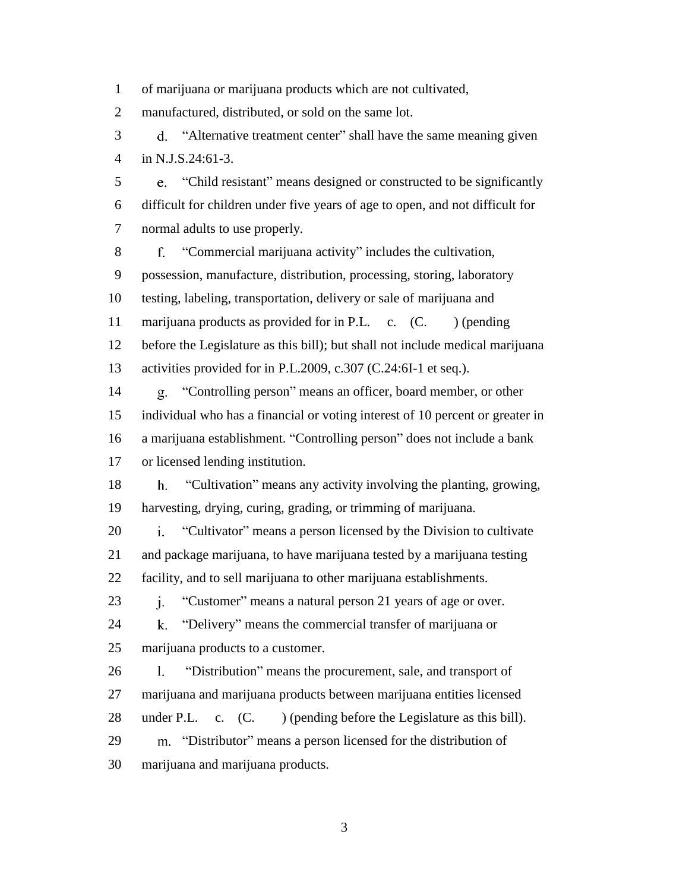of marijuana or marijuana products which are not cultivated, manufactured, distributed, or sold on the same lot.

d. "Alternative treatment center" shall have the same meaning given in N.J.S.24:61-3.

e. "Child resistant" means designed or constructed to be significantly difficult for children under five years of age to open, and not difficult for normal adults to use properly.

f. "Commercial marijuana activity" includes the cultivation, possession, manufacture, distribution, processing, storing, laboratory testing, labeling, transportation, delivery or sale of marijuana and marijuana products as provided for in P.L.    c.    (C.        ) (pending before the Legislature as this bill); but shall not include medical marijuana activities provided for in P.L.2009, c.307 (C.24:6I-1 et seq.).

g. "Controlling person" means an officer, board member, or other individual who has a financial or voting interest of 10 percent or greater in a marijuana establishment. "Controlling person" does not include a bank or licensed lending institution.

h. "Cultivation" means any activity involving the planting, growing, harvesting, drying, curing, grading, or trimming of marijuana.

i. "Cultivator" means a person licensed by the Division to cultivate and package marijuana, to have marijuana tested by a marijuana testing facility, and to sell marijuana to other marijuana establishments.

j. "Customer" means a natural person 21 years of age or over.

k. "Delivery" means the commercial transfer of marijuana or marijuana products to a customer.

l. "Distribution" means the procurement, sale, and transport of marijuana and marijuana products between marijuana entities licensed under P.L.    c.    (C.        ) (pending before the Legislature as this bill).

m. "Distributor" means a person licensed for the distribution of marijuana and marijuana products.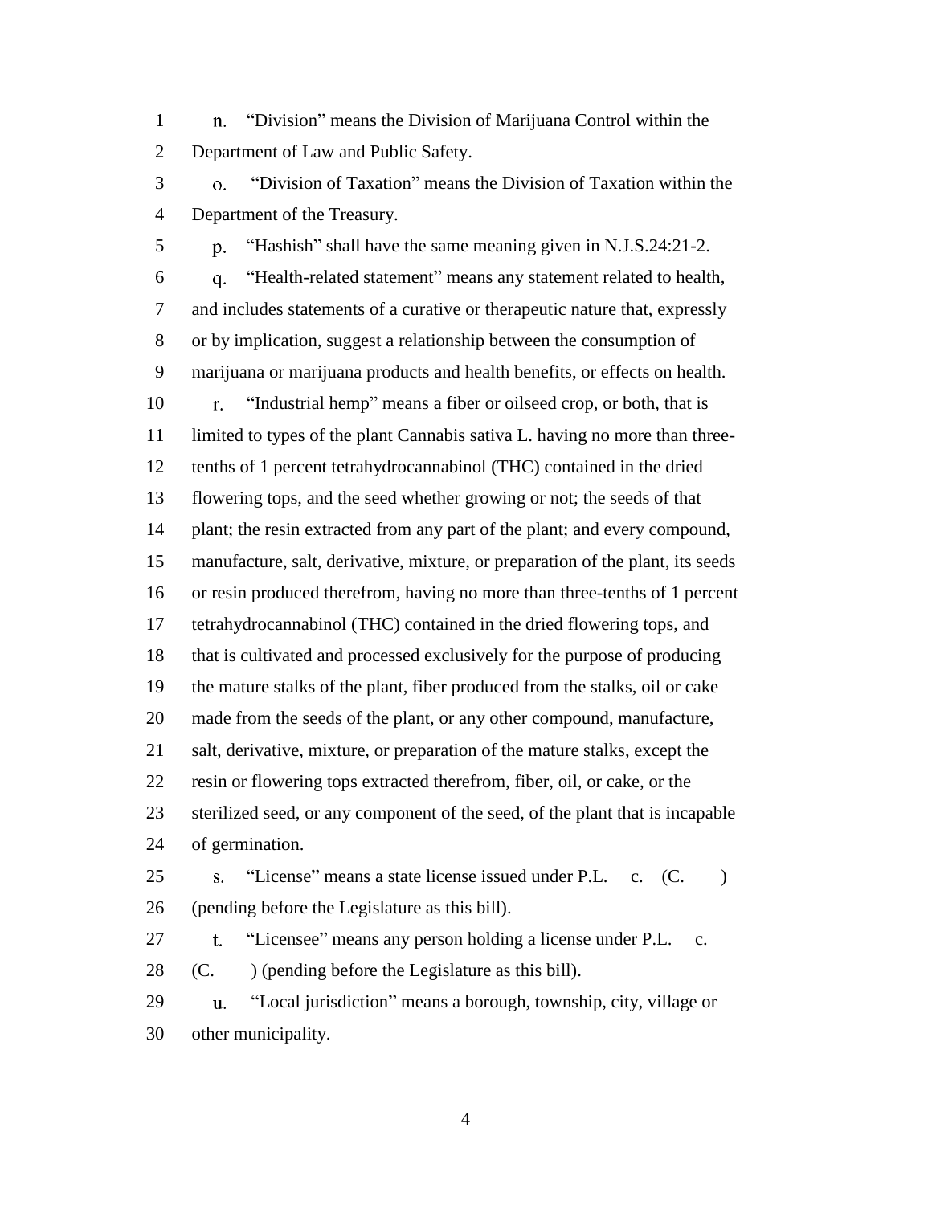n. "Division" means the Division of Marijuana Control within the Department of Law and Public Safety.

o. "Division of Taxation" means the Division of Taxation within the Department of the Treasury.

p. "Hashish" shall have the same meaning given in N.J.S.24:21-2.

q. "Health-related statement" means any statement related to health, and includes statements of a curative or therapeutic nature that, expressly or by implication, suggest a relationship between the consumption of marijuana or marijuana products and health benefits, or effects on health.

r. "Industrial hemp" means a fiber or oilseed crop, or both, that is limited to types of the plant Cannabis sativa L. having no more than three-tenths of 1 percent tetrahydrocannabinol (THC) contained in the dried flowering tops, and the seed whether growing or not; the seeds of that plant; the resin extracted from any part of the plant; and every compound, manufacture, salt, derivative, mixture, or preparation of the plant, its seeds or resin produced therefrom, having no more than three-tenths of 1 percent tetrahydrocannabinol (THC) contained in the dried flowering tops, and that is cultivated and processed exclusively for the purpose of producing the mature stalks of the plant, fiber produced from the stalks, oil or cake made from the seeds of the plant, or any other compound, manufacture, salt, derivative, mixture, or preparation of the mature stalks, except the resin or flowering tops extracted therefrom, fiber, oil, or cake, or the sterilized seed, or any component of the seed, of the plant that is incapable of germination.

s. "License" means a state license issued under P.L. c. (C. ) (pending before the Legislature as this bill).

t. "Licensee" means any person holding a license under P.L. c. (C. ) (pending before the Legislature as this bill).

u. "Local jurisdiction" means a borough, township, city, village or other municipality.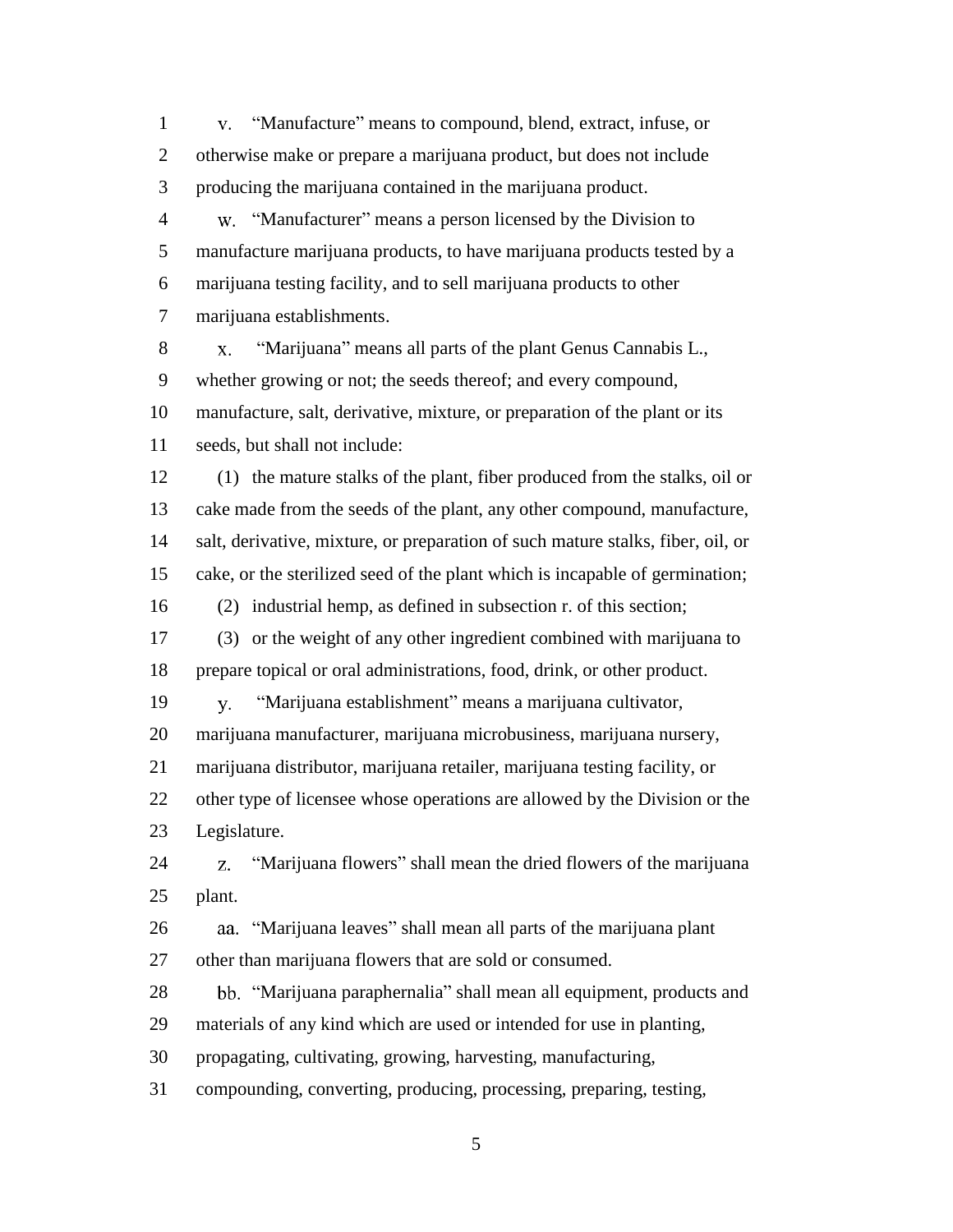v. "Manufacture" means to compound, blend, extract, infuse, or otherwise make or prepare a marijuana product, but does not include producing the marijuana contained in the marijuana product.

w. "Manufacturer" means a person licensed by the Division to manufacture marijuana products, to have marijuana products tested by a marijuana testing facility, and to sell marijuana products to other marijuana establishments.

x. "Marijuana" means all parts of the plant Genus Cannabis L., whether growing or not; the seeds thereof; and every compound, manufacture, salt, derivative, mixture, or preparation of the plant or its seeds, but shall not include:

(1) the mature stalks of the plant, fiber produced from the stalks, oil or cake made from the seeds of the plant, any other compound, manufacture, salt, derivative, mixture, or preparation of such mature stalks, fiber, oil, or cake, or the sterilized seed of the plant which is incapable of germination;

(2) industrial hemp, as defined in subsection r. of this section;

(3) or the weight of any other ingredient combined with marijuana to prepare topical or oral administrations, food, drink, or other product.

y. "Marijuana establishment" means a marijuana cultivator, marijuana manufacturer, marijuana microbusiness, marijuana nursery, marijuana distributor, marijuana retailer, marijuana testing facility, or other type of licensee whose operations are allowed by the Division or the Legislature.

z. "Marijuana flowers" shall mean the dried flowers of the marijuana plant.

aa. "Marijuana leaves" shall mean all parts of the marijuana plant other than marijuana flowers that are sold or consumed.

bb. "Marijuana paraphernalia" shall mean all equipment, products and materials of any kind which are used or intended for use in planting, propagating, cultivating, growing, harvesting, manufacturing, compounding, converting, producing, processing, preparing, testing,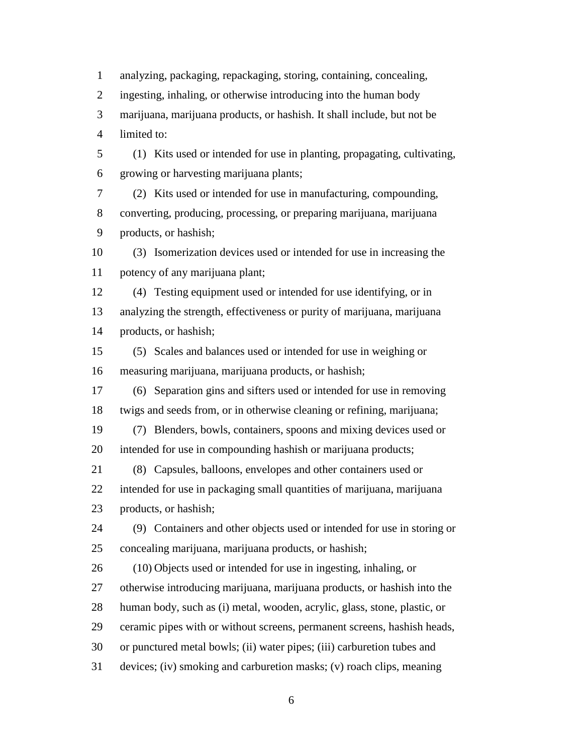analyzing, packaging, repackaging, storing, containing, concealing, ingesting, inhaling, or otherwise introducing into the human body marijuana, marijuana products, or hashish. It shall include, but not be limited to:

(1) Kits used or intended for use in planting, propagating, cultivating, growing or harvesting marijuana plants;

(2) Kits used or intended for use in manufacturing, compounding, converting, producing, processing, or preparing marijuana, marijuana products, or hashish;

(3) Isomerization devices used or intended for use in increasing the potency of any marijuana plant;

(4) Testing equipment used or intended for use identifying, or in analyzing the strength, effectiveness or purity of marijuana, marijuana products, or hashish;

(5) Scales and balances used or intended for use in weighing or measuring marijuana, marijuana products, or hashish;

(6) Separation gins and sifters used or intended for use in removing twigs and seeds from, or in otherwise cleaning or refining, marijuana;

(7) Blenders, bowls, containers, spoons and mixing devices used or intended for use in compounding hashish or marijuana products;

(8) Capsules, balloons, envelopes and other containers used or intended for use in packaging small quantities of marijuana, marijuana products, or hashish;

(9) Containers and other objects used or intended for use in storing or concealing marijuana, marijuana products, or hashish;

(10) Objects used or intended for use in ingesting, inhaling, or otherwise introducing marijuana, marijuana products, or hashish into the human body, such as (i) metal, wooden, acrylic, glass, stone, plastic, or ceramic pipes with or without screens, permanent screens, hashish heads, or punctured metal bowls; (ii) water pipes; (iii) carburetion tubes and devices; (iv) smoking and carburetion masks; (v) roach clips, meaning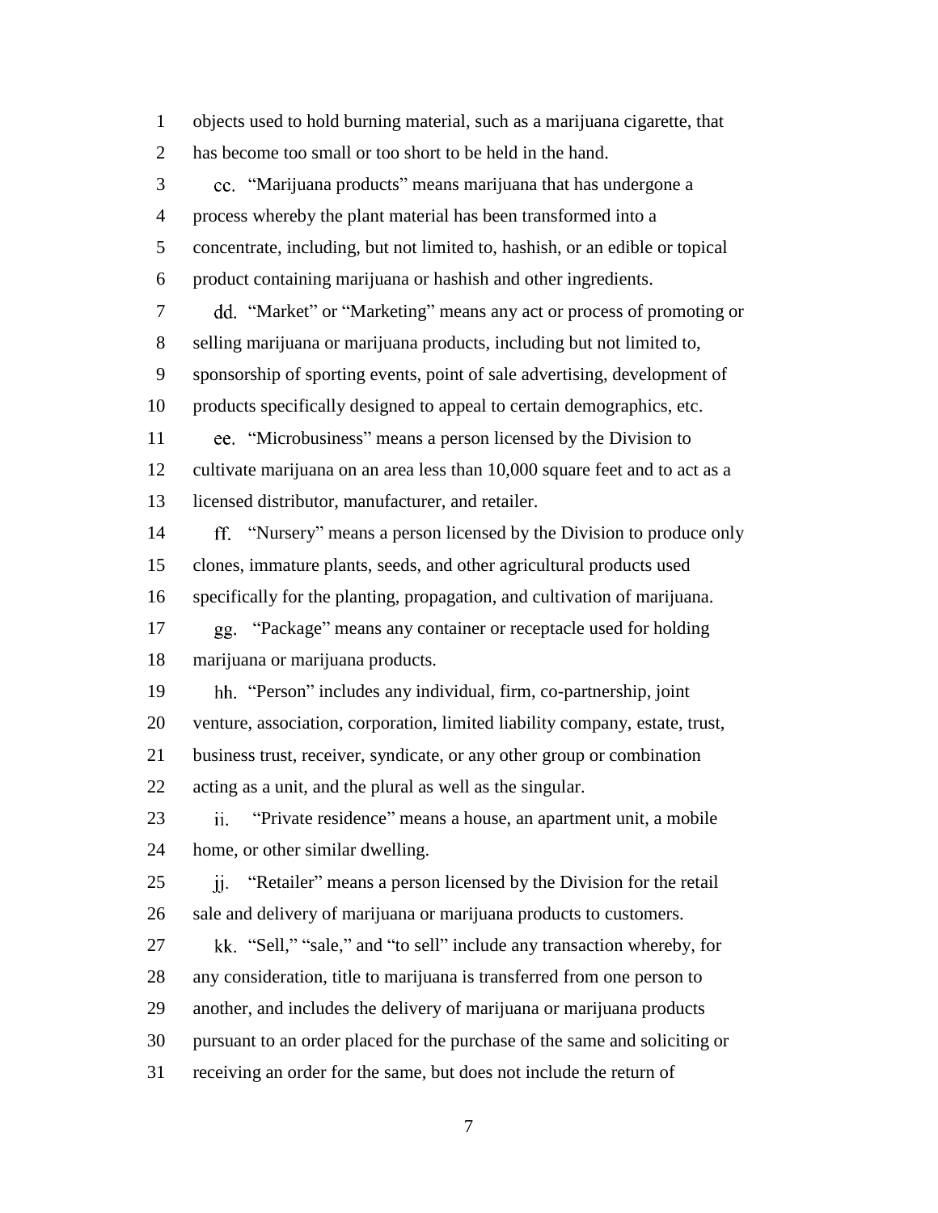objects used to hold burning material, such as a marijuana cigarette, that has become too small or too short to be held in the hand.

cc. "Marijuana products" means marijuana that has undergone a process whereby the plant material has been transformed into a concentrate, including, but not limited to, hashish, or an edible or topical product containing marijuana or hashish and other ingredients.

dd. "Market" or "Marketing" means any act or process of promoting or selling marijuana or marijuana products, including but not limited to, sponsorship of sporting events, point of sale advertising, development of products specifically designed to appeal to certain demographics, etc.

ee. "Microbusiness" means a person licensed by the Division to cultivate marijuana on an area less than 10,000 square feet and to act as a licensed distributor, manufacturer, and retailer.

ff. "Nursery" means a person licensed by the Division to produce only clones, immature plants, seeds, and other agricultural products used specifically for the planting, propagation, and cultivation of marijuana.

gg. "Package" means any container or receptacle used for holding marijuana or marijuana products.

hh. "Person" includes any individual, firm, co-partnership, joint venture, association, corporation, limited liability company, estate, trust, business trust, receiver, syndicate, or any other group or combination acting as a unit, and the plural as well as the singular.

ii. "Private residence" means a house, an apartment unit, a mobile home, or other similar dwelling.

jj. "Retailer" means a person licensed by the Division for the retail sale and delivery of marijuana or marijuana products to customers.

kk. "Sell," "sale," and "to sell" include any transaction whereby, for any consideration, title to marijuana is transferred from one person to another, and includes the delivery of marijuana or marijuana products pursuant to an order placed for the purchase of the same and soliciting or receiving an order for the same, but does not include the return of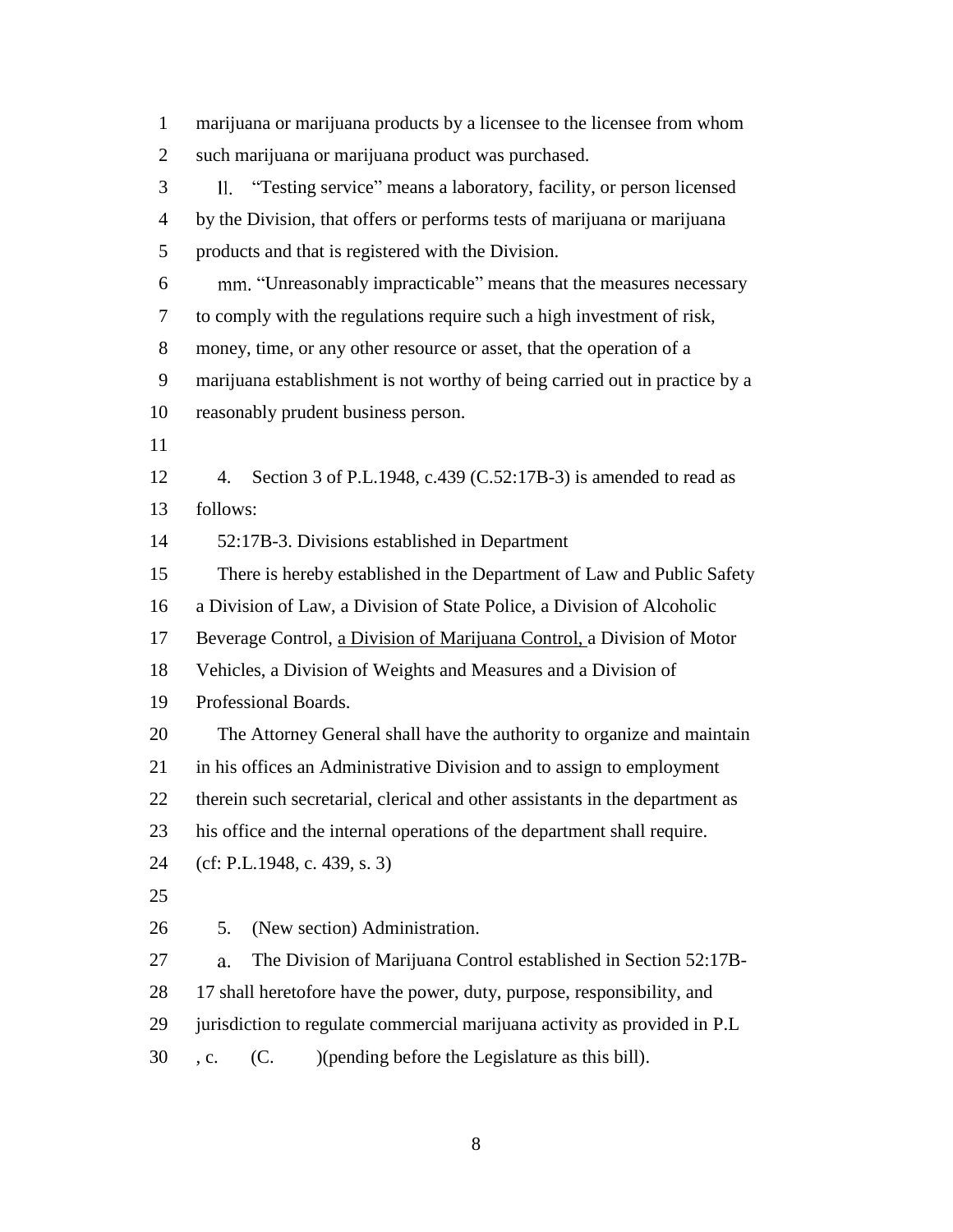marijuana or marijuana products by a licensee to the licensee from whom such marijuana or marijuana product was purchased.

ll. "Testing service" means a laboratory, facility, or person licensed by the Division, that offers or performs tests of marijuana or marijuana products and that is registered with the Division.

mm. "Unreasonably impracticable" means that the measures necessary to comply with the regulations require such a high investment of risk, money, time, or any other resource or asset, that the operation of a marijuana establishment is not worthy of being carried out in practice by a reasonably prudent business person.

4. Section 3 of P.L.1948, c.439 (C.52:17B-3) is amended to read as follows:

52:17B-3. Divisions established in Department

There is hereby established in the Department of Law and Public Safety a Division of Law, a Division of State Police, a Division of Alcoholic Beverage Control, <u>a Division of Marijuana Control,</u> a Division of Motor Vehicles, a Division of Weights and Measures and a Division of Professional Boards.

The Attorney General shall have the authority to organize and maintain in his offices an Administrative Division and to assign to employment therein such secretarial, clerical and other assistants in the department as his office and the internal operations of the department shall require.

(cf: P.L.1948, c. 439, s. 3)

5. (New section) Administration.

a. The Division of Marijuana Control established in Section 52:17B-17 shall heretofore have the power, duty, purpose, responsibility, and jurisdiction to regulate commercial marijuana activity as provided in P.L , c. (C. )(pending before the Legislature as this bill).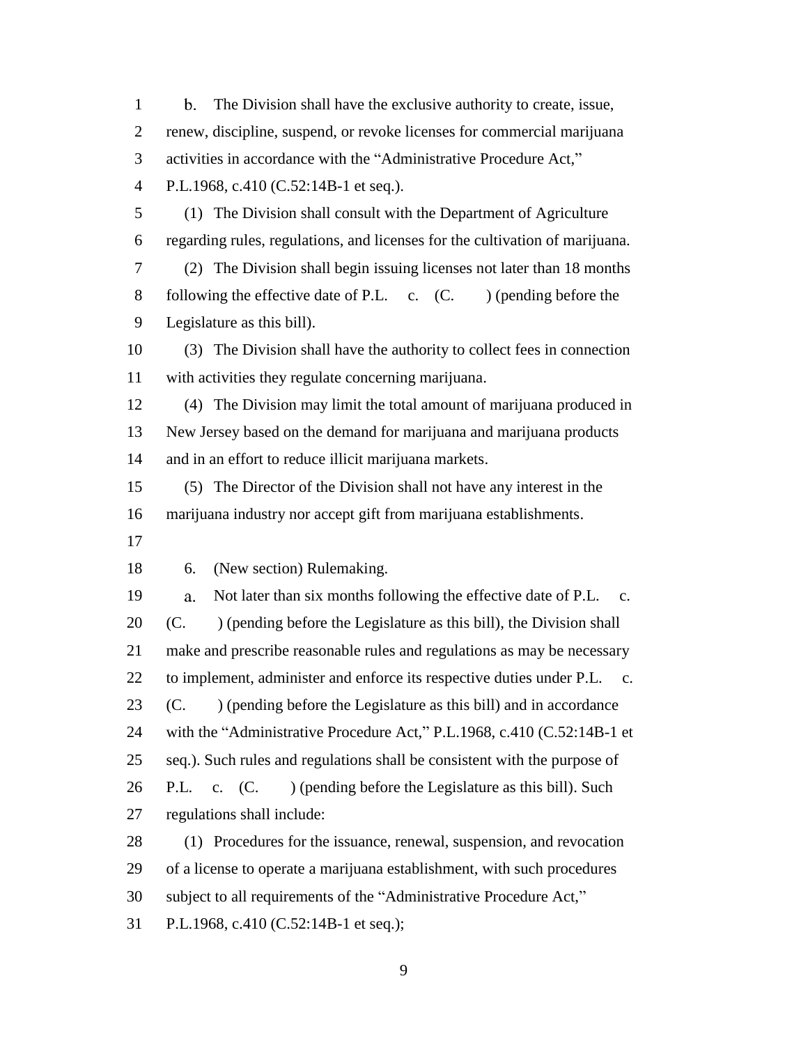b. The Division shall have the exclusive authority to create, issue, renew, discipline, suspend, or revoke licenses for commercial marijuana activities in accordance with the "Administrative Procedure Act," P.L.1968, c.410 (C.52:14B-1 et seq.).

(1) The Division shall consult with the Department of Agriculture regarding rules, regulations, and licenses for the cultivation of marijuana.

(2) The Division shall begin issuing licenses not later than 18 months following the effective date of P.L. c. (C. ) (pending before the Legislature as this bill).

(3) The Division shall have the authority to collect fees in connection with activities they regulate concerning marijuana.

(4) The Division may limit the total amount of marijuana produced in New Jersey based on the demand for marijuana and marijuana products and in an effort to reduce illicit marijuana markets.

(5) The Director of the Division shall not have any interest in the marijuana industry nor accept gift from marijuana establishments.

6. (New section) Rulemaking.

a. Not later than six months following the effective date of P.L. c. (C. ) (pending before the Legislature as this bill), the Division shall make and prescribe reasonable rules and regulations as may be necessary to implement, administer and enforce its respective duties under P.L. c. (C. ) (pending before the Legislature as this bill) and in accordance with the "Administrative Procedure Act," P.L.1968, c.410 (C.52:14B-1 et seq.). Such rules and regulations shall be consistent with the purpose of P.L. c. (C. ) (pending before the Legislature as this bill). Such regulations shall include:

(1) Procedures for the issuance, renewal, suspension, and revocation of a license to operate a marijuana establishment, with such procedures subject to all requirements of the "Administrative Procedure Act," P.L.1968, c.410 (C.52:14B-1 et seq.);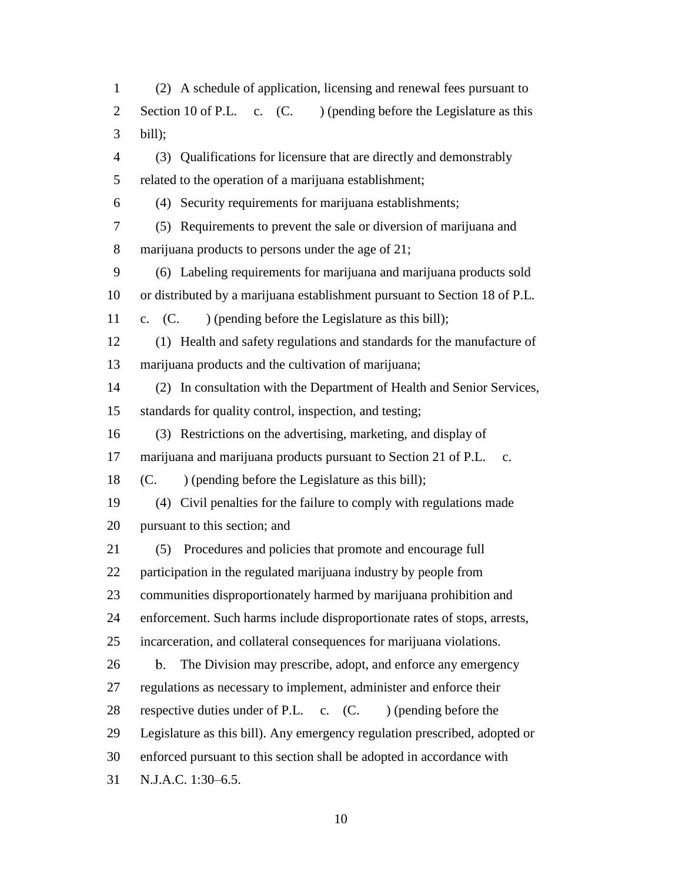(2) A schedule of application, licensing and renewal fees pursuant to Section 10 of P.L.    c.    (C.       ) (pending before the Legislature as this bill);

(3) Qualifications for licensure that are directly and demonstrably related to the operation of a marijuana establishment;

(4) Security requirements for marijuana establishments;

(5) Requirements to prevent the sale or diversion of marijuana and marijuana products to persons under the age of 21;

(6) Labeling requirements for marijuana and marijuana products sold or distributed by a marijuana establishment pursuant to Section 18 of P.L.    c.    (C.       ) (pending before the Legislature as this bill);

(1) Health and safety regulations and standards for the manufacture of marijuana products and the cultivation of marijuana;

(2) In consultation with the Department of Health and Senior Services, standards for quality control, inspection, and testing;

(3) Restrictions on the advertising, marketing, and display of marijuana and marijuana products pursuant to Section 21 of P.L.    c.    (C.       ) (pending before the Legislature as this bill);

(4) Civil penalties for the failure to comply with regulations made pursuant to this section; and

(5) Procedures and policies that promote and encourage full participation in the regulated marijuana industry by people from communities disproportionately harmed by marijuana prohibition and enforcement. Such harms include disproportionate rates of stops, arrests, incarceration, and collateral consequences for marijuana violations.

b. The Division may prescribe, adopt, and enforce any emergency regulations as necessary to implement, administer and enforce their respective duties under of P.L.    c.    (C.       ) (pending before the Legislature as this bill). Any emergency regulation prescribed, adopted or enforced pursuant to this section shall be adopted in accordance with N.J.A.C. 1:30–6.5.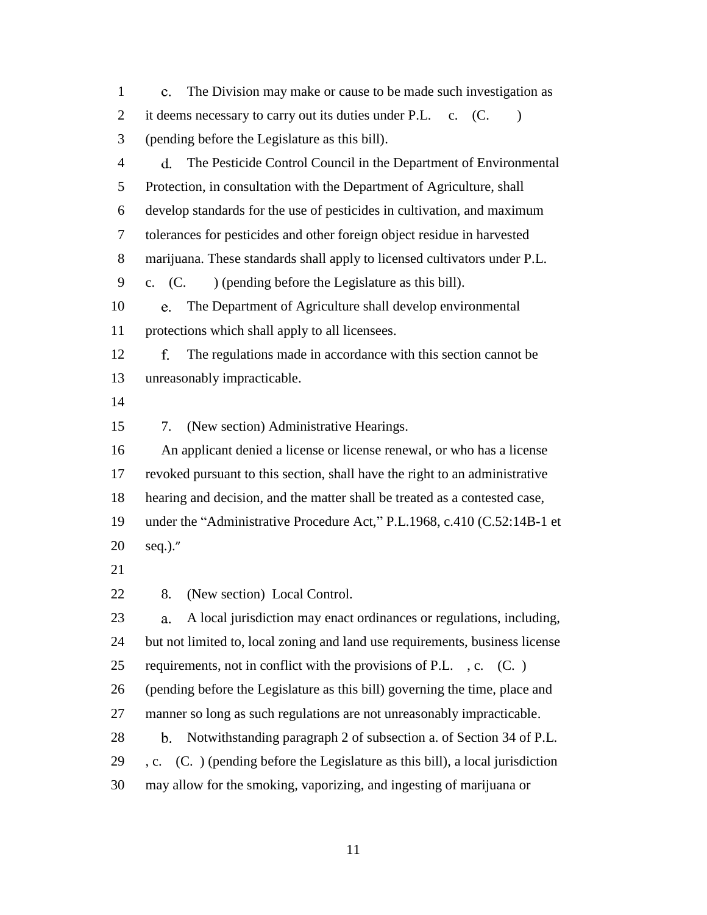c. The Division may make or cause to be made such investigation as it deems necessary to carry out its duties under P.L. c. (C. ) (pending before the Legislature as this bill).

d. The Pesticide Control Council in the Department of Environmental Protection, in consultation with the Department of Agriculture, shall develop standards for the use of pesticides in cultivation, and maximum tolerances for pesticides and other foreign object residue in harvested marijuana. These standards shall apply to licensed cultivators under P.L. c. (C. ) (pending before the Legislature as this bill).

e. The Department of Agriculture shall develop environmental protections which shall apply to all licensees.

f. The regulations made in accordance with this section cannot be unreasonably impracticable.

7. (New section) Administrative Hearings.

An applicant denied a license or license renewal, or who has a license revoked pursuant to this section, shall have the right to an administrative hearing and decision, and the matter shall be treated as a contested case, under the "Administrative Procedure Act," P.L.1968, c.410 (C.52:14B-1 et seq.)."

8. (New section) Local Control.

a. A local jurisdiction may enact ordinances or regulations, including, but not limited to, local zoning and land use requirements, business license requirements, not in conflict with the provisions of P.L. , c. (C. ) (pending before the Legislature as this bill) governing the time, place and manner so long as such regulations are not unreasonably impracticable.

b. Notwithstanding paragraph 2 of subsection a. of Section 34 of P.L. , c. (C. ) (pending before the Legislature as this bill), a local jurisdiction may allow for the smoking, vaporizing, and ingesting of marijuana or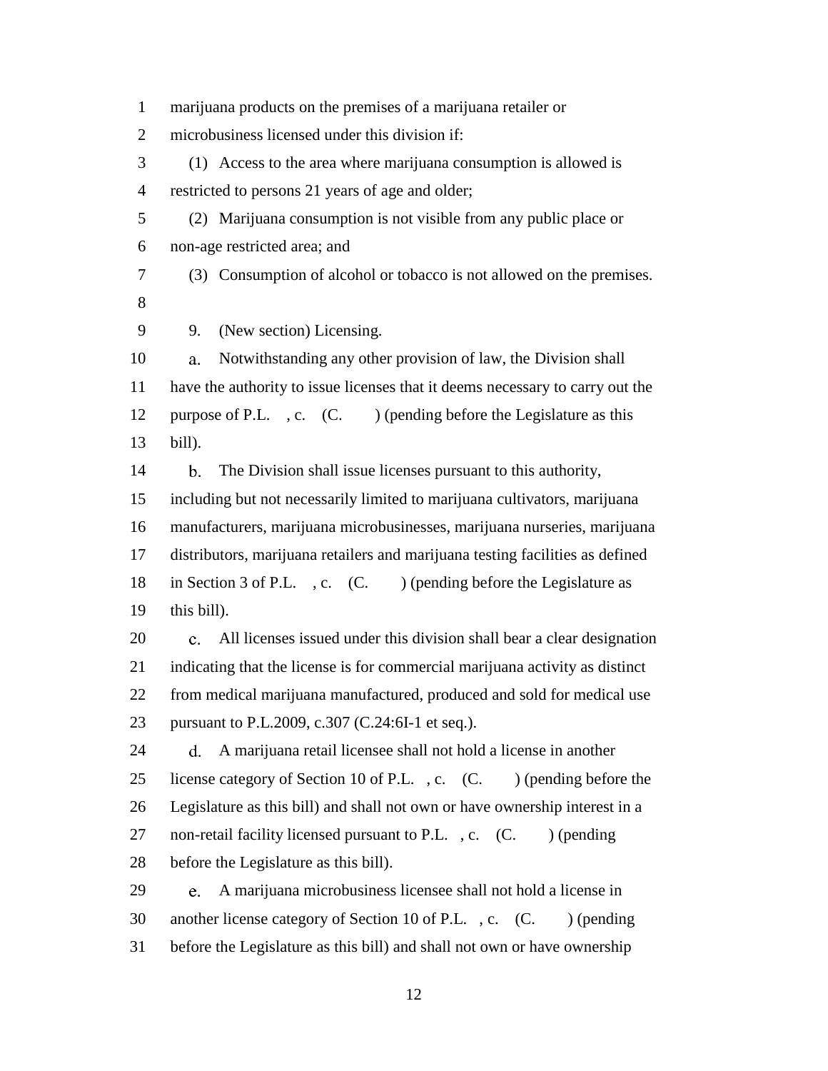marijuana products on the premises of a marijuana retailer or microbusiness licensed under this division if:

(1) Access to the area where marijuana consumption is allowed is restricted to persons 21 years of age and older;

(2) Marijuana consumption is not visible from any public place or non-age restricted area; and

(3) Consumption of alcohol or tobacco is not allowed on the premises.

9. (New section) Licensing.

a. Notwithstanding any other provision of law, the Division shall have the authority to issue licenses that it deems necessary to carry out the purpose of P.L. , c. (C. ) (pending before the Legislature as this bill).

b. The Division shall issue licenses pursuant to this authority, including but not necessarily limited to marijuana cultivators, marijuana manufacturers, marijuana microbusinesses, marijuana nurseries, marijuana distributors, marijuana retailers and marijuana testing facilities as defined in Section 3 of P.L. , c. (C. ) (pending before the Legislature as this bill).

c. All licenses issued under this division shall bear a clear designation indicating that the license is for commercial marijuana activity as distinct from medical marijuana manufactured, produced and sold for medical use pursuant to P.L.2009, c.307 (C.24:6I-1 et seq.).

d. A marijuana retail licensee shall not hold a license in another license category of Section 10 of P.L. , c. (C. ) (pending before the Legislature as this bill) and shall not own or have ownership interest in a non-retail facility licensed pursuant to P.L. , c. (C. ) (pending before the Legislature as this bill).

e. A marijuana microbusiness licensee shall not hold a license in another license category of Section 10 of P.L. , c. (C. ) (pending before the Legislature as this bill) and shall not own or have ownership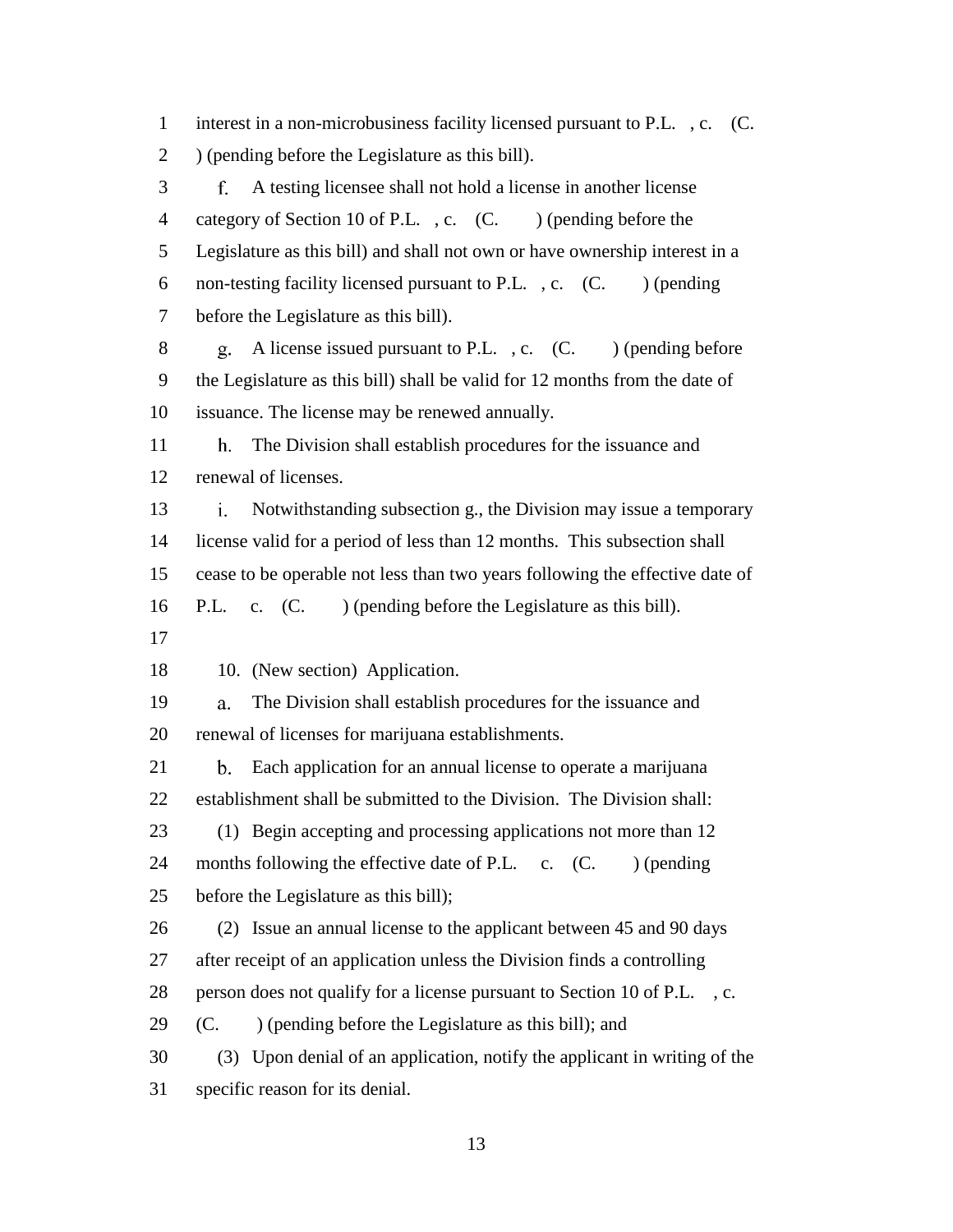interest in a non-microbusiness facility licensed pursuant to P.L. , c. (C. ) (pending before the Legislature as this bill).

f. A testing licensee shall not hold a license in another license category of Section 10 of P.L. , c. (C. ) (pending before the Legislature as this bill) and shall not own or have ownership interest in a non-testing facility licensed pursuant to P.L. , c. (C. ) (pending before the Legislature as this bill).

g. A license issued pursuant to P.L. , c. (C. ) (pending before the Legislature as this bill) shall be valid for 12 months from the date of issuance. The license may be renewed annually.

h. The Division shall establish procedures for the issuance and renewal of licenses.

i. Notwithstanding subsection g., the Division may issue a temporary license valid for a period of less than 12 months. This subsection shall cease to be operable not less than two years following the effective date of P.L. c. (C. ) (pending before the Legislature as this bill).

10. (New section) Application.

a. The Division shall establish procedures for the issuance and renewal of licenses for marijuana establishments.

b. Each application for an annual license to operate a marijuana establishment shall be submitted to the Division. The Division shall:

(1) Begin accepting and processing applications not more than 12 months following the effective date of P.L. c. (C. ) (pending before the Legislature as this bill);

(2) Issue an annual license to the applicant between 45 and 90 days after receipt of an application unless the Division finds a controlling person does not qualify for a license pursuant to Section 10 of P.L. , c. (C. ) (pending before the Legislature as this bill); and

(3) Upon denial of an application, notify the applicant in writing of the specific reason for its denial.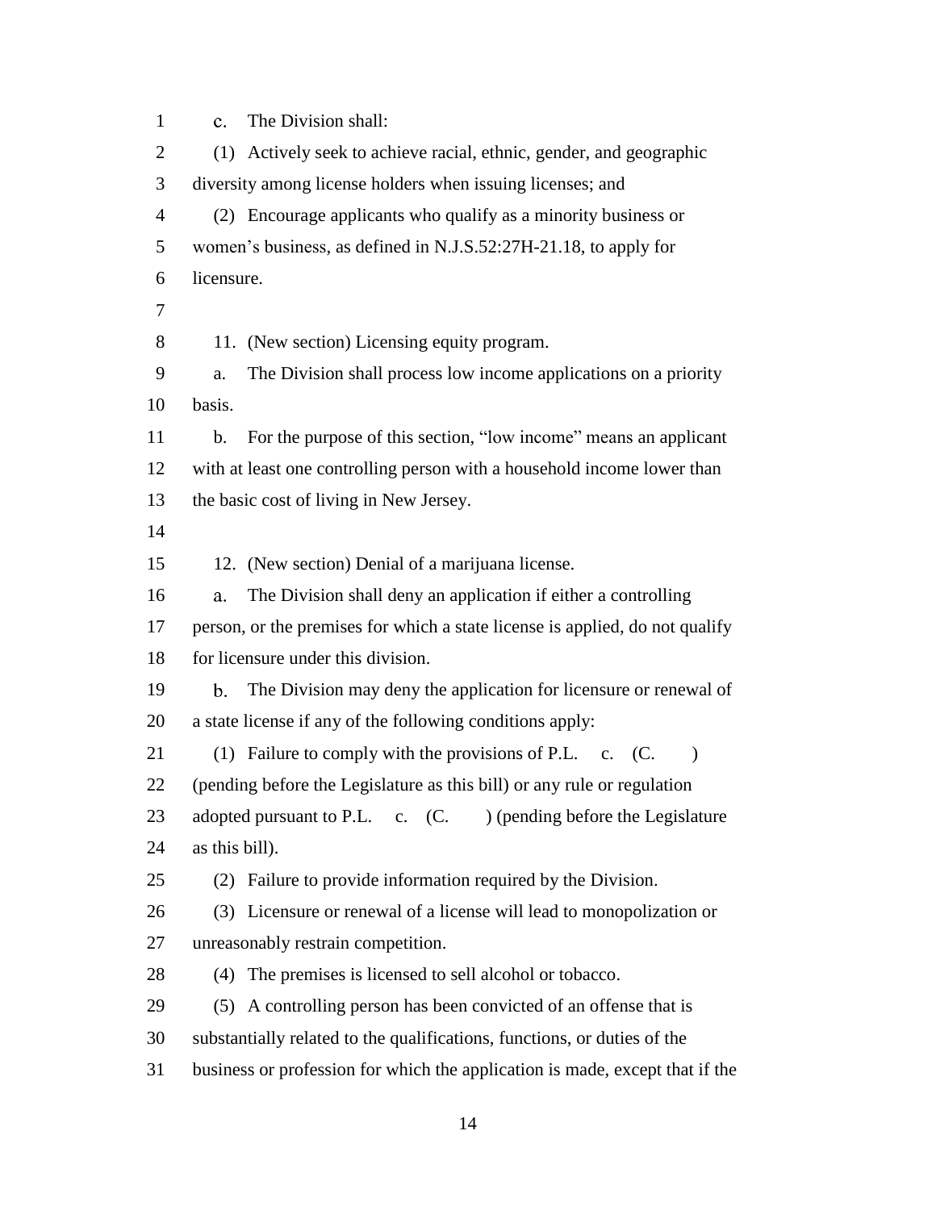c. The Division shall:

(1) Actively seek to achieve racial, ethnic, gender, and geographic diversity among license holders when issuing licenses; and

(2) Encourage applicants who qualify as a minority business or women's business, as defined in N.J.S.52:27H-21.18, to apply for licensure.

11. (New section) Licensing equity program.

a. The Division shall process low income applications on a priority basis.

b. For the purpose of this section, "low income" means an applicant with at least one controlling person with a household income lower than the basic cost of living in New Jersey.

12. (New section) Denial of a marijuana license.

a. The Division shall deny an application if either a controlling person, or the premises for which a state license is applied, do not qualify for licensure under this division.

b. The Division may deny the application for licensure or renewal of a state license if any of the following conditions apply:

(1) Failure to comply with the provisions of P.L. c. (C. ) (pending before the Legislature as this bill) or any rule or regulation adopted pursuant to P.L. c. (C. ) (pending before the Legislature as this bill).

(2) Failure to provide information required by the Division.

(3) Licensure or renewal of a license will lead to monopolization or unreasonably restrain competition.

(4) The premises is licensed to sell alcohol or tobacco.

(5) A controlling person has been convicted of an offense that is substantially related to the qualifications, functions, or duties of the business or profession for which the application is made, except that if the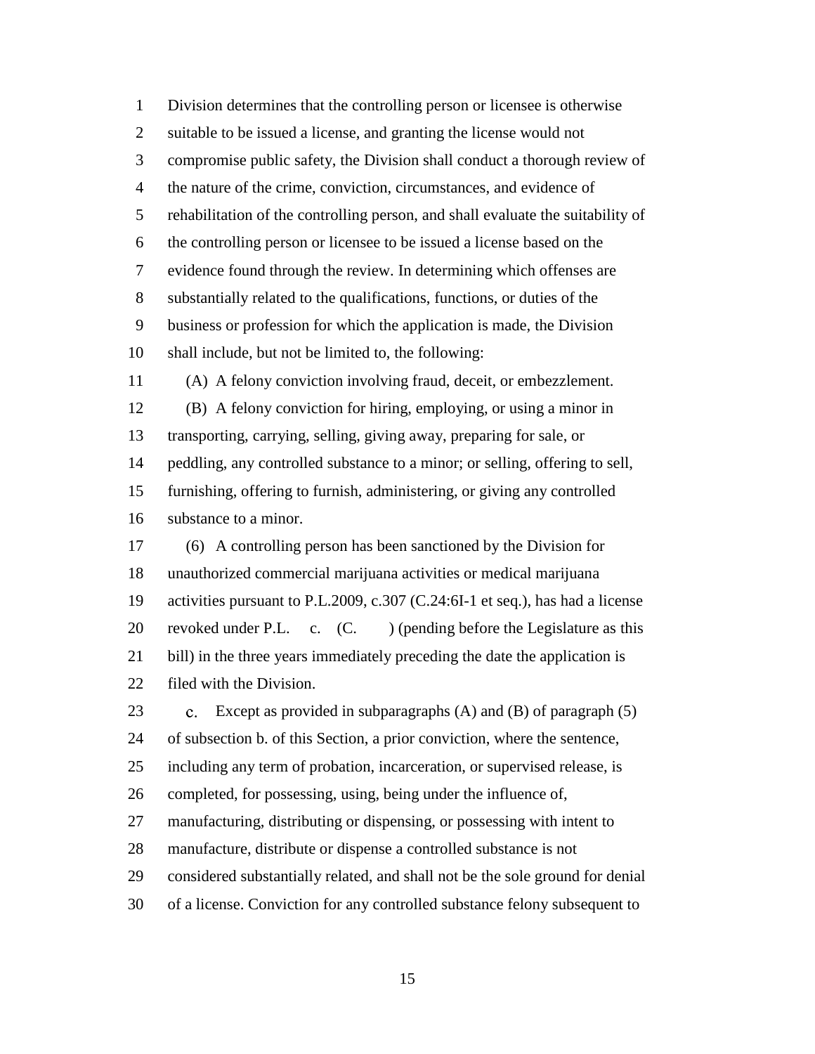Division determines that the controlling person or licensee is otherwise suitable to be issued a license, and granting the license would not compromise public safety, the Division shall conduct a thorough review of the nature of the crime, conviction, circumstances, and evidence of rehabilitation of the controlling person, and shall evaluate the suitability of the controlling person or licensee to be issued a license based on the evidence found through the review. In determining which offenses are substantially related to the qualifications, functions, or duties of the business or profession for which the application is made, the Division shall include, but not be limited to, the following:

(A) A felony conviction involving fraud, deceit, or embezzlement.

(B) A felony conviction for hiring, employing, or using a minor in transporting, carrying, selling, giving away, preparing for sale, or peddling, any controlled substance to a minor; or selling, offering to sell, furnishing, offering to furnish, administering, or giving any controlled substance to a minor.

(6) A controlling person has been sanctioned by the Division for unauthorized commercial marijuana activities or medical marijuana activities pursuant to P.L.2009, c.307 (C.24:6I-1 et seq.), has had a license revoked under P.L. c. (C. ) (pending before the Legislature as this bill) in the three years immediately preceding the date the application is filed with the Division.

c. Except as provided in subparagraphs (A) and (B) of paragraph (5) of subsection b. of this Section, a prior conviction, where the sentence, including any term of probation, incarceration, or supervised release, is completed, for possessing, using, being under the influence of, manufacturing, distributing or dispensing, or possessing with intent to manufacture, distribute or dispense a controlled substance is not considered substantially related, and shall not be the sole ground for denial of a license. Conviction for any controlled substance felony subsequent to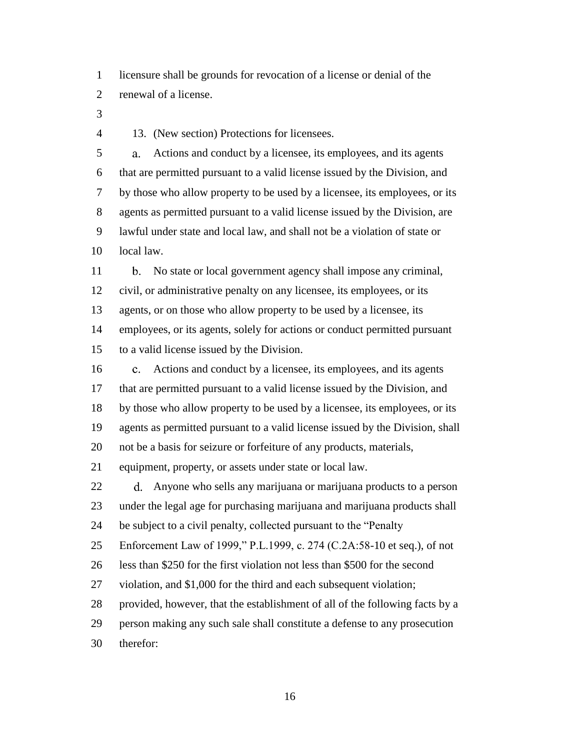licensure shall be grounds for revocation of a license or denial of the renewal of a license.

13. (New section) Protections for licensees.

a. Actions and conduct by a licensee, its employees, and its agents that are permitted pursuant to a valid license issued by the Division, and by those who allow property to be used by a licensee, its employees, or its agents as permitted pursuant to a valid license issued by the Division, are lawful under state and local law, and shall not be a violation of state or local law.

b. No state or local government agency shall impose any criminal, civil, or administrative penalty on any licensee, its employees, or its agents, or on those who allow property to be used by a licensee, its employees, or its agents, solely for actions or conduct permitted pursuant to a valid license issued by the Division.

c. Actions and conduct by a licensee, its employees, and its agents that are permitted pursuant to a valid license issued by the Division, and by those who allow property to be used by a licensee, its employees, or its agents as permitted pursuant to a valid license issued by the Division, shall not be a basis for seizure or forfeiture of any products, materials, equipment, property, or assets under state or local law.

d. Anyone who sells any marijuana or marijuana products to a person under the legal age for purchasing marijuana and marijuana products shall be subject to a civil penalty, collected pursuant to the "Penalty Enforcement Law of 1999," P.L.1999, c. 274 (C.2A:58-10 et seq.), of not less than $250 for the first violation not less than $500 for the second violation, and $1,000 for the third and each subsequent violation; provided, however, that the establishment of all of the following facts by a person making any such sale shall constitute a defense to any prosecution therefor: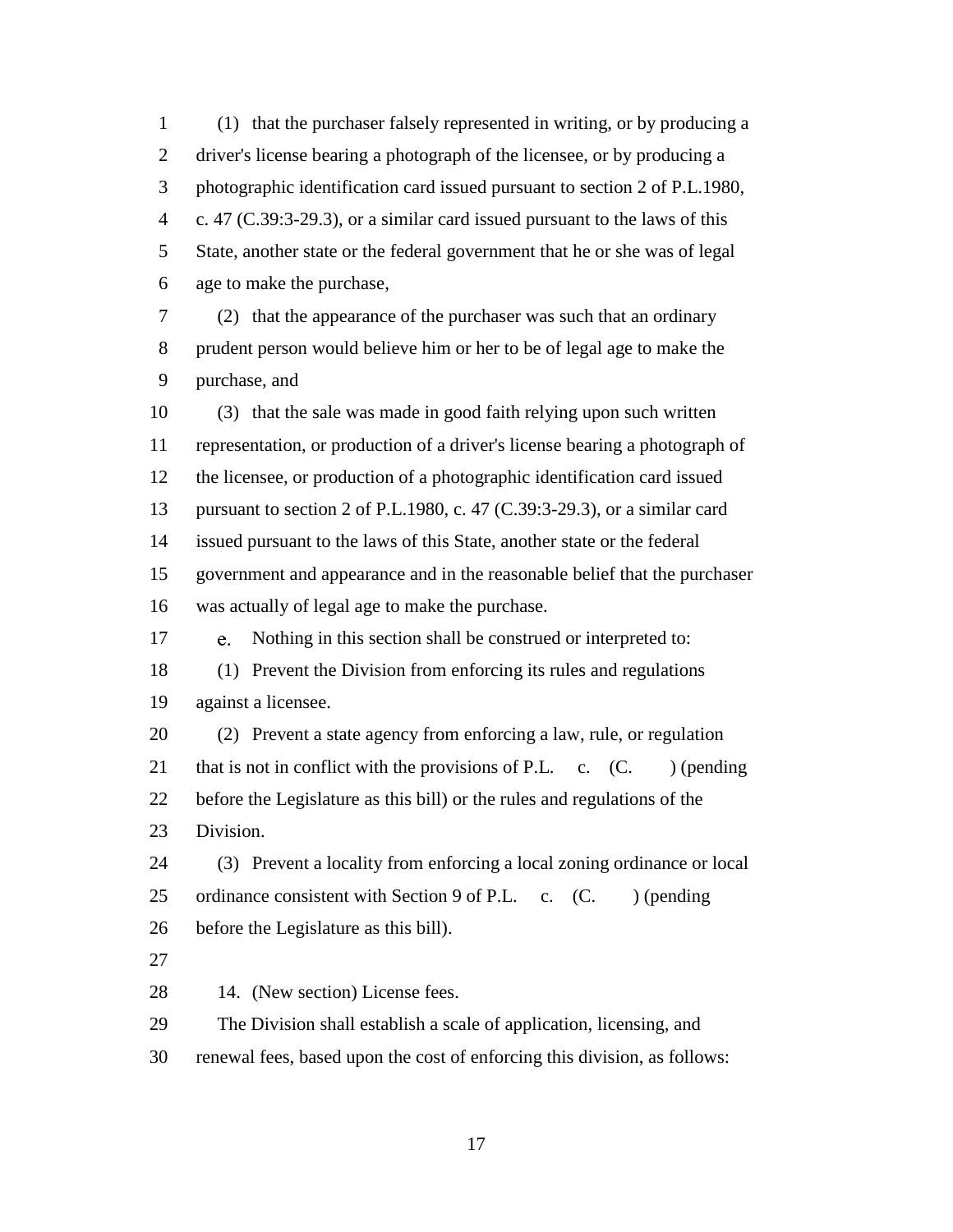(1) that the purchaser falsely represented in writing, or by producing a driver's license bearing a photograph of the licensee, or by producing a photographic identification card issued pursuant to section 2 of P.L.1980, c. 47 (C.39:3-29.3), or a similar card issued pursuant to the laws of this State, another state or the federal government that he or she was of legal age to make the purchase,

(2) that the appearance of the purchaser was such that an ordinary prudent person would believe him or her to be of legal age to make the purchase, and

(3) that the sale was made in good faith relying upon such written representation, or production of a driver's license bearing a photograph of the licensee, or production of a photographic identification card issued pursuant to section 2 of P.L.1980, c. 47 (C.39:3-29.3), or a similar card issued pursuant to the laws of this State, another state or the federal government and appearance and in the reasonable belief that the purchaser was actually of legal age to make the purchase.

e. Nothing in this section shall be construed or interpreted to:

(1) Prevent the Division from enforcing its rules and regulations against a licensee.

(2) Prevent a state agency from enforcing a law, rule, or regulation that is not in conflict with the provisions of P.L. c. (C. ) (pending before the Legislature as this bill) or the rules and regulations of the Division.

(3) Prevent a locality from enforcing a local zoning ordinance or local ordinance consistent with Section 9 of P.L. c. (C. ) (pending before the Legislature as this bill).

14. (New section) License fees.

The Division shall establish a scale of application, licensing, and renewal fees, based upon the cost of enforcing this division, as follows: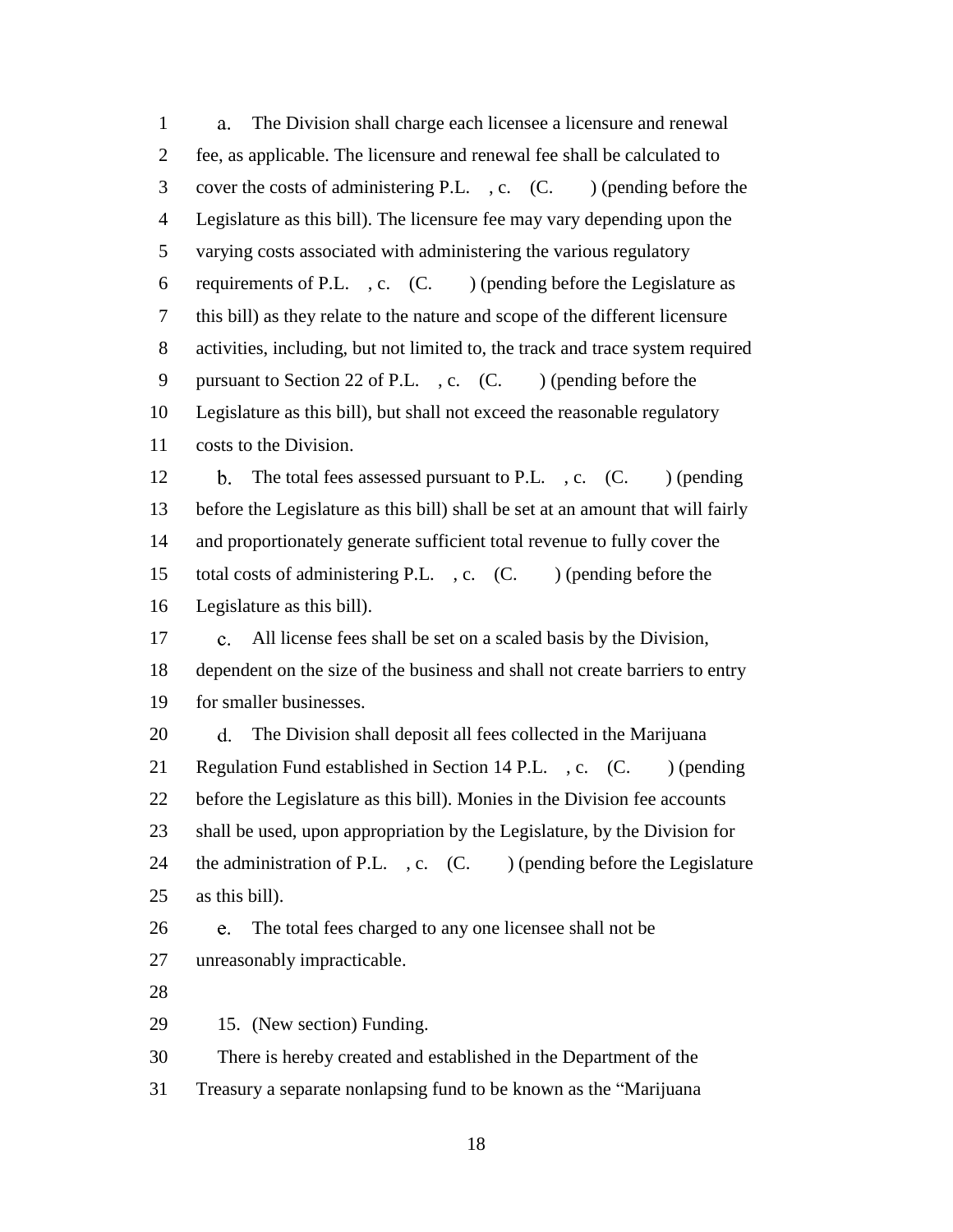a. The Division shall charge each licensee a licensure and renewal fee, as applicable. The licensure and renewal fee shall be calculated to cover the costs of administering P.L. , c. (C. ) (pending before the Legislature as this bill). The licensure fee may vary depending upon the varying costs associated with administering the various regulatory requirements of P.L. , c. (C. ) (pending before the Legislature as this bill) as they relate to the nature and scope of the different licensure activities, including, but not limited to, the track and trace system required pursuant to Section 22 of P.L. , c. (C. ) (pending before the Legislature as this bill), but shall not exceed the reasonable regulatory costs to the Division.

b. The total fees assessed pursuant to P.L. , c. (C. ) (pending before the Legislature as this bill) shall be set at an amount that will fairly and proportionately generate sufficient total revenue to fully cover the total costs of administering P.L. , c. (C. ) (pending before the Legislature as this bill).

c. All license fees shall be set on a scaled basis by the Division, dependent on the size of the business and shall not create barriers to entry for smaller businesses.

d. The Division shall deposit all fees collected in the Marijuana Regulation Fund established in Section 14 P.L. , c. (C. ) (pending before the Legislature as this bill). Monies in the Division fee accounts shall be used, upon appropriation by the Legislature, by the Division for the administration of P.L. , c. (C. ) (pending before the Legislature as this bill).

e. The total fees charged to any one licensee shall not be unreasonably impracticable.

15. (New section) Funding.

There is hereby created and established in the Department of the Treasury a separate nonlapsing fund to be known as the "Marijuana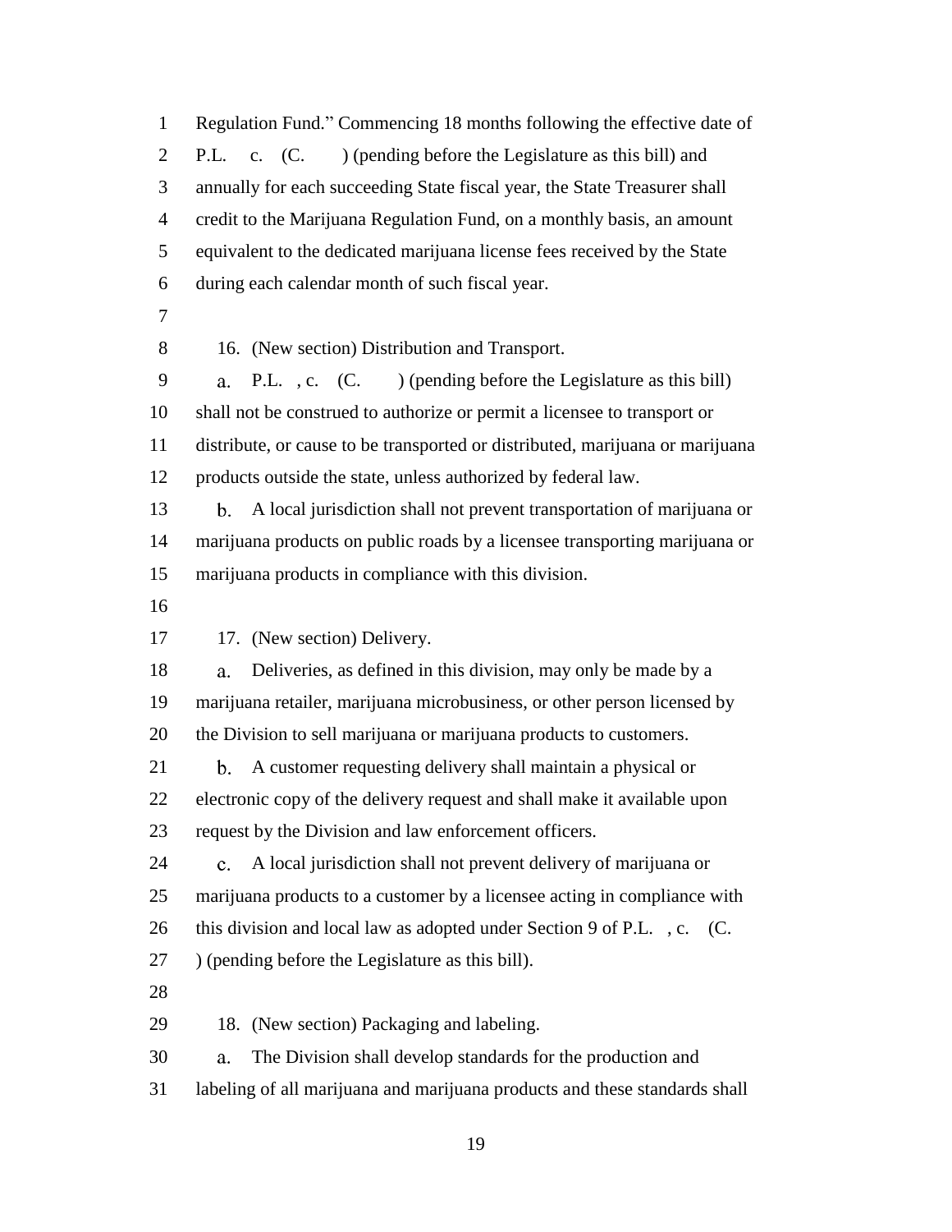Regulation Fund." Commencing 18 months following the effective date of P.L. c. (C. ) (pending before the Legislature as this bill) and annually for each succeeding State fiscal year, the State Treasurer shall credit to the Marijuana Regulation Fund, on a monthly basis, an amount equivalent to the dedicated marijuana license fees received by the State during each calendar month of such fiscal year.

16. (New section) Distribution and Transport.

a. P.L. , c. (C. ) (pending before the Legislature as this bill) shall not be construed to authorize or permit a licensee to transport or distribute, or cause to be transported or distributed, marijuana or marijuana products outside the state, unless authorized by federal law.

b. A local jurisdiction shall not prevent transportation of marijuana or marijuana products on public roads by a licensee transporting marijuana or marijuana products in compliance with this division.

17. (New section) Delivery.

a. Deliveries, as defined in this division, may only be made by a marijuana retailer, marijuana microbusiness, or other person licensed by the Division to sell marijuana or marijuana products to customers.

b. A customer requesting delivery shall maintain a physical or electronic copy of the delivery request and shall make it available upon request by the Division and law enforcement officers.

c. A local jurisdiction shall not prevent delivery of marijuana or marijuana products to a customer by a licensee acting in compliance with this division and local law as adopted under Section 9 of P.L. , c. (C. ) (pending before the Legislature as this bill).

18. (New section) Packaging and labeling.

a. The Division shall develop standards for the production and labeling of all marijuana and marijuana products and these standards shall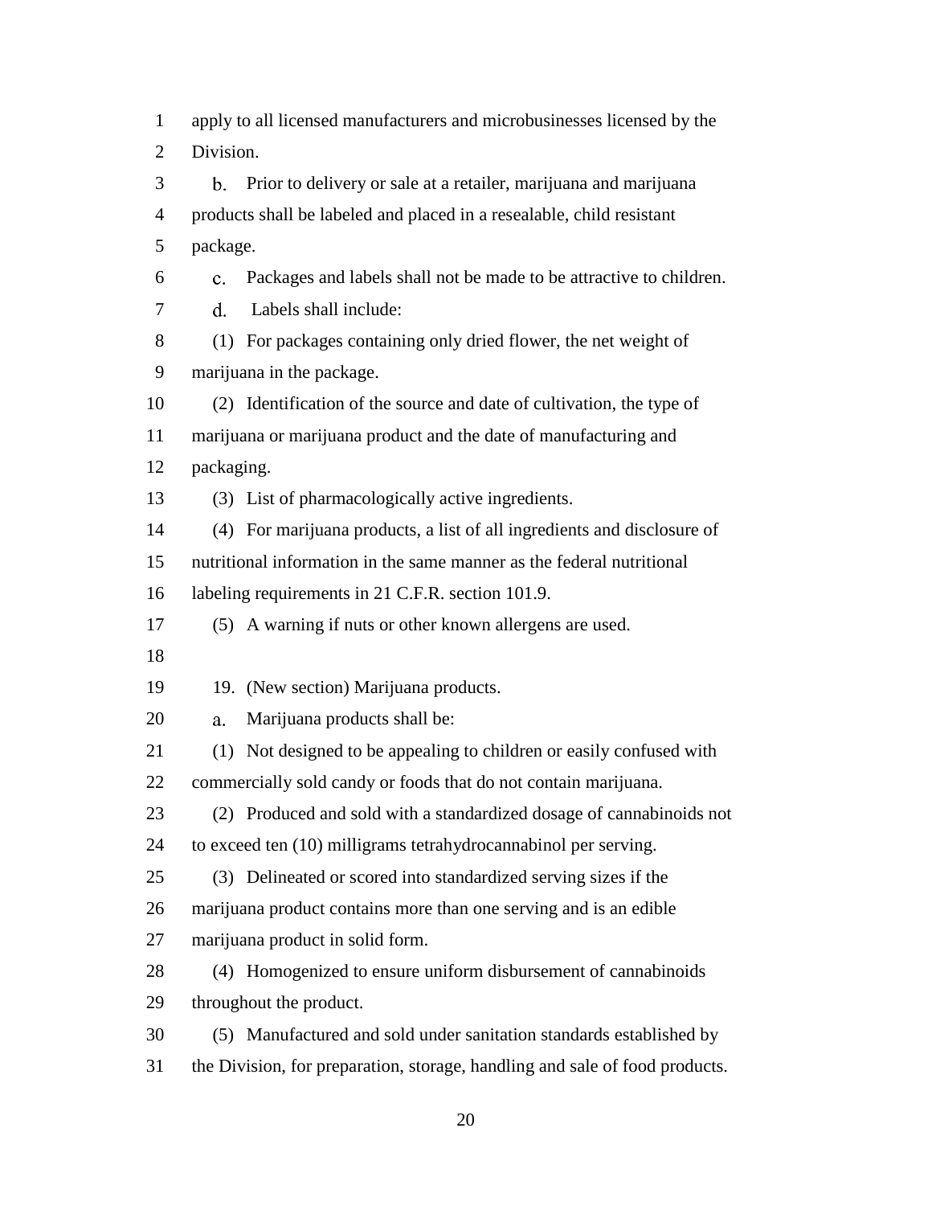apply to all licensed manufacturers and microbusinesses licensed by the Division.

b. Prior to delivery or sale at a retailer, marijuana and marijuana products shall be labeled and placed in a resealable, child resistant package.

c. Packages and labels shall not be made to be attractive to children.

d. Labels shall include:

(1) For packages containing only dried flower, the net weight of marijuana in the package.

(2) Identification of the source and date of cultivation, the type of marijuana or marijuana product and the date of manufacturing and packaging.

(3) List of pharmacologically active ingredients.

(4) For marijuana products, a list of all ingredients and disclosure of nutritional information in the same manner as the federal nutritional labeling requirements in 21 C.F.R. section 101.9.

(5) A warning if nuts or other known allergens are used.

19. (New section) Marijuana products.

a. Marijuana products shall be:

(1) Not designed to be appealing to children or easily confused with commercially sold candy or foods that do not contain marijuana.

(2) Produced and sold with a standardized dosage of cannabinoids not to exceed ten (10) milligrams tetrahydrocannabinol per serving.

(3) Delineated or scored into standardized serving sizes if the marijuana product contains more than one serving and is an edible marijuana product in solid form.

(4) Homogenized to ensure uniform disbursement of cannabinoids throughout the product.

(5) Manufactured and sold under sanitation standards established by the Division, for preparation, storage, handling and sale of food products.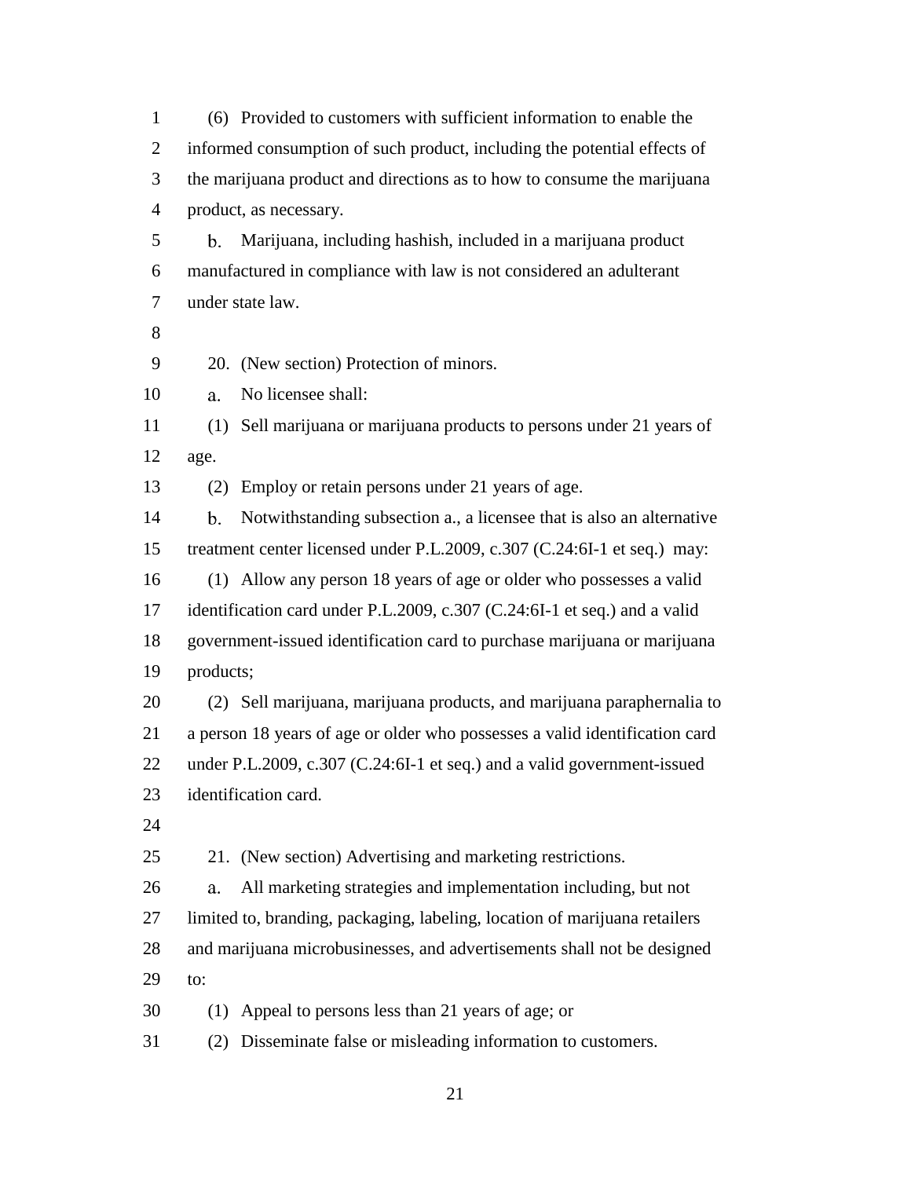(6) Provided to customers with sufficient information to enable the informed consumption of such product, including the potential effects of the marijuana product and directions as to how to consume the marijuana product, as necessary.

b. Marijuana, including hashish, included in a marijuana product manufactured in compliance with law is not considered an adulterant under state law.

20. (New section) Protection of minors.

a. No licensee shall:

(1) Sell marijuana or marijuana products to persons under 21 years of age.

(2) Employ or retain persons under 21 years of age.

b. Notwithstanding subsection a., a licensee that is also an alternative treatment center licensed under P.L.2009, c.307 (C.24:6I-1 et seq.) may:

(1) Allow any person 18 years of age or older who possesses a valid identification card under P.L.2009, c.307 (C.24:6I-1 et seq.) and a valid government-issued identification card to purchase marijuana or marijuana products;

(2) Sell marijuana, marijuana products, and marijuana paraphernalia to a person 18 years of age or older who possesses a valid identification card under P.L.2009, c.307 (C.24:6I-1 et seq.) and a valid government-issued identification card.

21. (New section) Advertising and marketing restrictions.

a. All marketing strategies and implementation including, but not limited to, branding, packaging, labeling, location of marijuana retailers and marijuana microbusinesses, and advertisements shall not be designed to:

(1) Appeal to persons less than 21 years of age; or

(2) Disseminate false or misleading information to customers.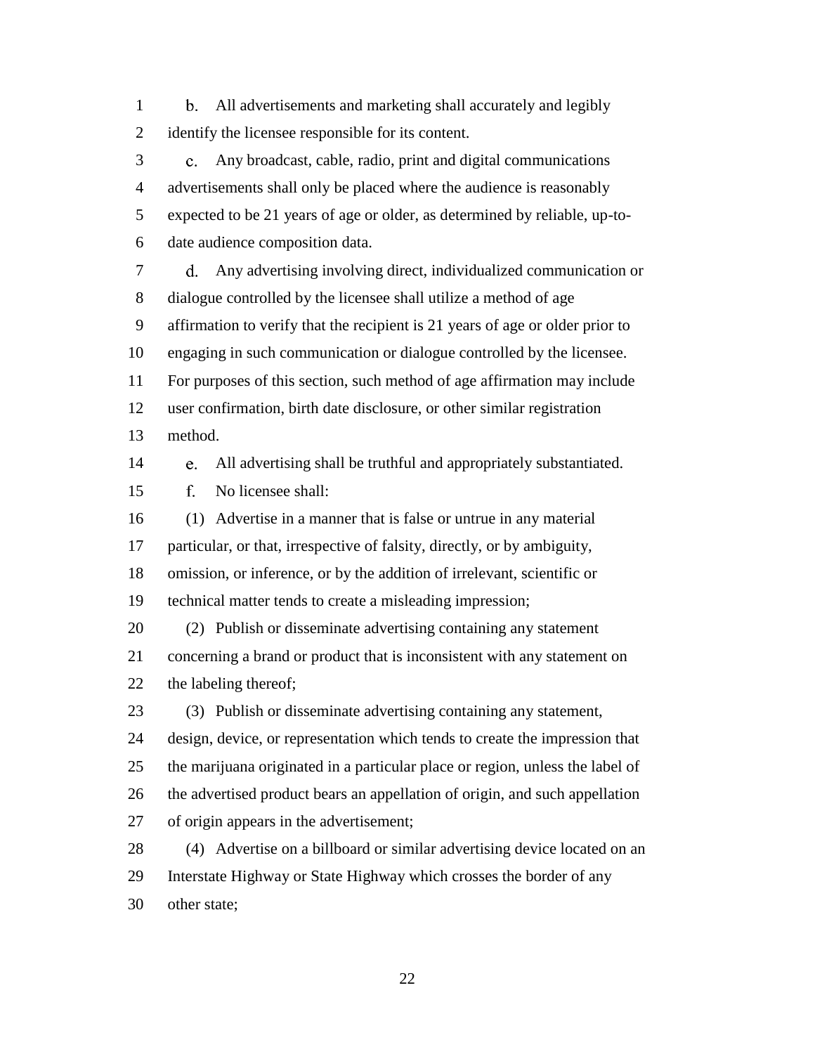b. All advertisements and marketing shall accurately and legibly identify the licensee responsible for its content.

c. Any broadcast, cable, radio, print and digital communications advertisements shall only be placed where the audience is reasonably expected to be 21 years of age or older, as determined by reliable, up-to-date audience composition data.

d. Any advertising involving direct, individualized communication or dialogue controlled by the licensee shall utilize a method of age affirmation to verify that the recipient is 21 years of age or older prior to engaging in such communication or dialogue controlled by the licensee. For purposes of this section, such method of age affirmation may include user confirmation, birth date disclosure, or other similar registration method.

e. All advertising shall be truthful and appropriately substantiated.

f. No licensee shall:

(1) Advertise in a manner that is false or untrue in any material particular, or that, irrespective of falsity, directly, or by ambiguity, omission, or inference, or by the addition of irrelevant, scientific or technical matter tends to create a misleading impression;

(2) Publish or disseminate advertising containing any statement concerning a brand or product that is inconsistent with any statement on the labeling thereof;

(3) Publish or disseminate advertising containing any statement, design, device, or representation which tends to create the impression that the marijuana originated in a particular place or region, unless the label of the advertised product bears an appellation of origin, and such appellation of origin appears in the advertisement;

(4) Advertise on a billboard or similar advertising device located on an Interstate Highway or State Highway which crosses the border of any other state;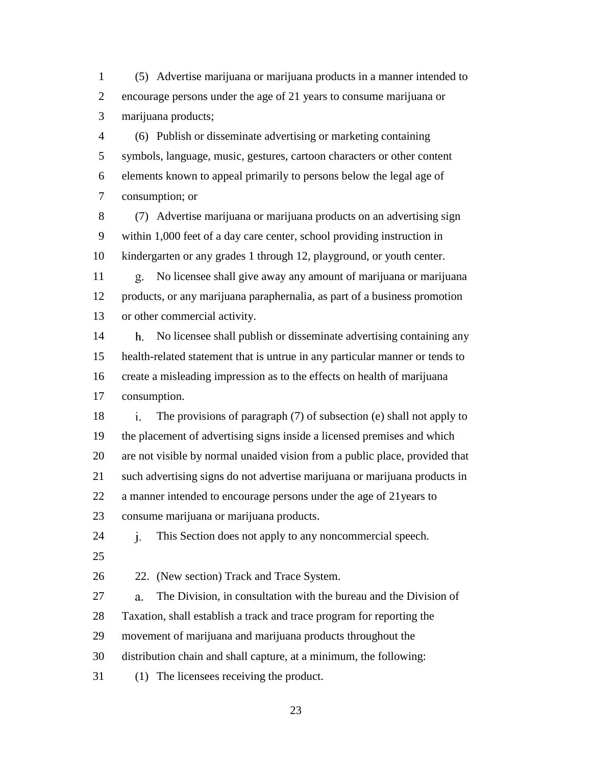(5) Advertise marijuana or marijuana products in a manner intended to encourage persons under the age of 21 years to consume marijuana or marijuana products;

(6) Publish or disseminate advertising or marketing containing symbols, language, music, gestures, cartoon characters or other content elements known to appeal primarily to persons below the legal age of consumption; or

(7) Advertise marijuana or marijuana products on an advertising sign within 1,000 feet of a day care center, school providing instruction in kindergarten or any grades 1 through 12, playground, or youth center.

g. No licensee shall give away any amount of marijuana or marijuana products, or any marijuana paraphernalia, as part of a business promotion or other commercial activity.

h. No licensee shall publish or disseminate advertising containing any health-related statement that is untrue in any particular manner or tends to create a misleading impression as to the effects on health of marijuana consumption.

i. The provisions of paragraph (7) of subsection (e) shall not apply to the placement of advertising signs inside a licensed premises and which are not visible by normal unaided vision from a public place, provided that such advertising signs do not advertise marijuana or marijuana products in a manner intended to encourage persons under the age of 21years to consume marijuana or marijuana products.

j. This Section does not apply to any noncommercial speech.

22. (New section) Track and Trace System.

a. The Division, in consultation with the bureau and the Division of Taxation, shall establish a track and trace program for reporting the movement of marijuana and marijuana products throughout the distribution chain and shall capture, at a minimum, the following:

(1) The licensees receiving the product.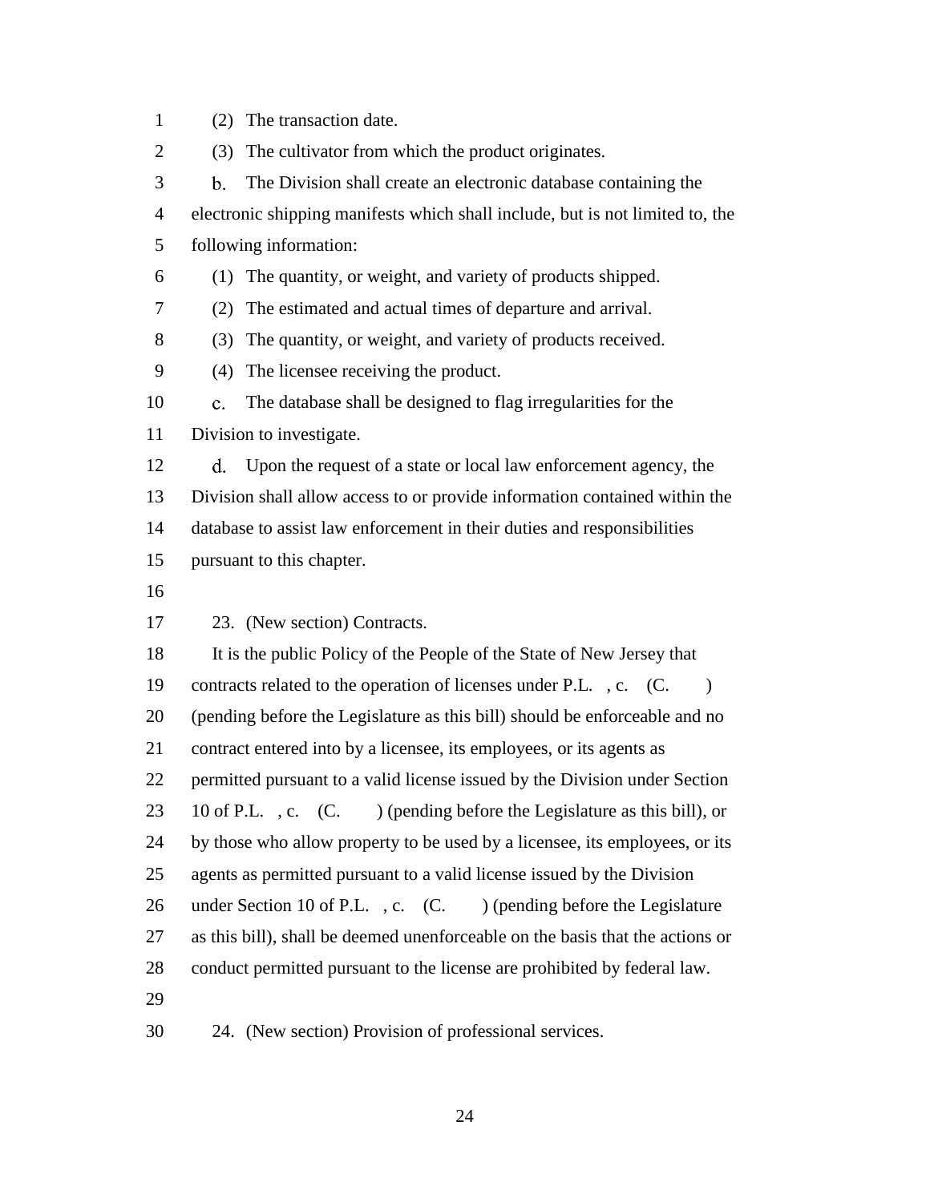(2) The transaction date.

(3) The cultivator from which the product originates.

b. The Division shall create an electronic database containing the electronic shipping manifests which shall include, but is not limited to, the following information:

(1) The quantity, or weight, and variety of products shipped.

(2) The estimated and actual times of departure and arrival.

(3) The quantity, or weight, and variety of products received.

(4) The licensee receiving the product.

c. The database shall be designed to flag irregularities for the Division to investigate.

d. Upon the request of a state or local law enforcement agency, the Division shall allow access to or provide information contained within the database to assist law enforcement in their duties and responsibilities pursuant to this chapter.

23. (New section) Contracts.

It is the public Policy of the People of the State of New Jersey that contracts related to the operation of licenses under P.L. , c. (C. ) (pending before the Legislature as this bill) should be enforceable and no contract entered into by a licensee, its employees, or its agents as permitted pursuant to a valid license issued by the Division under Section 10 of P.L. , c. (C. ) (pending before the Legislature as this bill), or by those who allow property to be used by a licensee, its employees, or its agents as permitted pursuant to a valid license issued by the Division under Section 10 of P.L. , c. (C. ) (pending before the Legislature as this bill), shall be deemed unenforceable on the basis that the actions or conduct permitted pursuant to the license are prohibited by federal law.

24. (New section) Provision of professional services.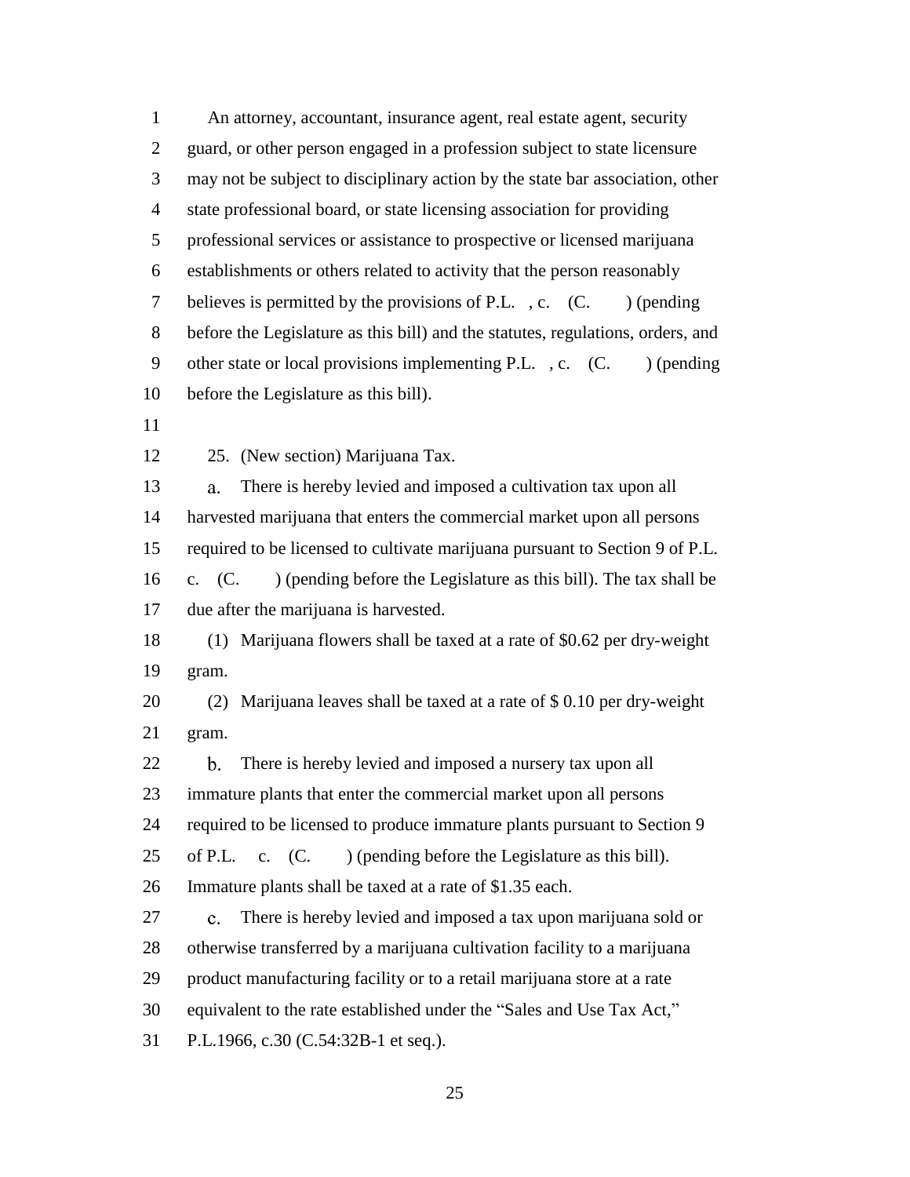An attorney, accountant, insurance agent, real estate agent, security guard, or other person engaged in a profession subject to state licensure may not be subject to disciplinary action by the state bar association, other state professional board, or state licensing association for providing professional services or assistance to prospective or licensed marijuana establishments or others related to activity that the person reasonably believes is permitted by the provisions of P.L. , c. (C. ) (pending before the Legislature as this bill) and the statutes, regulations, orders, and other state or local provisions implementing P.L. , c. (C. ) (pending before the Legislature as this bill).

25. (New section) Marijuana Tax.

a. There is hereby levied and imposed a cultivation tax upon all harvested marijuana that enters the commercial market upon all persons required to be licensed to cultivate marijuana pursuant to Section 9 of P.L. c. (C. ) (pending before the Legislature as this bill). The tax shall be due after the marijuana is harvested.

(1) Marijuana flowers shall be taxed at a rate of $0.62 per dry-weight gram.

(2) Marijuana leaves shall be taxed at a rate of $ 0.10 per dry-weight gram.

b. There is hereby levied and imposed a nursery tax upon all immature plants that enter the commercial market upon all persons required to be licensed to produce immature plants pursuant to Section 9 of P.L. c. (C. ) (pending before the Legislature as this bill). Immature plants shall be taxed at a rate of $1.35 each.

c. There is hereby levied and imposed a tax upon marijuana sold or otherwise transferred by a marijuana cultivation facility to a marijuana product manufacturing facility or to a retail marijuana store at a rate equivalent to the rate established under the "Sales and Use Tax Act," P.L.1966, c.30 (C.54:32B-1 et seq.).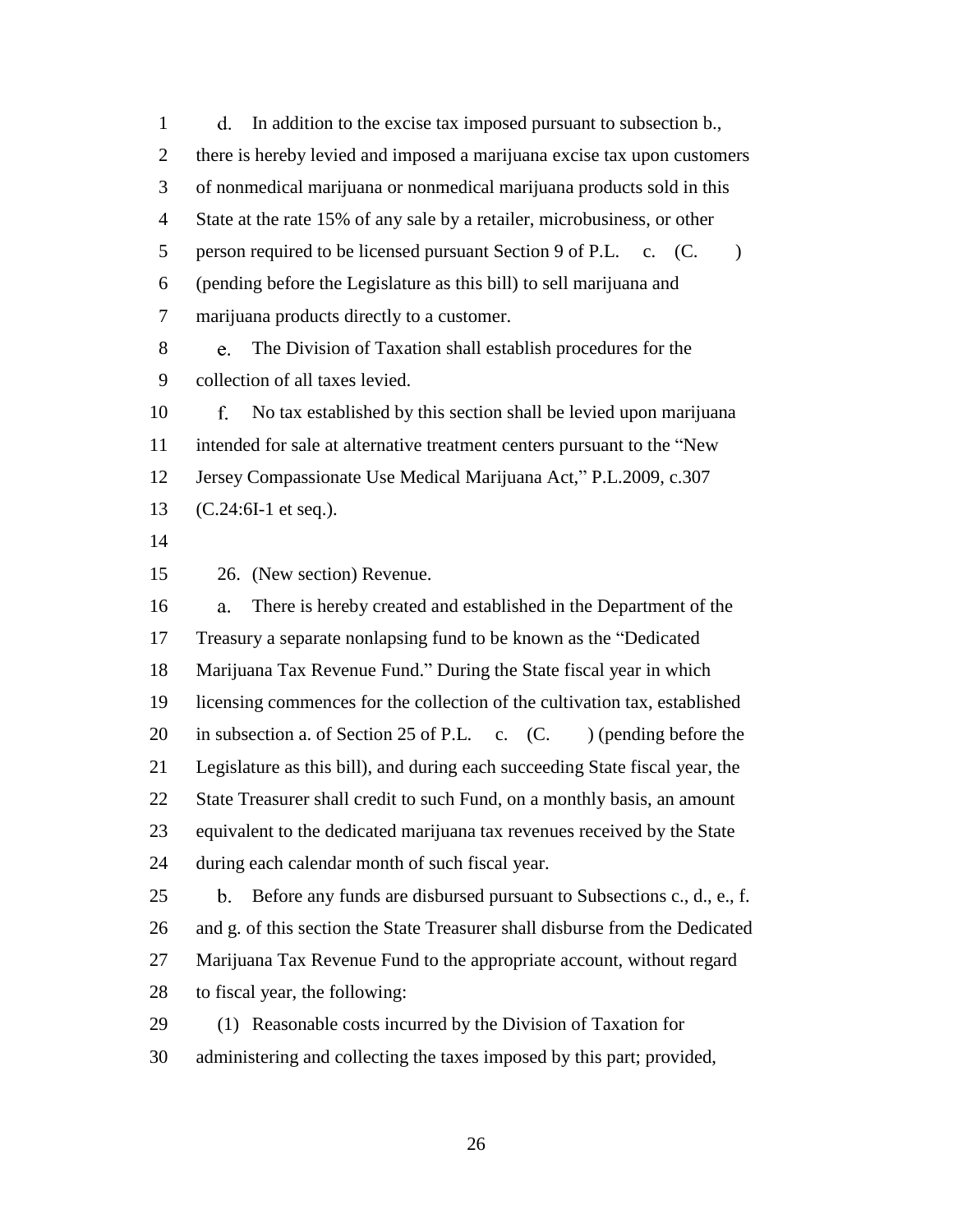d. In addition to the excise tax imposed pursuant to subsection b., there is hereby levied and imposed a marijuana excise tax upon customers of nonmedical marijuana or nonmedical marijuana products sold in this State at the rate 15% of any sale by a retailer, microbusiness, or other person required to be licensed pursuant Section 9 of P.L. c. (C. ) (pending before the Legislature as this bill) to sell marijuana and marijuana products directly to a customer.

e. The Division of Taxation shall establish procedures for the collection of all taxes levied.

f. No tax established by this section shall be levied upon marijuana intended for sale at alternative treatment centers pursuant to the "New Jersey Compassionate Use Medical Marijuana Act," P.L.2009, c.307 (C.24:6I-1 et seq.).

26. (New section) Revenue.

a. There is hereby created and established in the Department of the Treasury a separate nonlapsing fund to be known as the "Dedicated Marijuana Tax Revenue Fund." During the State fiscal year in which licensing commences for the collection of the cultivation tax, established in subsection a. of Section 25 of P.L. c. (C. ) (pending before the Legislature as this bill), and during each succeeding State fiscal year, the State Treasurer shall credit to such Fund, on a monthly basis, an amount equivalent to the dedicated marijuana tax revenues received by the State during each calendar month of such fiscal year.

b. Before any funds are disbursed pursuant to Subsections c., d., e., f. and g. of this section the State Treasurer shall disburse from the Dedicated Marijuana Tax Revenue Fund to the appropriate account, without regard to fiscal year, the following:

(1) Reasonable costs incurred by the Division of Taxation for administering and collecting the taxes imposed by this part; provided,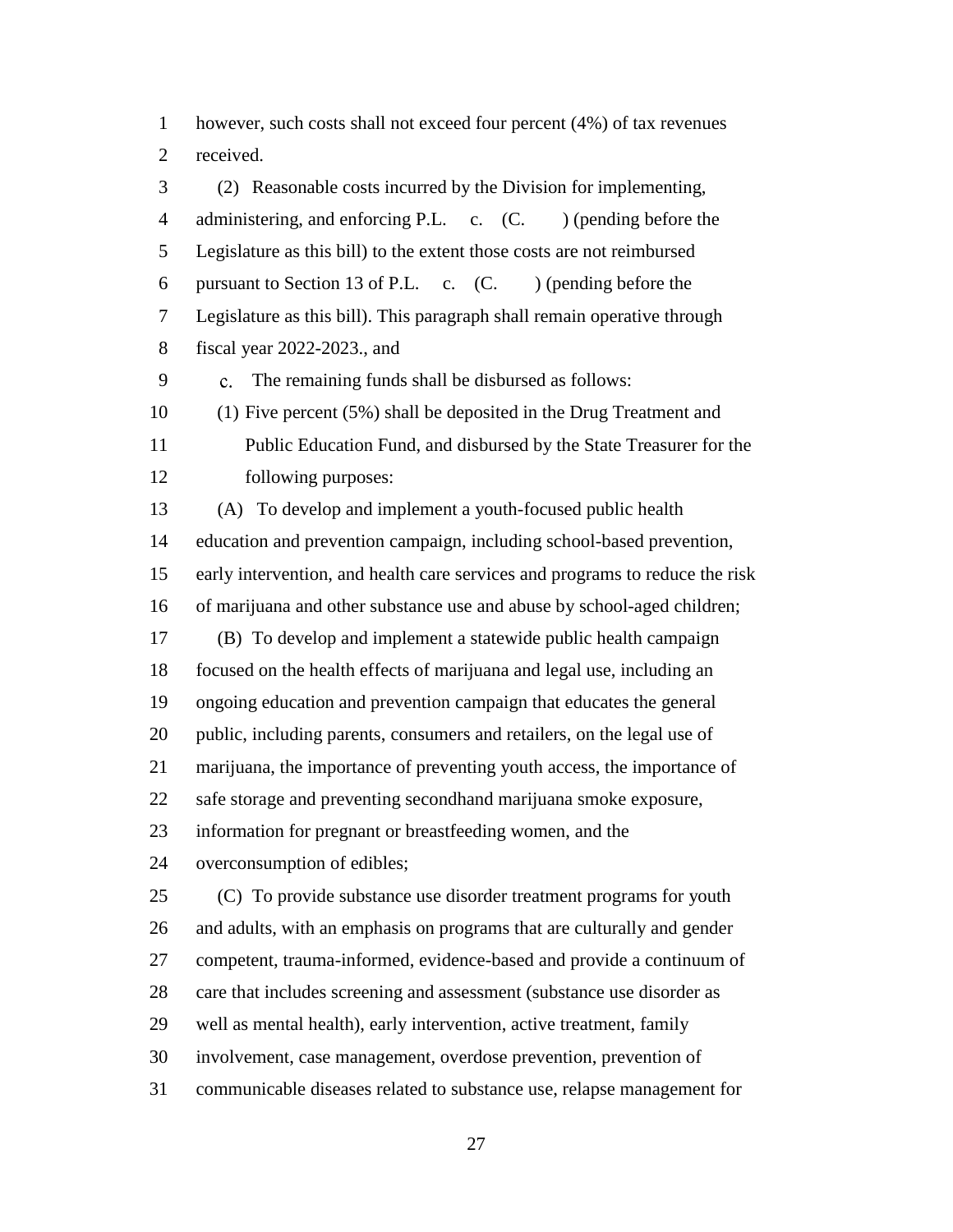however, such costs shall not exceed four percent (4%) of tax revenues received.

(2) Reasonable costs incurred by the Division for implementing, administering, and enforcing P.L. c. (C. ) (pending before the Legislature as this bill) to the extent those costs are not reimbursed pursuant to Section 13 of P.L. c. (C. ) (pending before the Legislature as this bill). This paragraph shall remain operative through fiscal year 2022-2023., and

c. The remaining funds shall be disbursed as follows:

(1) Five percent (5%) shall be deposited in the Drug Treatment and Public Education Fund, and disbursed by the State Treasurer for the following purposes:

(A) To develop and implement a youth-focused public health education and prevention campaign, including school-based prevention, early intervention, and health care services and programs to reduce the risk of marijuana and other substance use and abuse by school-aged children;

(B) To develop and implement a statewide public health campaign focused on the health effects of marijuana and legal use, including an ongoing education and prevention campaign that educates the general public, including parents, consumers and retailers, on the legal use of marijuana, the importance of preventing youth access, the importance of safe storage and preventing secondhand marijuana smoke exposure, information for pregnant or breastfeeding women, and the overconsumption of edibles;

(C) To provide substance use disorder treatment programs for youth and adults, with an emphasis on programs that are culturally and gender competent, trauma-informed, evidence-based and provide a continuum of care that includes screening and assessment (substance use disorder as well as mental health), early intervention, active treatment, family involvement, case management, overdose prevention, prevention of communicable diseases related to substance use, relapse management for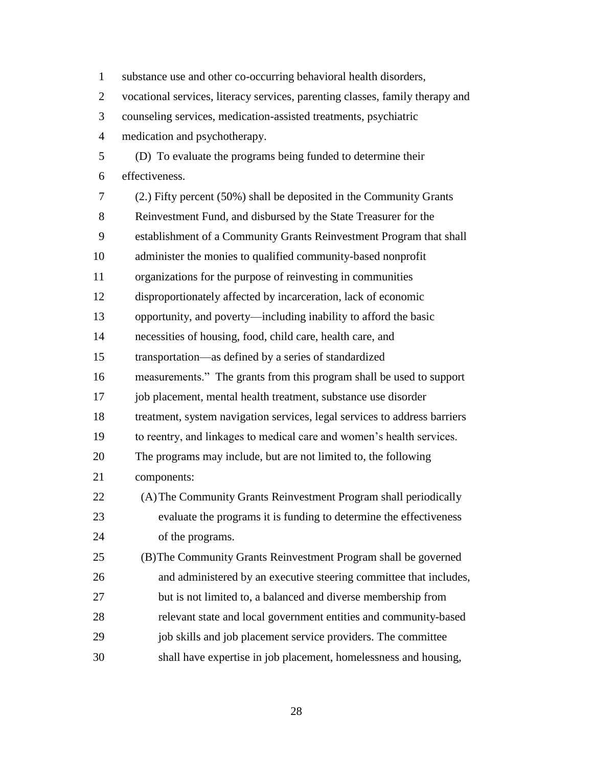substance use and other co-occurring behavioral health disorders, vocational services, literacy services, parenting classes, family therapy and counseling services, medication-assisted treatments, psychiatric medication and psychotherapy.

(D) To evaluate the programs being funded to determine their effectiveness.

(2.) Fifty percent (50%) shall be deposited in the Community Grants Reinvestment Fund, and disbursed by the State Treasurer for the establishment of a Community Grants Reinvestment Program that shall administer the monies to qualified community-based nonprofit organizations for the purpose of reinvesting in communities disproportionately affected by incarceration, lack of economic opportunity, and poverty—including inability to afford the basic necessities of housing, food, child care, health care, and transportation—as defined by a series of standardized measurements." The grants from this program shall be used to support job placement, mental health treatment, substance use disorder treatment, system navigation services, legal services to address barriers to reentry, and linkages to medical care and women's health services. The programs may include, but are not limited to, the following components:

(A) The Community Grants Reinvestment Program shall periodically evaluate the programs it is funding to determine the effectiveness of the programs.

(B) The Community Grants Reinvestment Program shall be governed and administered by an executive steering committee that includes, but is not limited to, a balanced and diverse membership from relevant state and local government entities and community-based job skills and job placement service providers. The committee shall have expertise in job placement, homelessness and housing,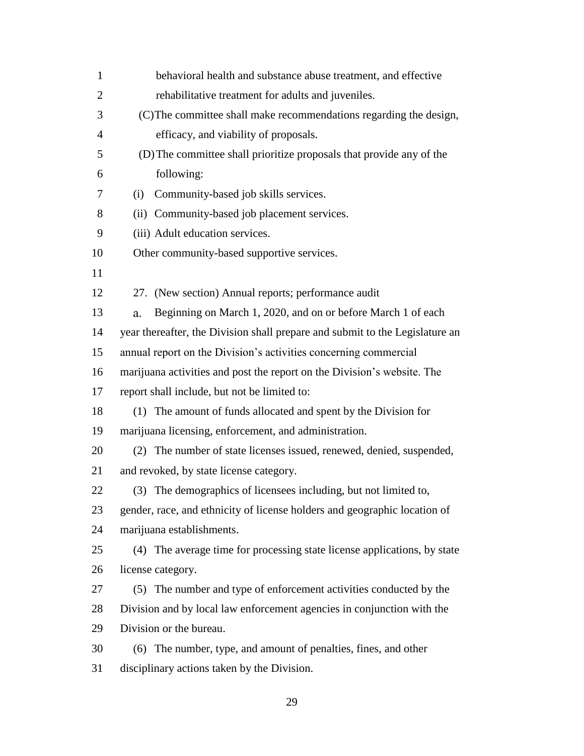behavioral health and substance abuse treatment, and effective rehabilitative treatment for adults and juveniles.

(C) The committee shall make recommendations regarding the design, efficacy, and viability of proposals.

(D) The committee shall prioritize proposals that provide any of the following:

(i) Community-based job skills services.

(ii) Community-based job placement services.

(iii) Adult education services.

Other community-based supportive services.

27. (New section) Annual reports; performance audit

a. Beginning on March 1, 2020, and on or before March 1 of each year thereafter, the Division shall prepare and submit to the Legislature an annual report on the Division's activities concerning commercial marijuana activities and post the report on the Division's website. The report shall include, but not be limited to:

(1) The amount of funds allocated and spent by the Division for marijuana licensing, enforcement, and administration.

(2) The number of state licenses issued, renewed, denied, suspended, and revoked, by state license category.

(3) The demographics of licensees including, but not limited to, gender, race, and ethnicity of license holders and geographic location of marijuana establishments.

(4) The average time for processing state license applications, by state license category.

(5) The number and type of enforcement activities conducted by the Division and by local law enforcement agencies in conjunction with the Division or the bureau.

(6) The number, type, and amount of penalties, fines, and other disciplinary actions taken by the Division.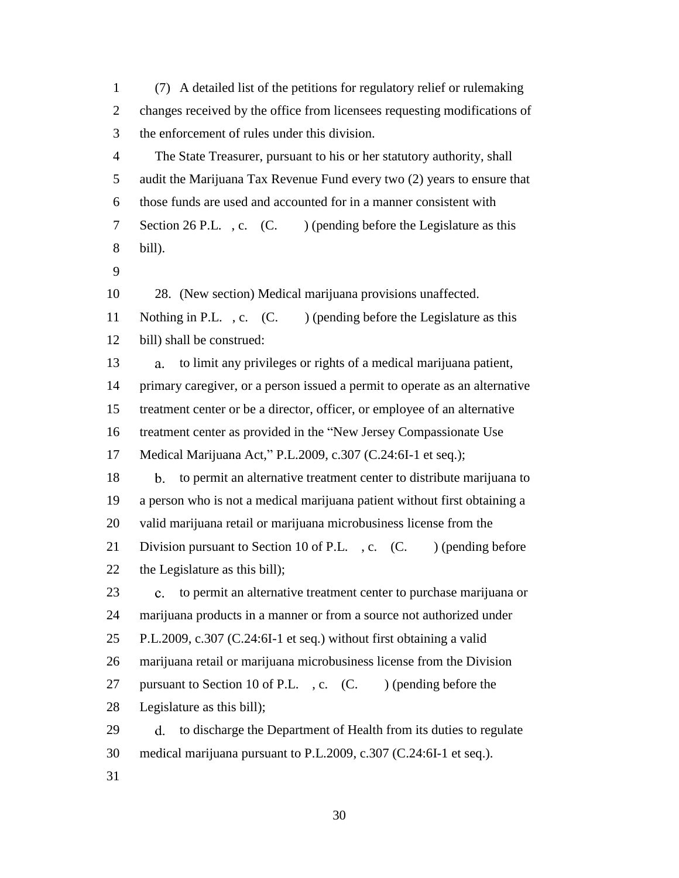(7) A detailed list of the petitions for regulatory relief or rulemaking changes received by the office from licensees requesting modifications of the enforcement of rules under this division.

The State Treasurer, pursuant to his or her statutory authority, shall audit the Marijuana Tax Revenue Fund every two (2) years to ensure that those funds are used and accounted for in a manner consistent with Section 26 P.L. , c. (C. ) (pending before the Legislature as this bill).

28. (New section) Medical marijuana provisions unaffected. Nothing in P.L. , c. (C. ) (pending before the Legislature as this bill) shall be construed:

a. to limit any privileges or rights of a medical marijuana patient, primary caregiver, or a person issued a permit to operate as an alternative treatment center or be a director, officer, or employee of an alternative treatment center as provided in the "New Jersey Compassionate Use Medical Marijuana Act," P.L.2009, c.307 (C.24:6I-1 et seq.);

b. to permit an alternative treatment center to distribute marijuana to a person who is not a medical marijuana patient without first obtaining a valid marijuana retail or marijuana microbusiness license from the Division pursuant to Section 10 of P.L. , c. (C. ) (pending before the Legislature as this bill);

c. to permit an alternative treatment center to purchase marijuana or marijuana products in a manner or from a source not authorized under P.L.2009, c.307 (C.24:6I-1 et seq.) without first obtaining a valid marijuana retail or marijuana microbusiness license from the Division pursuant to Section 10 of P.L. , c. (C. ) (pending before the Legislature as this bill);

d. to discharge the Department of Health from its duties to regulate medical marijuana pursuant to P.L.2009, c.307 (C.24:6I-1 et seq.).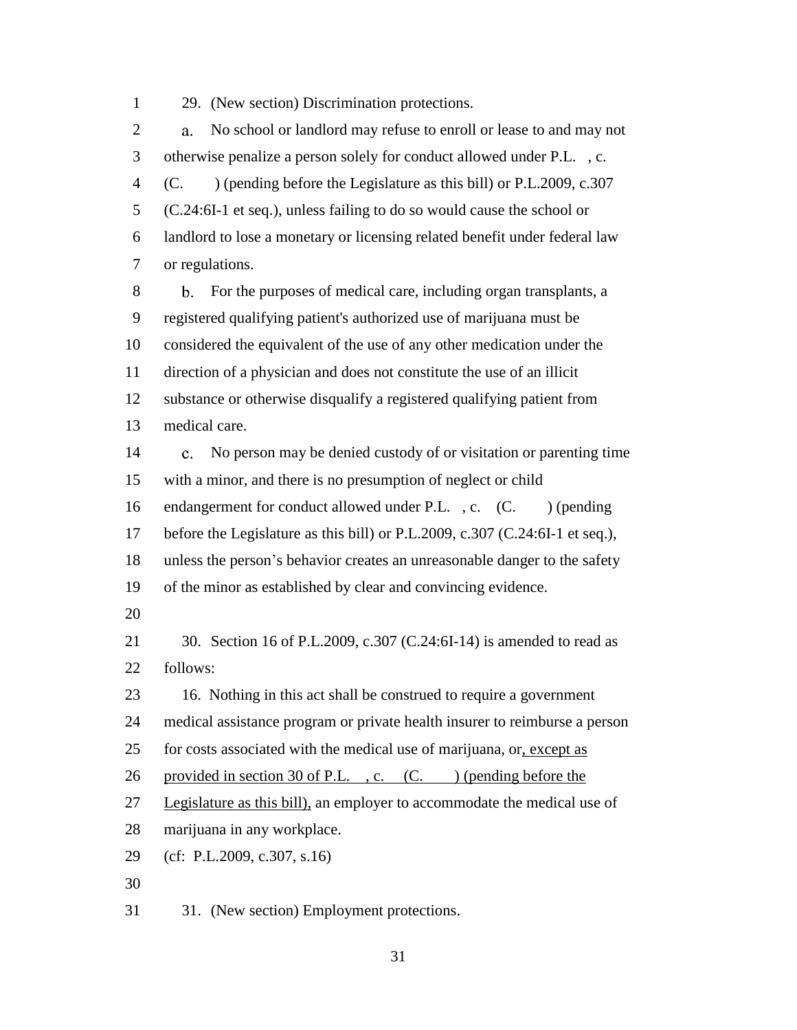29. (New section) Discrimination protections.

a. No school or landlord may refuse to enroll or lease to and may not otherwise penalize a person solely for conduct allowed under P.L. , c. (C. ) (pending before the Legislature as this bill) or P.L.2009, c.307 (C.24:6I-1 et seq.), unless failing to do so would cause the school or landlord to lose a monetary or licensing related benefit under federal law or regulations.

b. For the purposes of medical care, including organ transplants, a registered qualifying patient's authorized use of marijuana must be considered the equivalent of the use of any other medication under the direction of a physician and does not constitute the use of an illicit substance or otherwise disqualify a registered qualifying patient from medical care.

c. No person may be denied custody of or visitation or parenting time with a minor, and there is no presumption of neglect or child endangerment for conduct allowed under P.L. , c. (C. ) (pending before the Legislature as this bill) or P.L.2009, c.307 (C.24:6I-1 et seq.), unless the person's behavior creates an unreasonable danger to the safety of the minor as established by clear and convincing evidence.

30. Section 16 of P.L.2009, c.307 (C.24:6I-14) is amended to read as follows:

16. Nothing in this act shall be construed to require a government medical assistance program or private health insurer to reimburse a person for costs associated with the medical use of marijuana, or, except as provided in section 30 of P.L. , c. (C. ) (pending before the Legislature as this bill), an employer to accommodate the medical use of marijuana in any workplace.

(cf: P.L.2009, c.307, s.16)

31. (New section) Employment protections.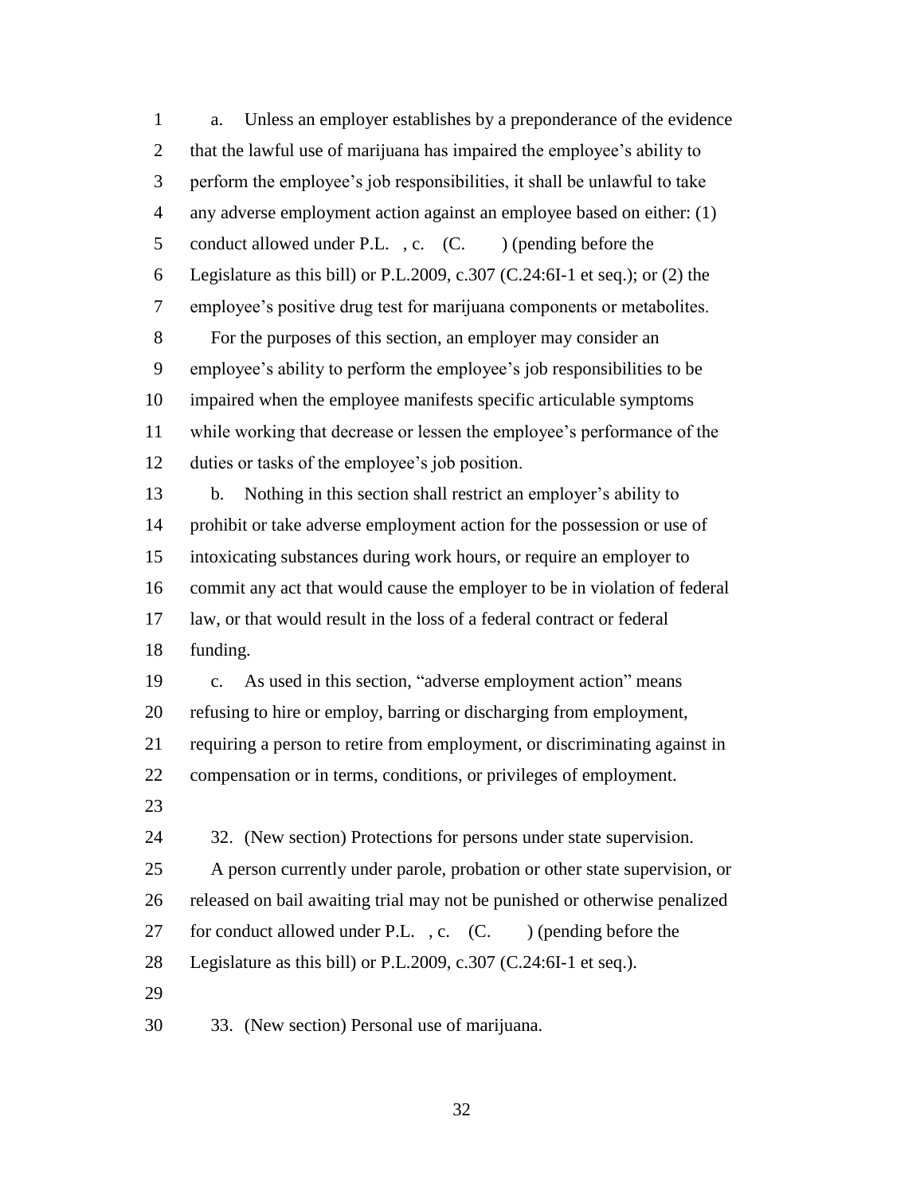a. Unless an employer establishes by a preponderance of the evidence that the lawful use of marijuana has impaired the employee's ability to perform the employee's job responsibilities, it shall be unlawful to take any adverse employment action against an employee based on either: (1) conduct allowed under P.L. , c. (C. ) (pending before the Legislature as this bill) or P.L.2009, c.307 (C.24:6I-1 et seq.); or (2) the employee's positive drug test for marijuana components or metabolites.

For the purposes of this section, an employer may consider an employee's ability to perform the employee's job responsibilities to be impaired when the employee manifests specific articulable symptoms while working that decrease or lessen the employee's performance of the duties or tasks of the employee's job position.

b. Nothing in this section shall restrict an employer's ability to prohibit or take adverse employment action for the possession or use of intoxicating substances during work hours, or require an employer to commit any act that would cause the employer to be in violation of federal law, or that would result in the loss of a federal contract or federal funding.

c. As used in this section, "adverse employment action" means refusing to hire or employ, barring or discharging from employment, requiring a person to retire from employment, or discriminating against in compensation or in terms, conditions, or privileges of employment.

32. (New section) Protections for persons under state supervision.

A person currently under parole, probation or other state supervision, or released on bail awaiting trial may not be punished or otherwise penalized for conduct allowed under P.L. , c. (C. ) (pending before the Legislature as this bill) or P.L.2009, c.307 (C.24:6I-1 et seq.).

33. (New section) Personal use of marijuana.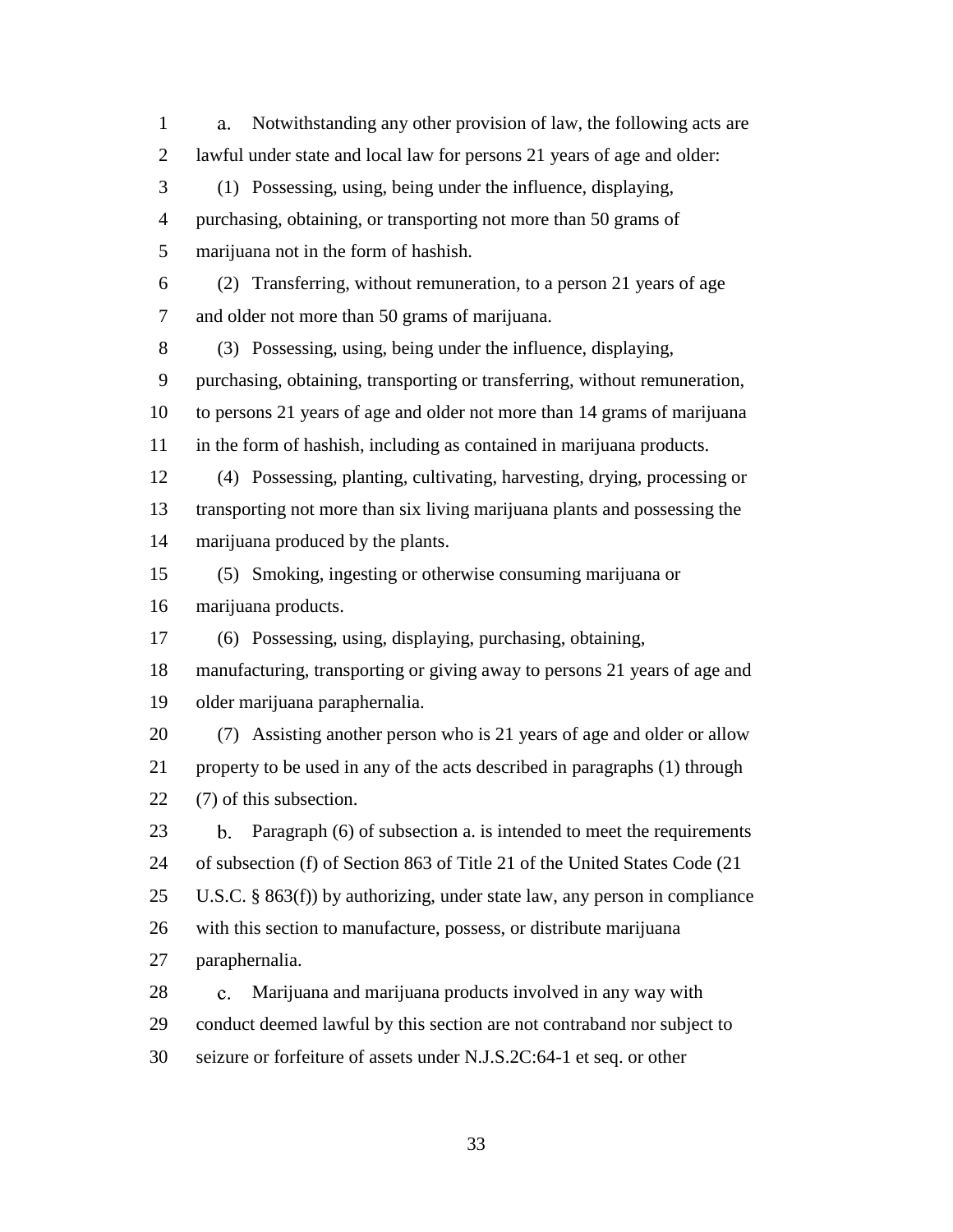a. Notwithstanding any other provision of law, the following acts are lawful under state and local law for persons 21 years of age and older:

(1) Possessing, using, being under the influence, displaying, purchasing, obtaining, or transporting not more than 50 grams of marijuana not in the form of hashish.

(2) Transferring, without remuneration, to a person 21 years of age and older not more than 50 grams of marijuana.

(3) Possessing, using, being under the influence, displaying, purchasing, obtaining, transporting or transferring, without remuneration, to persons 21 years of age and older not more than 14 grams of marijuana in the form of hashish, including as contained in marijuana products.

(4) Possessing, planting, cultivating, harvesting, drying, processing or transporting not more than six living marijuana plants and possessing the marijuana produced by the plants.

(5) Smoking, ingesting or otherwise consuming marijuana or marijuana products.

(6) Possessing, using, displaying, purchasing, obtaining, manufacturing, transporting or giving away to persons 21 years of age and older marijuana paraphernalia.

(7) Assisting another person who is 21 years of age and older or allow property to be used in any of the acts described in paragraphs (1) through (7) of this subsection.

b. Paragraph (6) of subsection a. is intended to meet the requirements of subsection (f) of Section 863 of Title 21 of the United States Code (21 U.S.C. § 863(f)) by authorizing, under state law, any person in compliance with this section to manufacture, possess, or distribute marijuana paraphernalia.

c. Marijuana and marijuana products involved in any way with conduct deemed lawful by this section are not contraband nor subject to seizure or forfeiture of assets under N.J.S.2C:64-1 et seq. or other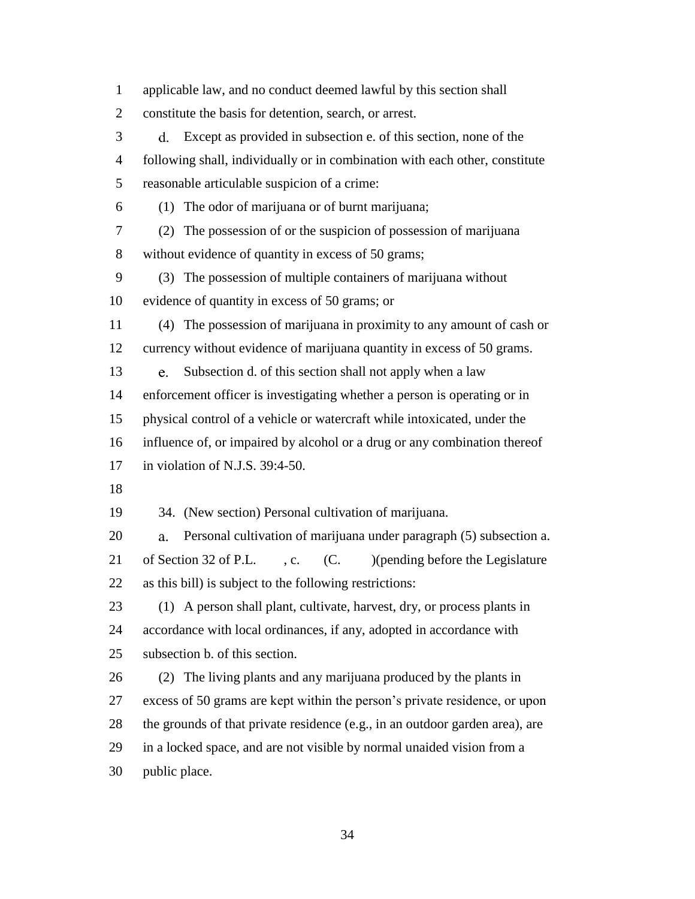applicable law, and no conduct deemed lawful by this section shall constitute the basis for detention, search, or arrest.

d. Except as provided in subsection e. of this section, none of the following shall, individually or in combination with each other, constitute reasonable articulable suspicion of a crime:

(1) The odor of marijuana or of burnt marijuana;

(2) The possession of or the suspicion of possession of marijuana without evidence of quantity in excess of 50 grams;

(3) The possession of multiple containers of marijuana without evidence of quantity in excess of 50 grams; or

(4) The possession of marijuana in proximity to any amount of cash or currency without evidence of marijuana quantity in excess of 50 grams.

e. Subsection d. of this section shall not apply when a law enforcement officer is investigating whether a person is operating or in physical control of a vehicle or watercraft while intoxicated, under the influence of, or impaired by alcohol or a drug or any combination thereof in violation of N.J.S. 39:4-50.

34. (New section) Personal cultivation of marijuana.

a. Personal cultivation of marijuana under paragraph (5) subsection a. of Section 32 of P.L. , c. (C. )(pending before the Legislature as this bill) is subject to the following restrictions:

(1) A person shall plant, cultivate, harvest, dry, or process plants in accordance with local ordinances, if any, adopted in accordance with subsection b. of this section.

(2) The living plants and any marijuana produced by the plants in excess of 50 grams are kept within the person's private residence, or upon the grounds of that private residence (e.g., in an outdoor garden area), are in a locked space, and are not visible by normal unaided vision from a public place.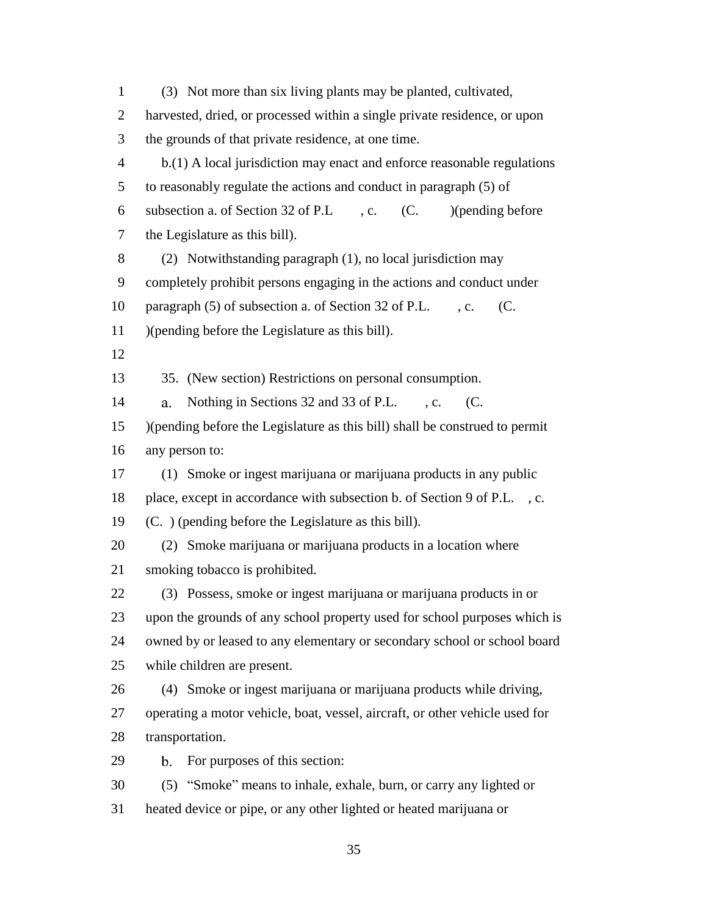(3) Not more than six living plants may be planted, cultivated, harvested, dried, or processed within a single private residence, or upon the grounds of that private residence, at one time.

b.(1) A local jurisdiction may enact and enforce reasonable regulations to reasonably regulate the actions and conduct in paragraph (5) of subsection a. of Section 32 of P.L , c. (C. )(pending before the Legislature as this bill).

(2) Notwithstanding paragraph (1), no local jurisdiction may completely prohibit persons engaging in the actions and conduct under paragraph (5) of subsection a. of Section 32 of P.L. , c. (C. )(pending before the Legislature as this bill).

35. (New section) Restrictions on personal consumption.

a. Nothing in Sections 32 and 33 of P.L. , c. (C. )(pending before the Legislature as this bill) shall be construed to permit any person to:

(1) Smoke or ingest marijuana or marijuana products in any public place, except in accordance with subsection b. of Section 9 of P.L. , c. (C. ) (pending before the Legislature as this bill).

(2) Smoke marijuana or marijuana products in a location where smoking tobacco is prohibited.

(3) Possess, smoke or ingest marijuana or marijuana products in or upon the grounds of any school property used for school purposes which is owned by or leased to any elementary or secondary school or school board while children are present.

(4) Smoke or ingest marijuana or marijuana products while driving, operating a motor vehicle, boat, vessel, aircraft, or other vehicle used for transportation.

b. For purposes of this section:

(5) "Smoke" means to inhale, exhale, burn, or carry any lighted or heated device or pipe, or any other lighted or heated marijuana or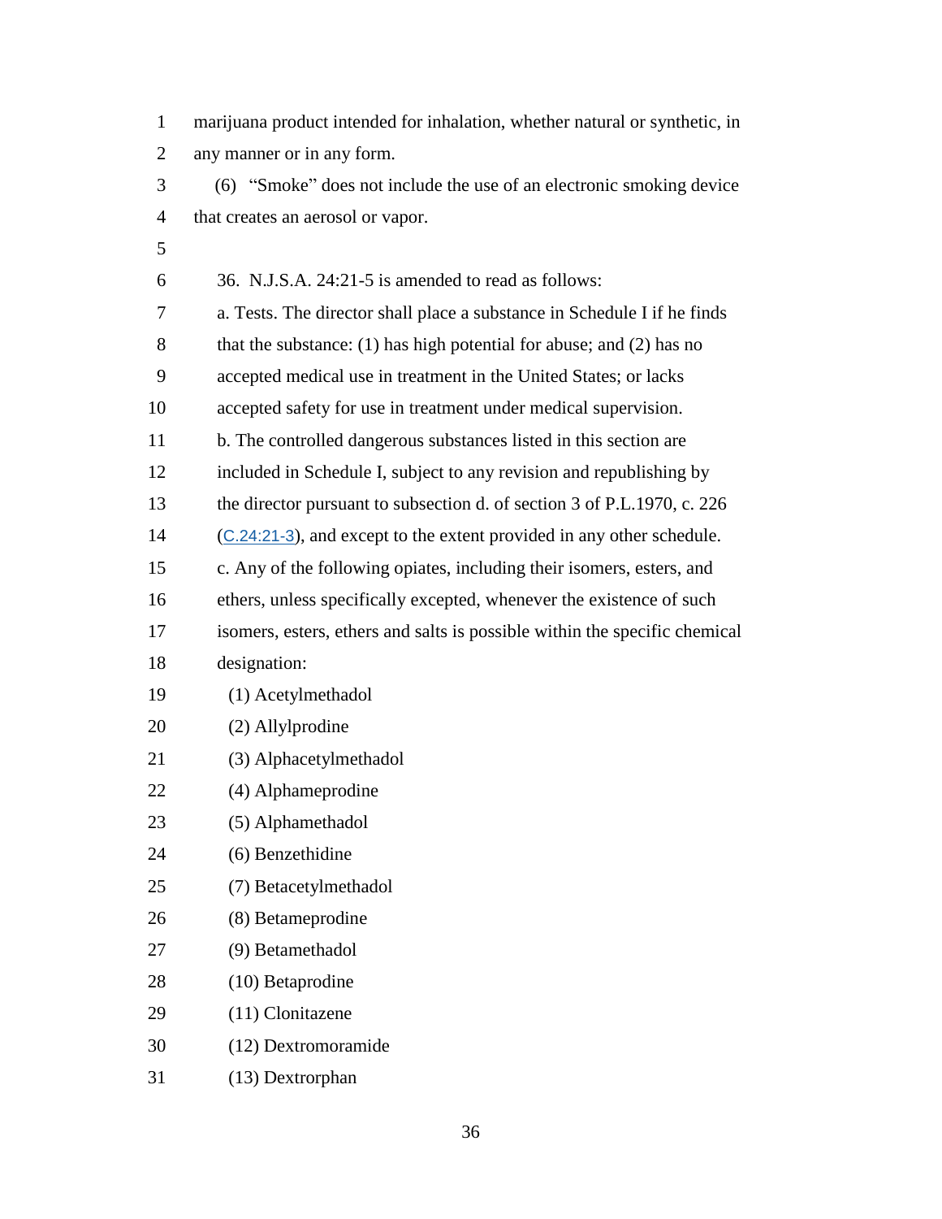marijuana product intended for inhalation, whether natural or synthetic, in any manner or in any form.

(6) "Smoke" does not include the use of an electronic smoking device that creates an aerosol or vapor.

36. N.J.S.A. 24:21-5 is amended to read as follows:

a. Tests. The director shall place a substance in Schedule I if he finds that the substance: (1) has high potential for abuse; and (2) has no accepted medical use in treatment in the United States; or lacks accepted safety for use in treatment under medical supervision.

b. The controlled dangerous substances listed in this section are included in Schedule I, subject to any revision and republishing by the director pursuant to subsection d. of section 3 of P.L.1970, c. 226 (C.24:21-3), and except to the extent provided in any other schedule.

c. Any of the following opiates, including their isomers, esters, and ethers, unless specifically excepted, whenever the existence of such isomers, esters, ethers and salts is possible within the specific chemical designation:

(1) Acetylmethadol
(2) Allylprodine
(3) Alphacetylmethadol
(4) Alphameprodine
(5) Alphamethadol
(6) Benzethidine
(7) Betacetylmethadol
(8) Betameprodine
(9) Betamethadol
(10) Betaprodine
(11) Clonitazene
(12) Dextromoramide
(13) Dextrorphan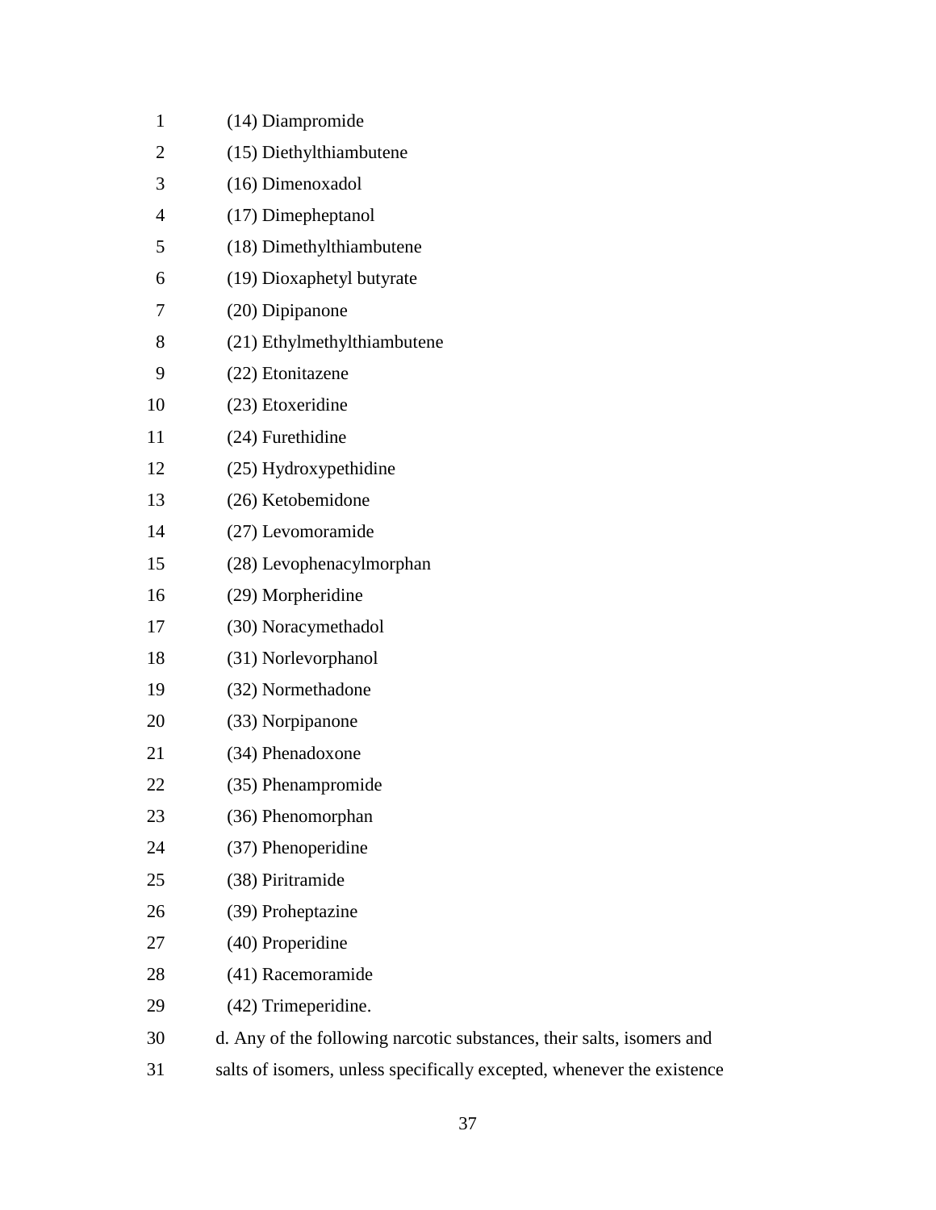(14) Diampromide

(15) Diethylthiambutene

(16) Dimenoxadol

(17) Dimepheptanol

(18) Dimethylthiambutene

(19) Dioxaphetyl butyrate

(20) Dipipanone

(21) Ethylmethylthiambutene

(22) Etonitazene

(23) Etoxeridine

(24) Furethidine

(25) Hydroxypethidine

(26) Ketobemidone

(27) Levomoramide

(28) Levophenacylmorphan

(29) Morpheridine

(30) Noracymethadol

(31) Norlevorphanol

(32) Normethadone

(33) Norpipanone

(34) Phenadoxone

(35) Phenampromide

(36) Phenomorphan

(37) Phenoperidine

(38) Piritramide

(39) Proheptazine

(40) Properidine

(41) Racemoramide

(42) Trimeperidine.

d. Any of the following narcotic substances, their salts, isomers and salts of isomers, unless specifically excepted, whenever the existence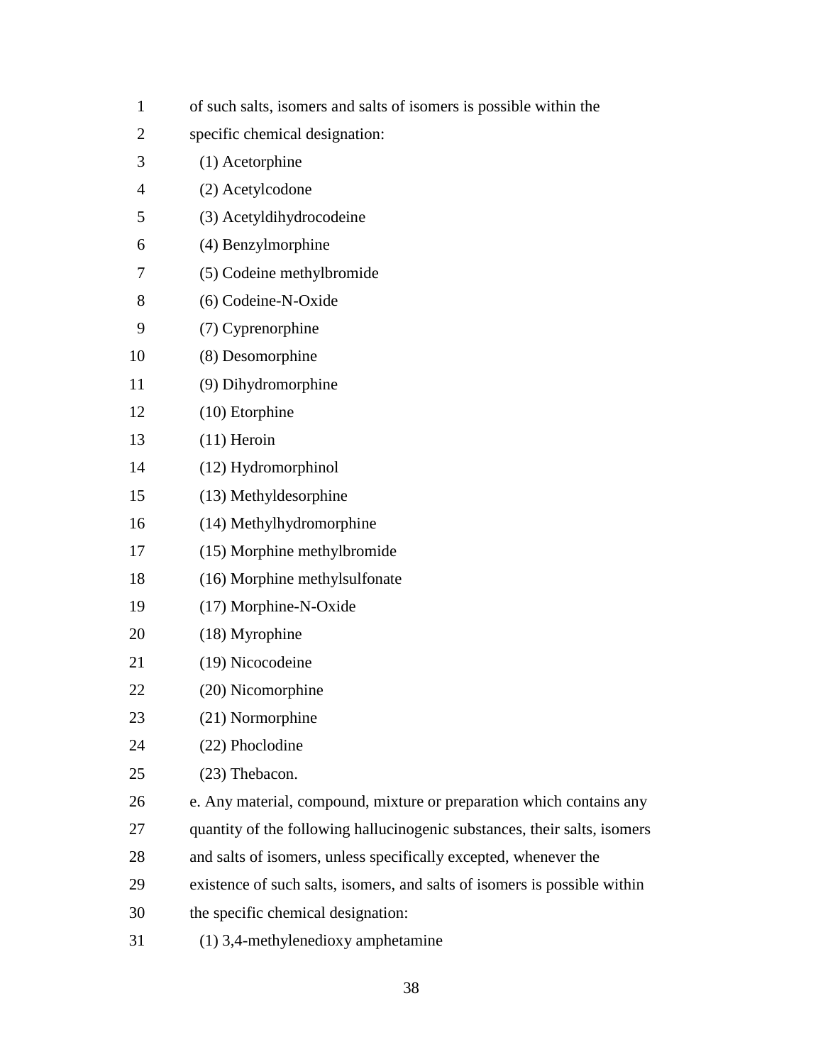of such salts, isomers and salts of isomers is possible within the specific chemical designation:

(1) Acetorphine

(2) Acetylcodone

(3) Acetyldihydrocodeine

(4) Benzylmorphine

(5) Codeine methylbromide

(6) Codeine-N-Oxide

(7) Cyprenorphine

(8) Desomorphine

(9) Dihydromorphine

(10) Etorphine

(11) Heroin

(12) Hydromorphinol

(13) Methyldesorphine

(14) Methylhydromorphine

(15) Morphine methylbromide

(16) Morphine methylsulfonate

(17) Morphine-N-Oxide

(18) Myrophine

(19) Nicocodeine

(20) Nicomorphine

(21) Normorphine

(22) Phoclodine

(23) Thebacon.

e. Any material, compound, mixture or preparation which contains any quantity of the following hallucinogenic substances, their salts, isomers and salts of isomers, unless specifically excepted, whenever the existence of such salts, isomers, and salts of isomers is possible within the specific chemical designation:

(1) 3,4-methylenedioxy amphetamine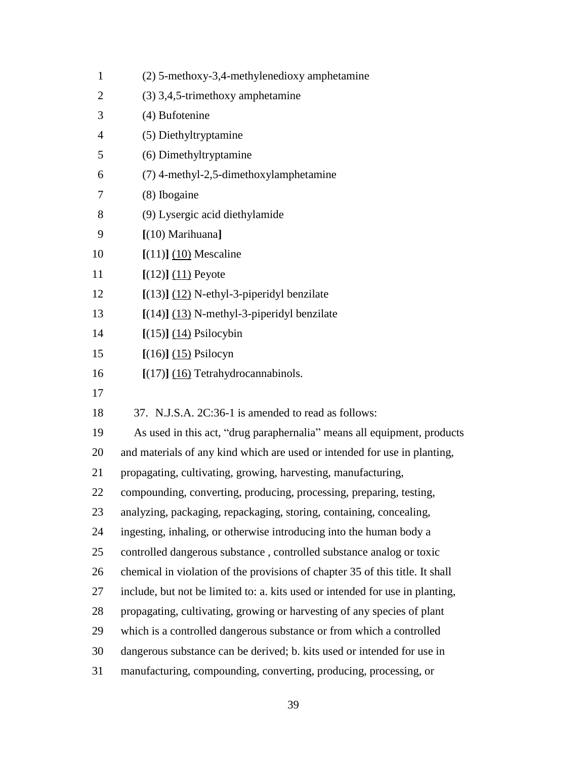(2) 5-methoxy-3,4-methylenedioxy amphetamine

(3) 3,4,5-trimethoxy amphetamine

(4) Bufotenine

(5) Diethyltryptamine

(6) Dimethyltryptamine

(7) 4-methyl-2,5-dimethoxylamphetamine

(8) Ibogaine

(9) Lysergic acid diethylamide

**[**(10) Marihuana**]**

**[**(11)**]** <u>(10)</u> Mescaline

**[**(12)**]** <u>(11)</u> Peyote

**[**(13)**]** <u>(12)</u> N-ethyl-3-piperidyl benzilate

**[**(14)**]** <u>(13)</u> N-methyl-3-piperidyl benzilate

**[**(15)**]** <u>(14)</u> Psilocybin

**[**(16)**]** <u>(15)</u> Psilocyn

**[**(17)**]** <u>(16)</u> Tetrahydrocannabinols.

37. N.J.S.A. 2C:36-1 is amended to read as follows:

As used in this act, "drug paraphernalia" means all equipment, products and materials of any kind which are used or intended for use in planting, propagating, cultivating, growing, harvesting, manufacturing, compounding, converting, producing, processing, preparing, testing, analyzing, packaging, repackaging, storing, containing, concealing, ingesting, inhaling, or otherwise introducing into the human body a controlled dangerous substance , controlled substance analog or toxic chemical in violation of the provisions of chapter 35 of this title. It shall include, but not be limited to: a. kits used or intended for use in planting, propagating, cultivating, growing or harvesting of any species of plant which is a controlled dangerous substance or from which a controlled dangerous substance can be derived; b. kits used or intended for use in manufacturing, compounding, converting, producing, processing, or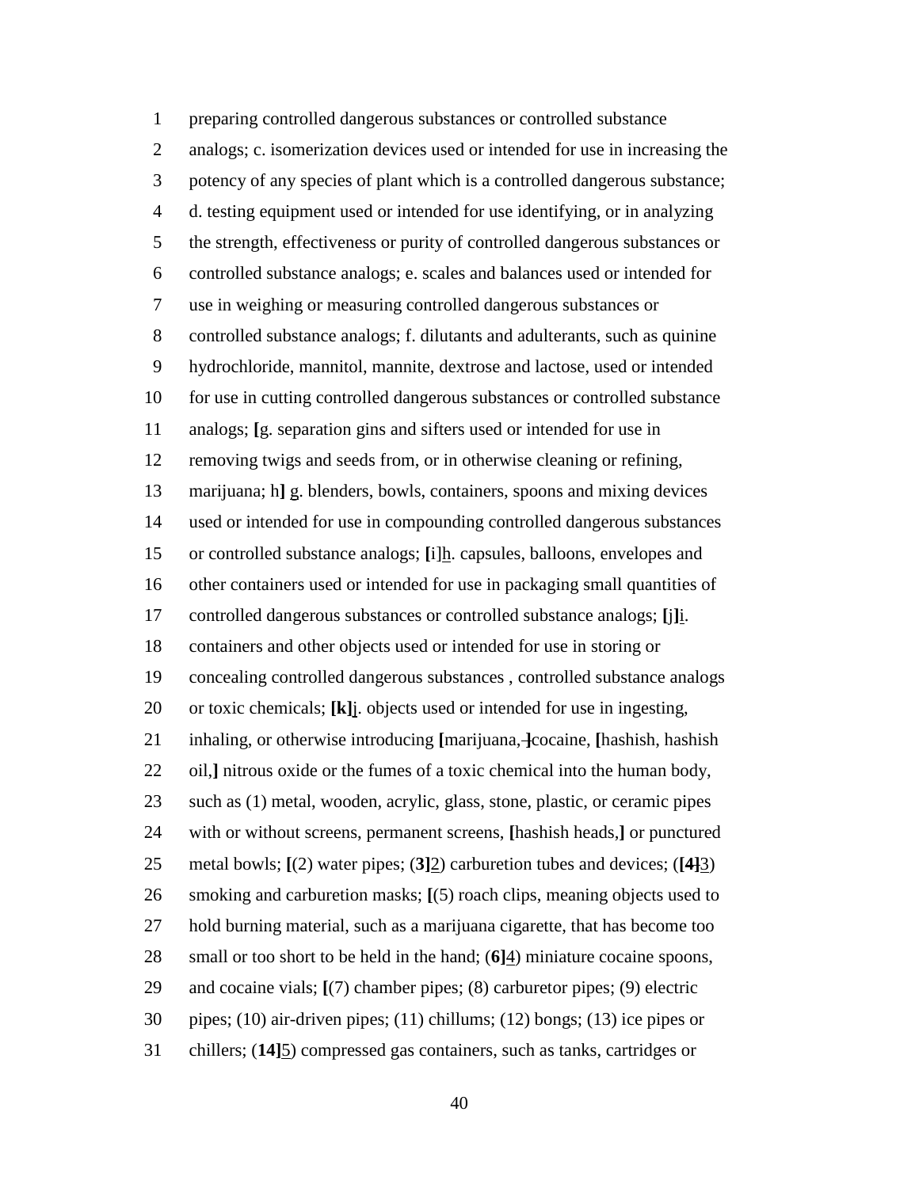preparing controlled dangerous substances or controlled substance analogs; c. isomerization devices used or intended for use in increasing the potency of any species of plant which is a controlled dangerous substance; d. testing equipment used or intended for use identifying, or in analyzing the strength, effectiveness or purity of controlled dangerous substances or controlled substance analogs; e. scales and balances used or intended for use in weighing or measuring controlled dangerous substances or controlled substance analogs; f. dilutants and adulterants, such as quinine hydrochloride, mannitol, mannite, dextrose and lactose, used or intended for use in cutting controlled dangerous substances or controlled substance analogs; **[**g. separation gins and sifters used or intended for use in removing twigs and seeds from, or in otherwise cleaning or refining, marijuana; h**]** g. blenders, bowls, containers, spoons and mixing devices used or intended for use in compounding controlled dangerous substances or controlled substance analogs; **[**i]h. capsules, balloons, envelopes and other containers used or intended for use in packaging small quantities of controlled dangerous substances or controlled substance analogs; **[**j**]**i. containers and other objects used or intended for use in storing or concealing controlled dangerous substances , controlled substance analogs or toxic chemicals; **[k]**j. objects used or intended for use in ingesting, inhaling, or otherwise introducing **[**marijuana,**]**cocaine, **[**hashish, hashish oil,**]** nitrous oxide or the fumes of a toxic chemical into the human body, such as (1) metal, wooden, acrylic, glass, stone, plastic, or ceramic pipes with or without screens, permanent screens, **[**hashish heads,**]** or punctured metal bowls; **[**(2) water pipes; (**3]**2) carburetion tubes and devices; (**[4]**3) smoking and carburetion masks; **[**(5) roach clips, meaning objects used to hold burning material, such as a marijuana cigarette, that has become too small or too short to be held in the hand; (**6]**4) miniature cocaine spoons, and cocaine vials; **[**(7) chamber pipes; (8) carburetor pipes; (9) electric pipes; (10) air-driven pipes; (11) chillums; (12) bongs; (13) ice pipes or chillers; (**14]**5) compressed gas containers, such as tanks, cartridges or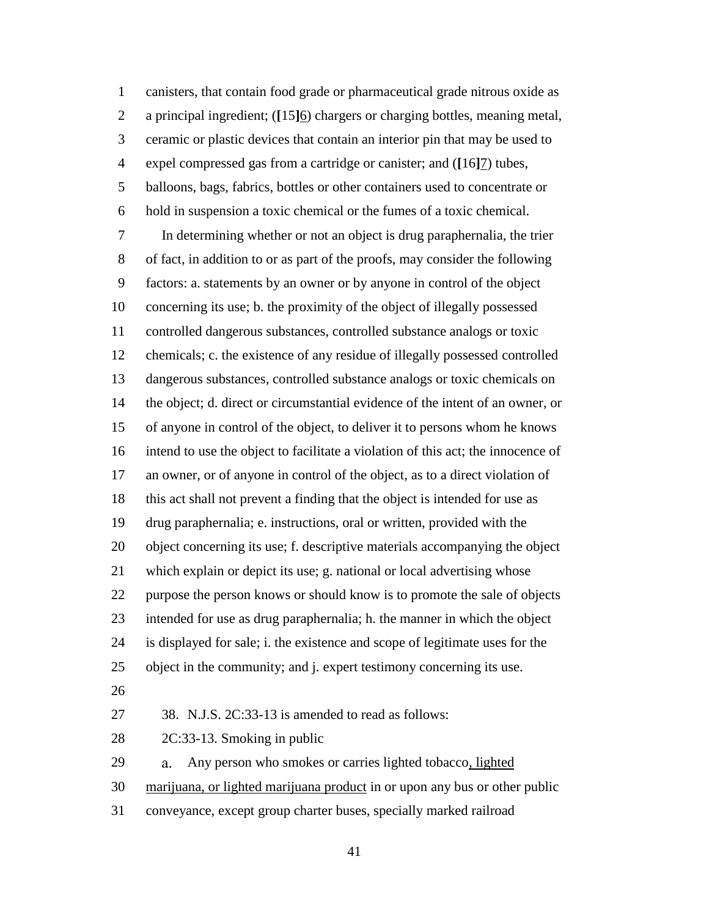canisters, that contain food grade or pharmaceutical grade nitrous oxide as a principal ingredient; ([15]6) chargers or charging bottles, meaning metal, ceramic or plastic devices that contain an interior pin that may be used to expel compressed gas from a cartridge or canister; and ([16]7) tubes, balloons, bags, fabrics, bottles or other containers used to concentrate or hold in suspension a toxic chemical or the fumes of a toxic chemical.

In determining whether or not an object is drug paraphernalia, the trier of fact, in addition to or as part of the proofs, may consider the following factors: a. statements by an owner or by anyone in control of the object concerning its use; b. the proximity of the object of illegally possessed controlled dangerous substances, controlled substance analogs or toxic chemicals; c. the existence of any residue of illegally possessed controlled dangerous substances, controlled substance analogs or toxic chemicals on the object; d. direct or circumstantial evidence of the intent of an owner, or of anyone in control of the object, to deliver it to persons whom he knows intend to use the object to facilitate a violation of this act; the innocence of an owner, or of anyone in control of the object, as to a direct violation of this act shall not prevent a finding that the object is intended for use as drug paraphernalia; e. instructions, oral or written, provided with the object concerning its use; f. descriptive materials accompanying the object which explain or depict its use; g. national or local advertising whose purpose the person knows or should know is to promote the sale of objects intended for use as drug paraphernalia; h. the manner in which the object is displayed for sale; i. the existence and scope of legitimate uses for the object in the community; and j. expert testimony concerning its use.

38. N.J.S. 2C:33-13 is amended to read as follows:

2C:33-13. Smoking in public

a. Any person who smokes or carries lighted tobacco, lighted marijuana, or lighted marijuana product in or upon any bus or other public conveyance, except group charter buses, specially marked railroad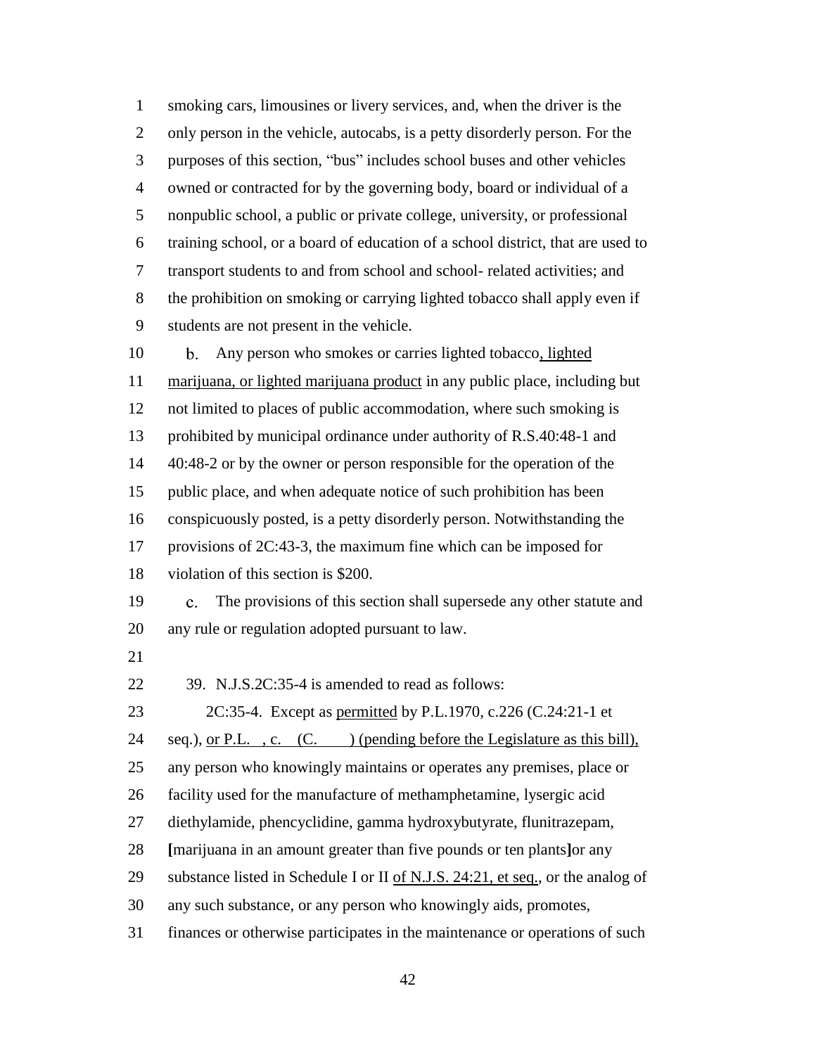smoking cars, limousines or livery services, and, when the driver is the only person in the vehicle, autocabs, is a petty disorderly person. For the purposes of this section, "bus" includes school buses and other vehicles owned or contracted for by the governing body, board or individual of a nonpublic school, a public or private college, university, or professional training school, or a board of education of a school district, that are used to transport students to and from school and school- related activities; and the prohibition on smoking or carrying lighted tobacco shall apply even if students are not present in the vehicle.

b. Any person who smokes or carries lighted tobacco, lighted marijuana, or lighted marijuana product in any public place, including but not limited to places of public accommodation, where such smoking is prohibited by municipal ordinance under authority of R.S.40:48-1 and 40:48-2 or by the owner or person responsible for the operation of the public place, and when adequate notice of such prohibition has been conspicuously posted, is a petty disorderly person. Notwithstanding the provisions of 2C:43-3, the maximum fine which can be imposed for violation of this section is $200.

c. The provisions of this section shall supersede any other statute and any rule or regulation adopted pursuant to law.

39. N.J.S.2C:35-4 is amended to read as follows:

2C:35-4. Except as permitted by P.L.1970, c.226 (C.24:21-1 et seq.), or P.L. , c. (C. ) (pending before the Legislature as this bill), any person who knowingly maintains or operates any premises, place or facility used for the manufacture of methamphetamine, lysergic acid diethylamide, phencyclidine, gamma hydroxybutyrate, flunitrazepam, [marijuana in an amount greater than five pounds or ten plants]or any substance listed in Schedule I or II of N.J.S. 24:21, et seq., or the analog of any such substance, or any person who knowingly aids, promotes, finances or otherwise participates in the maintenance or operations of such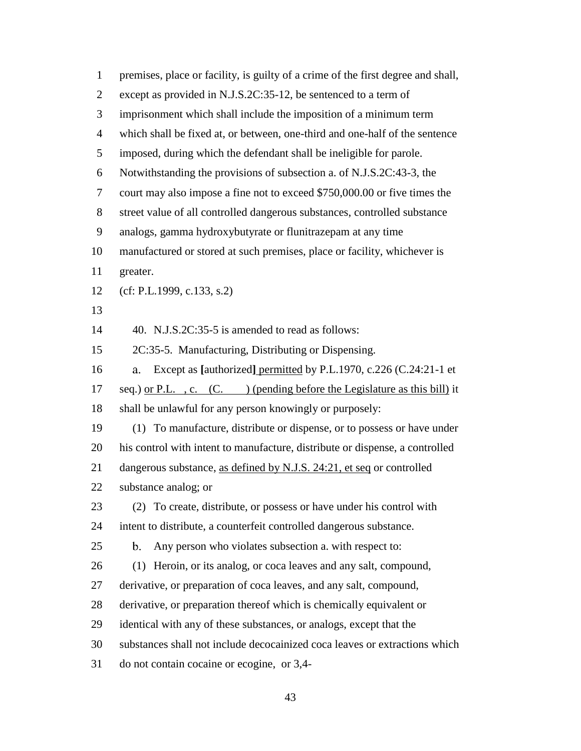premises, place or facility, is guilty of a crime of the first degree and shall, except as provided in N.J.S.2C:35-12, be sentenced to a term of imprisonment which shall include the imposition of a minimum term which shall be fixed at, or between, one-third and one-half of the sentence imposed, during which the defendant shall be ineligible for parole. Notwithstanding the provisions of subsection a. of N.J.S.2C:43-3, the court may also impose a fine not to exceed $750,000.00 or five times the street value of all controlled dangerous substances, controlled substance analogs, gamma hydroxybutyrate or flunitrazepam at any time manufactured or stored at such premises, place or facility, whichever is greater.

(cf: P.L.1999, c.133, s.2)

40. N.J.S.2C:35-5 is amended to read as follows:

2C:35-5. Manufacturing, Distributing or Dispensing.

a. Except as **[**authorized**]** <u>permitted</u> by P.L.1970, c.226 (C.24:21-1 et seq.) <u>or P.L. , c. (C. ) (pending before the Legislature as this bill)</u> it shall be unlawful for any person knowingly or purposely:

(1) To manufacture, distribute or dispense, or to possess or have under his control with intent to manufacture, distribute or dispense, a controlled dangerous substance, <u>as defined by N.J.S. 24:21, et seq</u> or controlled substance analog; or

(2) To create, distribute, or possess or have under his control with intent to distribute, a counterfeit controlled dangerous substance.

b. Any person who violates subsection a. with respect to:

(1) Heroin, or its analog, or coca leaves and any salt, compound, derivative, or preparation of coca leaves, and any salt, compound, derivative, or preparation thereof which is chemically equivalent or identical with any of these substances, or analogs, except that the substances shall not include decocainized coca leaves or extractions which do not contain cocaine or ecogine, or 3,4-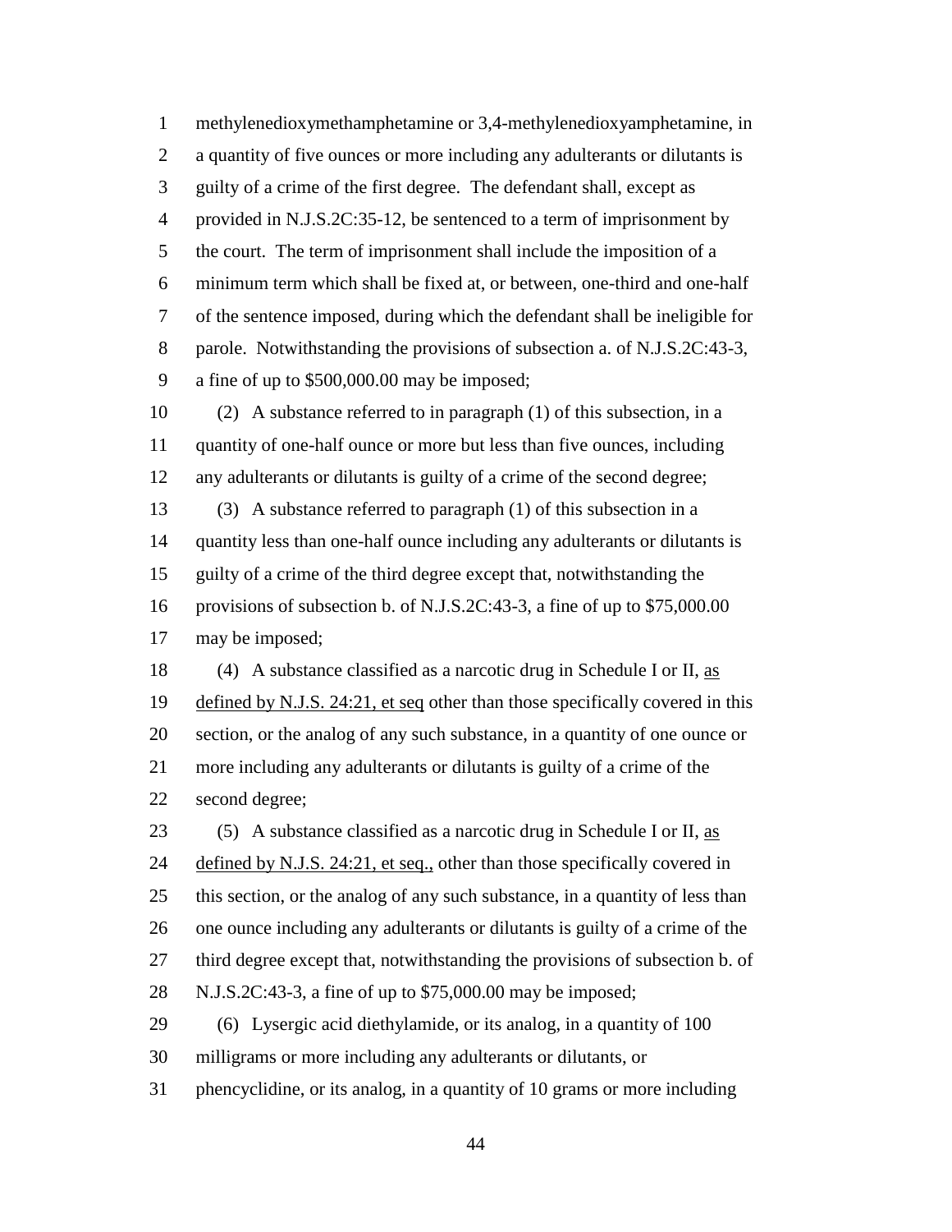methylenedioxymethamphetamine or 3,4-methylenedioxyamphetamine, in a quantity of five ounces or more including any adulterants or dilutants is guilty of a crime of the first degree. The defendant shall, except as provided in N.J.S.2C:35-12, be sentenced to a term of imprisonment by the court. The term of imprisonment shall include the imposition of a minimum term which shall be fixed at, or between, one-third and one-half of the sentence imposed, during which the defendant shall be ineligible for parole. Notwithstanding the provisions of subsection a. of N.J.S.2C:43-3, a fine of up to $500,000.00 may be imposed;

(2) A substance referred to in paragraph (1) of this subsection, in a quantity of one-half ounce or more but less than five ounces, including any adulterants or dilutants is guilty of a crime of the second degree;

(3) A substance referred to paragraph (1) of this subsection in a quantity less than one-half ounce including any adulterants or dilutants is guilty of a crime of the third degree except that, notwithstanding the provisions of subsection b. of N.J.S.2C:43-3, a fine of up to $75,000.00 may be imposed;

(4) A substance classified as a narcotic drug in Schedule I or II, <u>as defined by N.J.S. 24:21, et seq</u> other than those specifically covered in this section, or the analog of any such substance, in a quantity of one ounce or more including any adulterants or dilutants is guilty of a crime of the second degree;

(5) A substance classified as a narcotic drug in Schedule I or II, <u>as defined by N.J.S. 24:21, et seq.,</u> other than those specifically covered in this section, or the analog of any such substance, in a quantity of less than one ounce including any adulterants or dilutants is guilty of a crime of the third degree except that, notwithstanding the provisions of subsection b. of N.J.S.2C:43-3, a fine of up to $75,000.00 may be imposed;

(6) Lysergic acid diethylamide, or its analog, in a quantity of 100 milligrams or more including any adulterants or dilutants, or phencyclidine, or its analog, in a quantity of 10 grams or more including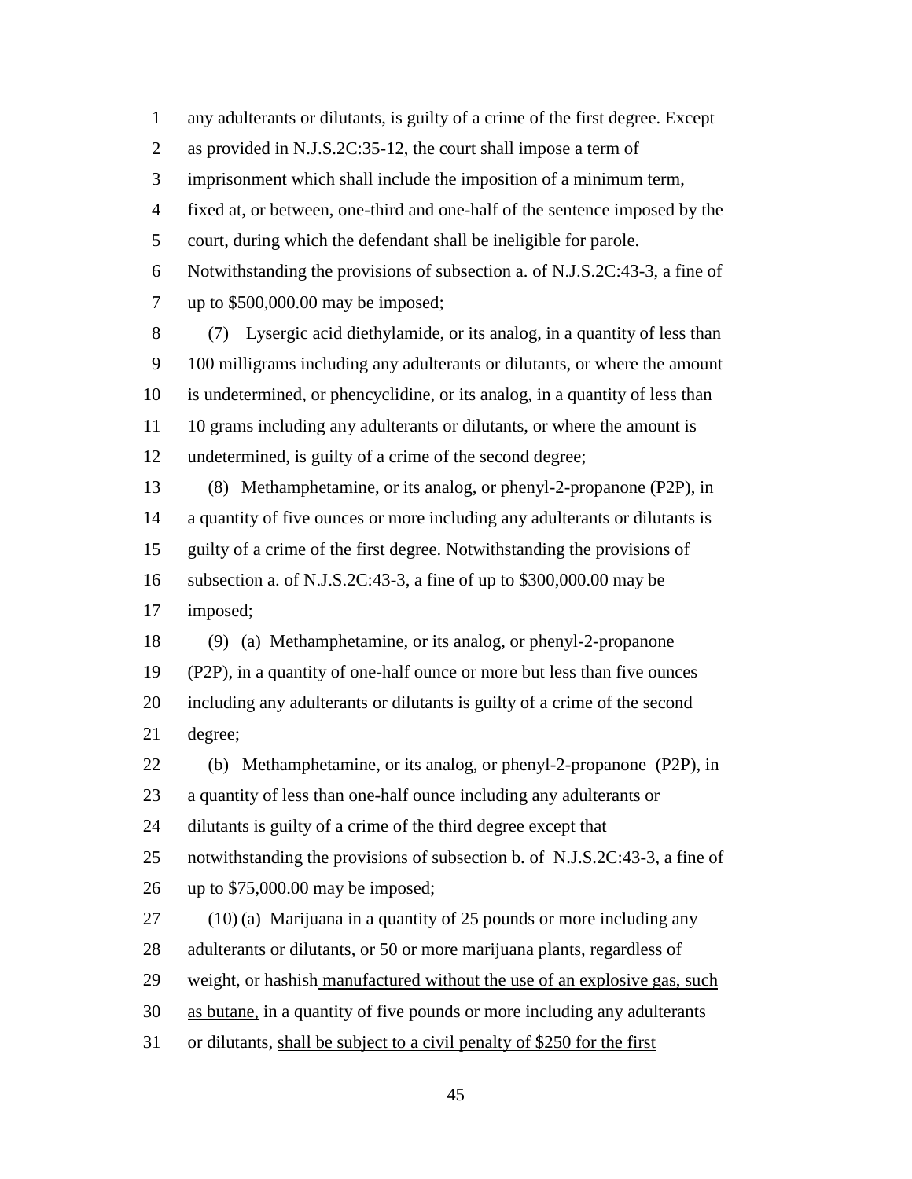any adulterants or dilutants, is guilty of a crime of the first degree. Except as provided in N.J.S.2C:35-12, the court shall impose a term of imprisonment which shall include the imposition of a minimum term, fixed at, or between, one-third and one-half of the sentence imposed by the court, during which the defendant shall be ineligible for parole. Notwithstanding the provisions of subsection a. of N.J.S.2C:43-3, a fine of up to $500,000.00 may be imposed;

(7) Lysergic acid diethylamide, or its analog, in a quantity of less than 100 milligrams including any adulterants or dilutants, or where the amount is undetermined, or phencyclidine, or its analog, in a quantity of less than 10 grams including any adulterants or dilutants, or where the amount is undetermined, is guilty of a crime of the second degree;

(8) Methamphetamine, or its analog, or phenyl-2-propanone (P2P), in a quantity of five ounces or more including any adulterants or dilutants is guilty of a crime of the first degree. Notwithstanding the provisions of subsection a. of N.J.S.2C:43-3, a fine of up to $300,000.00 may be imposed;

(9) (a) Methamphetamine, or its analog, or phenyl-2-propanone (P2P), in a quantity of one-half ounce or more but less than five ounces including any adulterants or dilutants is guilty of a crime of the second degree;

(b) Methamphetamine, or its analog, or phenyl-2-propanone (P2P), in a quantity of less than one-half ounce including any adulterants or dilutants is guilty of a crime of the third degree except that notwithstanding the provisions of subsection b. of N.J.S.2C:43-3, a fine of up to $75,000.00 may be imposed;

(10) (a) Marijuana in a quantity of 25 pounds or more including any adulterants or dilutants, or 50 or more marijuana plants, regardless of weight, or hashish manufactured without the use of an explosive gas, such as butane, in a quantity of five pounds or more including any adulterants or dilutants, shall be subject to a civil penalty of $250 for the first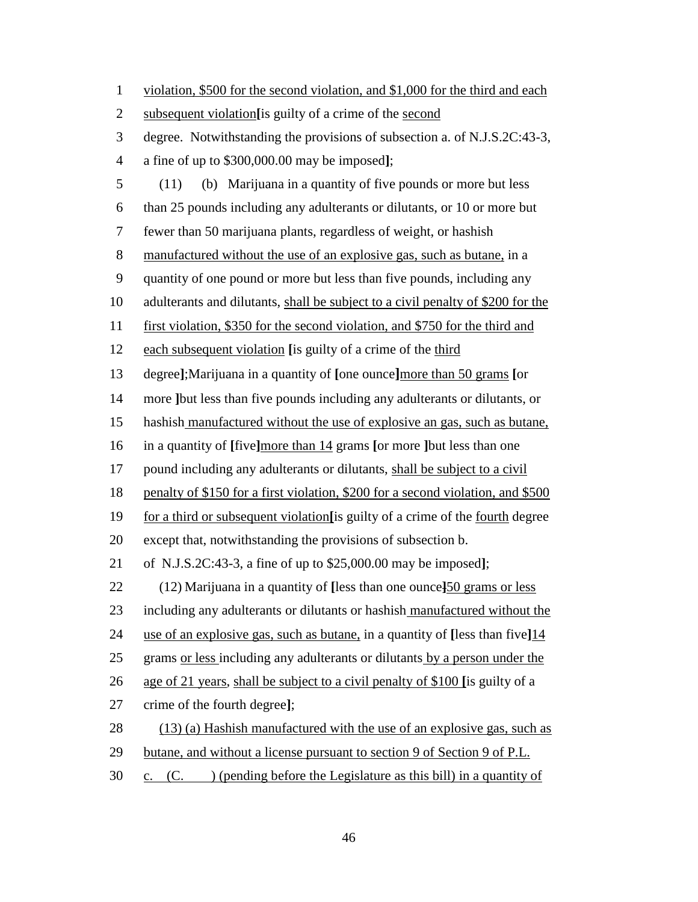violation, $500 for the second violation, and $1,000 for the third and each subsequent violation[is guilty of a crime of the second degree. Notwithstanding the provisions of subsection a. of N.J.S.2C:43-3, a fine of up to $300,000.00 may be imposed];

(11) (b) Marijuana in a quantity of five pounds or more but less than 25 pounds including any adulterants or dilutants, or 10 or more but fewer than 50 marijuana plants, regardless of weight, or hashish manufactured without the use of an explosive gas, such as butane, in a quantity of one pound or more but less than five pounds, including any adulterants and dilutants, shall be subject to a civil penalty of $200 for the first violation, $350 for the second violation, and $750 for the third and each subsequent violation [is guilty of a crime of the third degree];Marijuana in a quantity of [one ounce]more than 50 grams [or more ]but less than five pounds including any adulterants or dilutants, or hashish manufactured without the use of explosive an gas, such as butane, in a quantity of [five]more than 14 grams [or more ]but less than one pound including any adulterants or dilutants, shall be subject to a civil penalty of $150 for a first violation, $200 for a second violation, and $500 for a third or subsequent violation[is guilty of a crime of the fourth degree except that, notwithstanding the provisions of subsection b. of N.J.S.2C:43-3, a fine of up to $25,000.00 may be imposed];

(12) Marijuana in a quantity of [less than one ounce]50 grams or less including any adulterants or dilutants or hashish manufactured without the use of an explosive gas, such as butane, in a quantity of [less than five]14 grams or less including any adulterants or dilutants by a person under the age of 21 years, shall be subject to a civil penalty of $100 [is guilty of a crime of the fourth degree];

(13) (a) Hashish manufactured with the use of an explosive gas, such as butane, and without a license pursuant to section 9 of Section 9 of P.L. c. (C. ) (pending before the Legislature as this bill) in a quantity of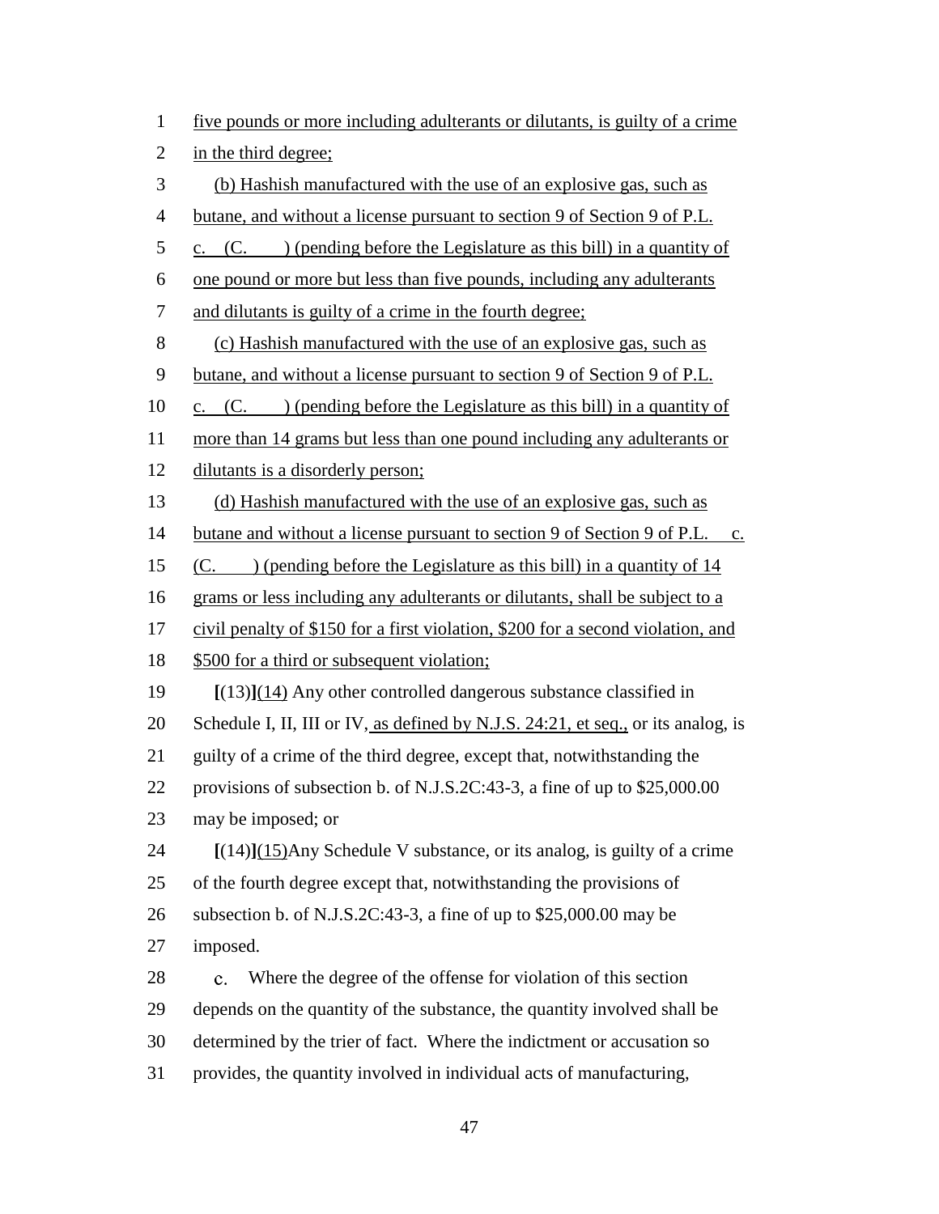five pounds or more including adulterants or dilutants, is guilty of a crime in the third degree;

(b) Hashish manufactured with the use of an explosive gas, such as butane, and without a license pursuant to section 9 of Section 9 of P.L. c. (C. ) (pending before the Legislature as this bill) in a quantity of one pound or more but less than five pounds, including any adulterants and dilutants is guilty of a crime in the fourth degree;

(c) Hashish manufactured with the use of an explosive gas, such as butane, and without a license pursuant to section 9 of Section 9 of P.L. c. (C. ) (pending before the Legislature as this bill) in a quantity of more than 14 grams but less than one pound including any adulterants or dilutants is a disorderly person;

(d) Hashish manufactured with the use of an explosive gas, such as butane and without a license pursuant to section 9 of Section 9 of P.L. c. (C. ) (pending before the Legislature as this bill) in a quantity of 14 grams or less including any adulterants or dilutants, shall be subject to a civil penalty of $150 for a first violation, $200 for a second violation, and $500 for a third or subsequent violation;

[(13)](14) Any other controlled dangerous substance classified in Schedule I, II, III or IV, as defined by N.J.S. 24:21, et seq., or its analog, is guilty of a crime of the third degree, except that, notwithstanding the provisions of subsection b. of N.J.S.2C:43-3, a fine of up to $25,000.00 may be imposed; or

[(14)](15)Any Schedule V substance, or its analog, is guilty of a crime of the fourth degree except that, notwithstanding the provisions of subsection b. of N.J.S.2C:43-3, a fine of up to $25,000.00 may be imposed.

c. Where the degree of the offense for violation of this section depends on the quantity of the substance, the quantity involved shall be determined by the trier of fact. Where the indictment or accusation so provides, the quantity involved in individual acts of manufacturing,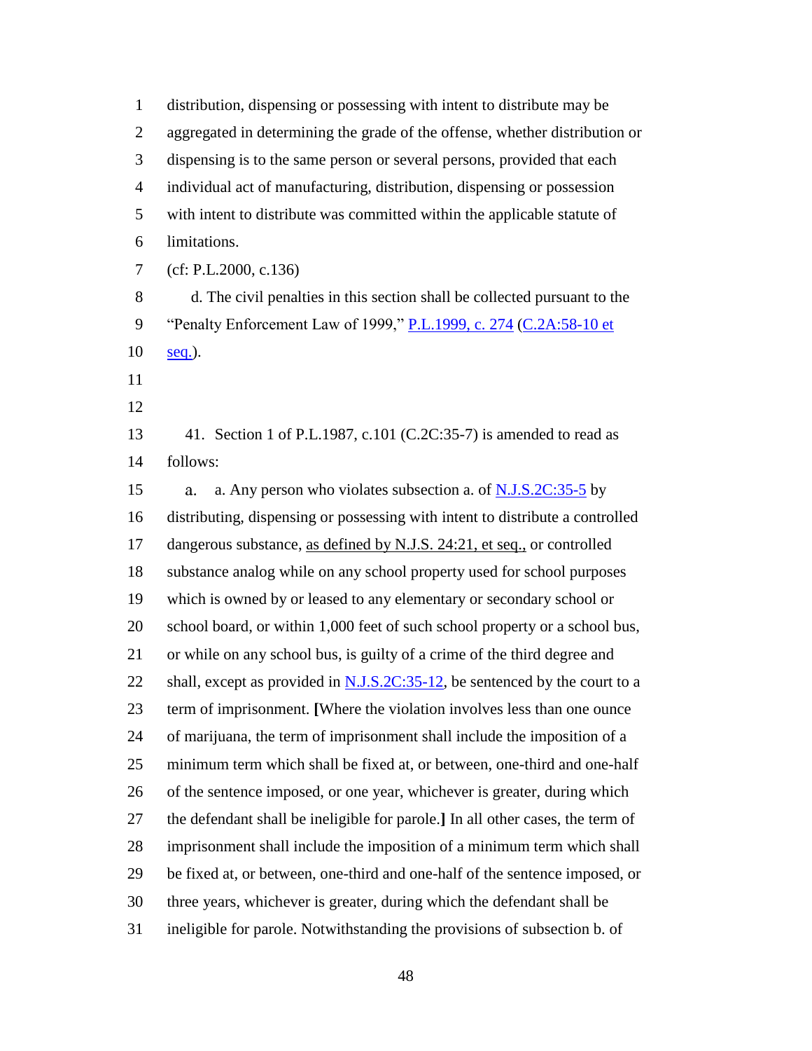distribution, dispensing or possessing with intent to distribute may be aggregated in determining the grade of the offense, whether distribution or dispensing is to the same person or several persons, provided that each individual act of manufacturing, distribution, dispensing or possession with intent to distribute was committed within the applicable statute of limitations.

(cf: P.L.2000, c.136)

d. The civil penalties in this section shall be collected pursuant to the "Penalty Enforcement Law of 1999," P.L.1999, c. 274 (C.2A:58-10 et seq.).

41. Section 1 of P.L.1987, c.101 (C.2C:35-7) is amended to read as follows:

a. a. Any person who violates subsection a. of N.J.S.2C:35-5 by distributing, dispensing or possessing with intent to distribute a controlled dangerous substance, as defined by N.J.S. 24:21, et seq., or controlled substance analog while on any school property used for school purposes which is owned by or leased to any elementary or secondary school or school board, or within 1,000 feet of such school property or a school bus, or while on any school bus, is guilty of a crime of the third degree and shall, except as provided in N.J.S.2C:35-12, be sentenced by the court to a term of imprisonment. **[**Where the violation involves less than one ounce of marijuana, the term of imprisonment shall include the imposition of a minimum term which shall be fixed at, or between, one-third and one-half of the sentence imposed, or one year, whichever is greater, during which the defendant shall be ineligible for parole.**]** In all other cases, the term of imprisonment shall include the imposition of a minimum term which shall be fixed at, or between, one-third and one-half of the sentence imposed, or three years, whichever is greater, during which the defendant shall be ineligible for parole. Notwithstanding the provisions of subsection b. of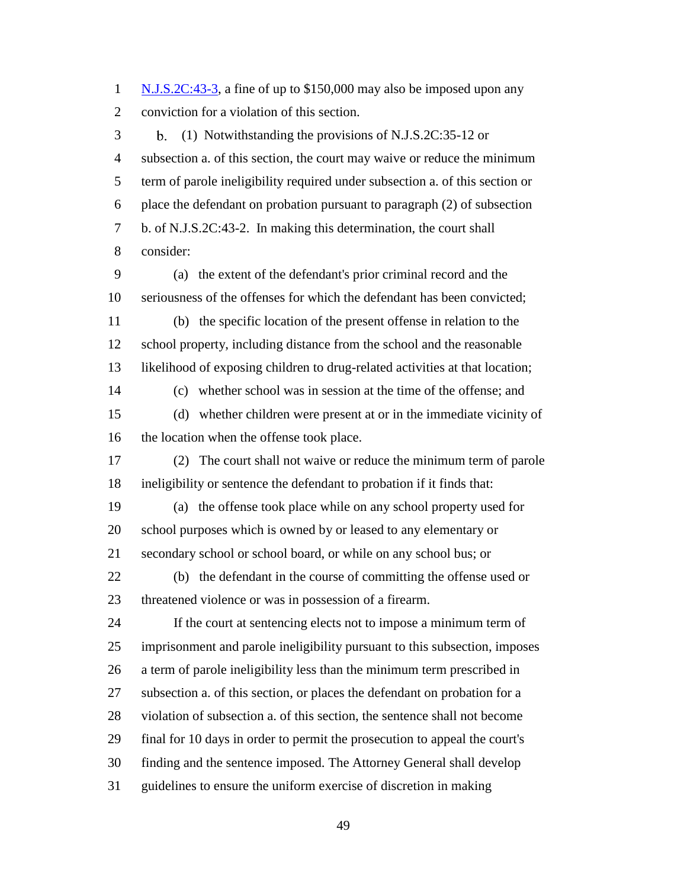N.J.S.2C:43-3, a fine of up to $150,000 may also be imposed upon any conviction for a violation of this section.

b. (1) Notwithstanding the provisions of N.J.S.2C:35-12 or subsection a. of this section, the court may waive or reduce the minimum term of parole ineligibility required under subsection a. of this section or place the defendant on probation pursuant to paragraph (2) of subsection b. of N.J.S.2C:43-2. In making this determination, the court shall consider:

(a) the extent of the defendant's prior criminal record and the seriousness of the offenses for which the defendant has been convicted;

(b) the specific location of the present offense in relation to the school property, including distance from the school and the reasonable likelihood of exposing children to drug-related activities at that location;

(c) whether school was in session at the time of the offense; and

(d) whether children were present at or in the immediate vicinity of the location when the offense took place.

(2) The court shall not waive or reduce the minimum term of parole ineligibility or sentence the defendant to probation if it finds that:

(a) the offense took place while on any school property used for school purposes which is owned by or leased to any elementary or secondary school or school board, or while on any school bus; or

(b) the defendant in the course of committing the offense used or threatened violence or was in possession of a firearm.

If the court at sentencing elects not to impose a minimum term of imprisonment and parole ineligibility pursuant to this subsection, imposes a term of parole ineligibility less than the minimum term prescribed in subsection a. of this section, or places the defendant on probation for a violation of subsection a. of this section, the sentence shall not become final for 10 days in order to permit the prosecution to appeal the court's finding and the sentence imposed. The Attorney General shall develop guidelines to ensure the uniform exercise of discretion in making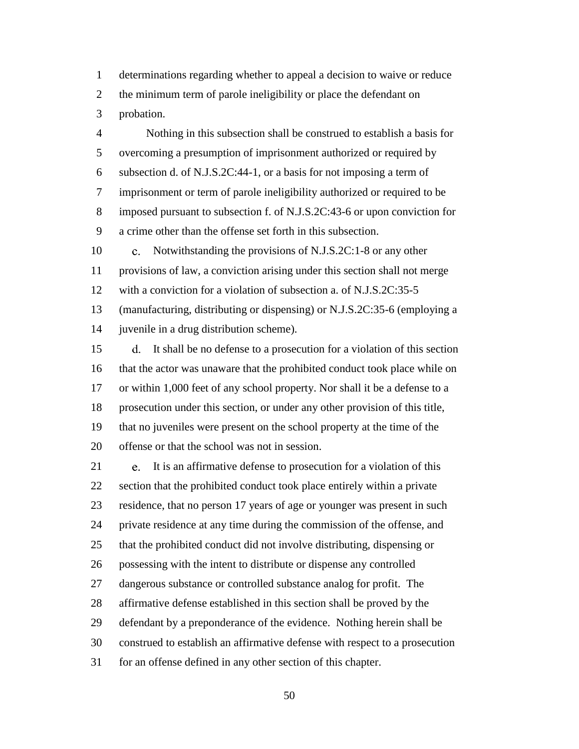determinations regarding whether to appeal a decision to waive or reduce the minimum term of parole ineligibility or place the defendant on probation.

Nothing in this subsection shall be construed to establish a basis for overcoming a presumption of imprisonment authorized or required by subsection d. of N.J.S.2C:44-1, or a basis for not imposing a term of imprisonment or term of parole ineligibility authorized or required to be imposed pursuant to subsection f. of N.J.S.2C:43-6 or upon conviction for a crime other than the offense set forth in this subsection.

c. Notwithstanding the provisions of N.J.S.2C:1-8 or any other provisions of law, a conviction arising under this section shall not merge with a conviction for a violation of subsection a. of N.J.S.2C:35-5 (manufacturing, distributing or dispensing) or N.J.S.2C:35-6 (employing a juvenile in a drug distribution scheme).

d. It shall be no defense to a prosecution for a violation of this section that the actor was unaware that the prohibited conduct took place while on or within 1,000 feet of any school property. Nor shall it be a defense to a prosecution under this section, or under any other provision of this title, that no juveniles were present on the school property at the time of the offense or that the school was not in session.

e. It is an affirmative defense to prosecution for a violation of this section that the prohibited conduct took place entirely within a private residence, that no person 17 years of age or younger was present in such private residence at any time during the commission of the offense, and that the prohibited conduct did not involve distributing, dispensing or possessing with the intent to distribute or dispense any controlled dangerous substance or controlled substance analog for profit. The affirmative defense established in this section shall be proved by the defendant by a preponderance of the evidence. Nothing herein shall be construed to establish an affirmative defense with respect to a prosecution for an offense defined in any other section of this chapter.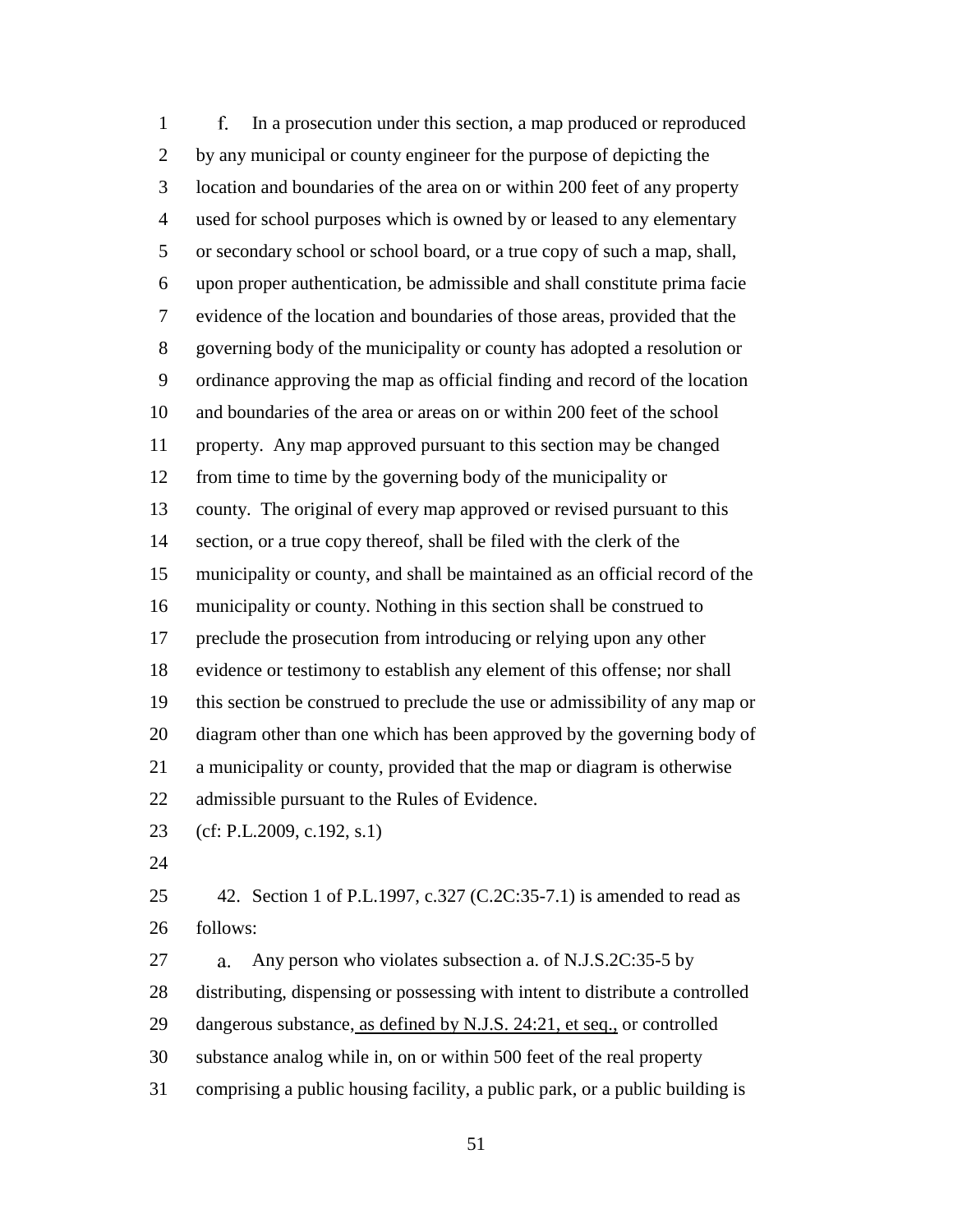f. In a prosecution under this section, a map produced or reproduced by any municipal or county engineer for the purpose of depicting the location and boundaries of the area on or within 200 feet of any property used for school purposes which is owned by or leased to any elementary or secondary school or school board, or a true copy of such a map, shall, upon proper authentication, be admissible and shall constitute prima facie evidence of the location and boundaries of those areas, provided that the governing body of the municipality or county has adopted a resolution or ordinance approving the map as official finding and record of the location and boundaries of the area or areas on or within 200 feet of the school property. Any map approved pursuant to this section may be changed from time to time by the governing body of the municipality or county. The original of every map approved or revised pursuant to this section, or a true copy thereof, shall be filed with the clerk of the municipality or county, and shall be maintained as an official record of the municipality or county. Nothing in this section shall be construed to preclude the prosecution from introducing or relying upon any other evidence or testimony to establish any element of this offense; nor shall this section be construed to preclude the use or admissibility of any map or diagram other than one which has been approved by the governing body of a municipality or county, provided that the map or diagram is otherwise admissible pursuant to the Rules of Evidence.

(cf: P.L.2009, c.192, s.1)

42. Section 1 of P.L.1997, c.327 (C.2C:35-7.1) is amended to read as follows:

a. Any person who violates subsection a. of N.J.S.2C:35-5 by distributing, dispensing or possessing with intent to distribute a controlled dangerous substance<u>, as defined by N.J.S. 24:21, et seq.,</u> or controlled substance analog while in, on or within 500 feet of the real property comprising a public housing facility, a public park, or a public building is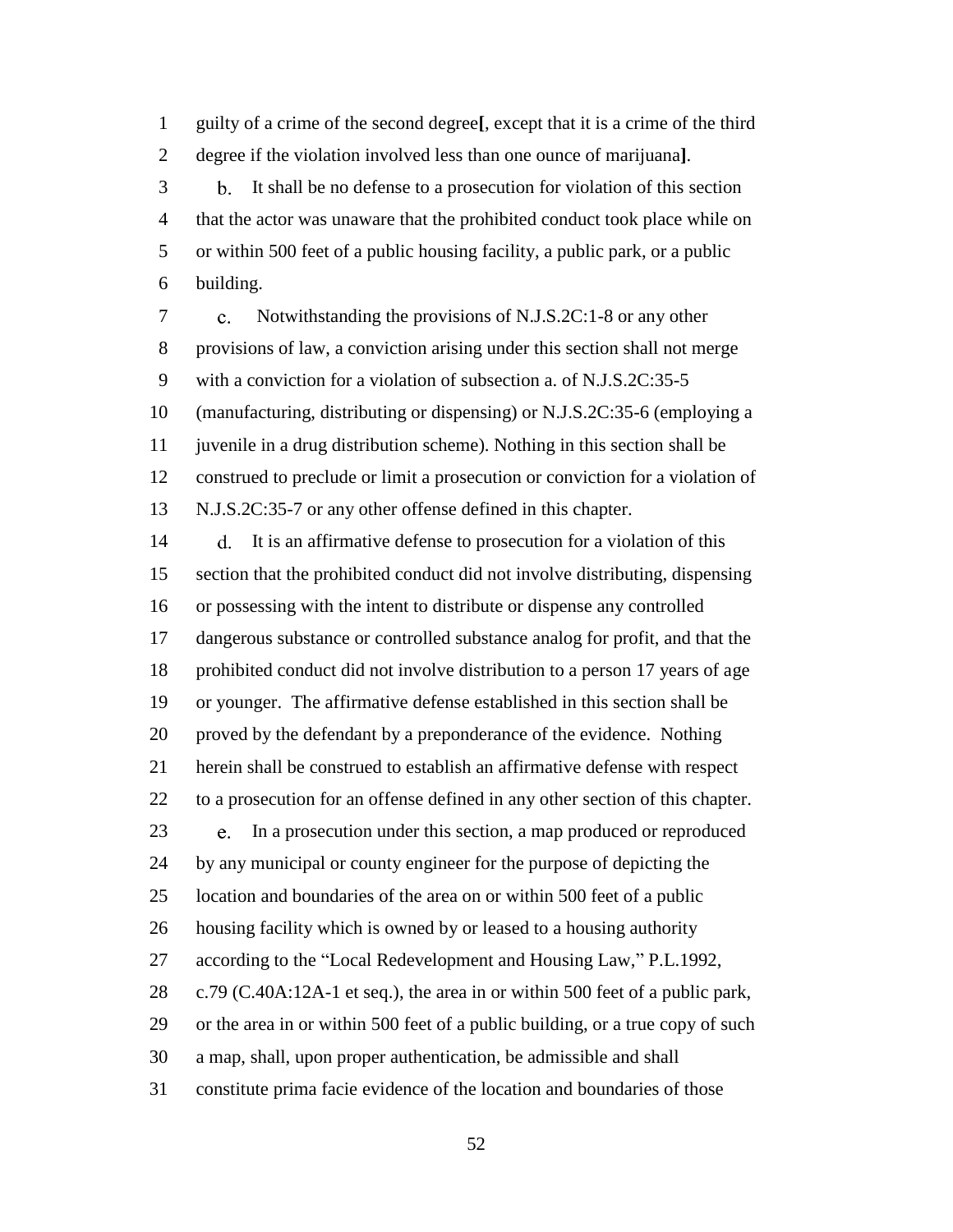guilty of a crime of the second degree[, except that it is a crime of the third degree if the violation involved less than one ounce of marijuana].

b. It shall be no defense to a prosecution for violation of this section that the actor was unaware that the prohibited conduct took place while on or within 500 feet of a public housing facility, a public park, or a public building.

c. Notwithstanding the provisions of N.J.S.2C:1-8 or any other provisions of law, a conviction arising under this section shall not merge with a conviction for a violation of subsection a. of N.J.S.2C:35-5 (manufacturing, distributing or dispensing) or N.J.S.2C:35-6 (employing a juvenile in a drug distribution scheme). Nothing in this section shall be construed to preclude or limit a prosecution or conviction for a violation of N.J.S.2C:35-7 or any other offense defined in this chapter.

d. It is an affirmative defense to prosecution for a violation of this section that the prohibited conduct did not involve distributing, dispensing or possessing with the intent to distribute or dispense any controlled dangerous substance or controlled substance analog for profit, and that the prohibited conduct did not involve distribution to a person 17 years of age or younger. The affirmative defense established in this section shall be proved by the defendant by a preponderance of the evidence. Nothing herein shall be construed to establish an affirmative defense with respect to a prosecution for an offense defined in any other section of this chapter.

e. In a prosecution under this section, a map produced or reproduced by any municipal or county engineer for the purpose of depicting the location and boundaries of the area on or within 500 feet of a public housing facility which is owned by or leased to a housing authority according to the "Local Redevelopment and Housing Law," P.L.1992, c.79 (C.40A:12A-1 et seq.), the area in or within 500 feet of a public park, or the area in or within 500 feet of a public building, or a true copy of such a map, shall, upon proper authentication, be admissible and shall constitute prima facie evidence of the location and boundaries of those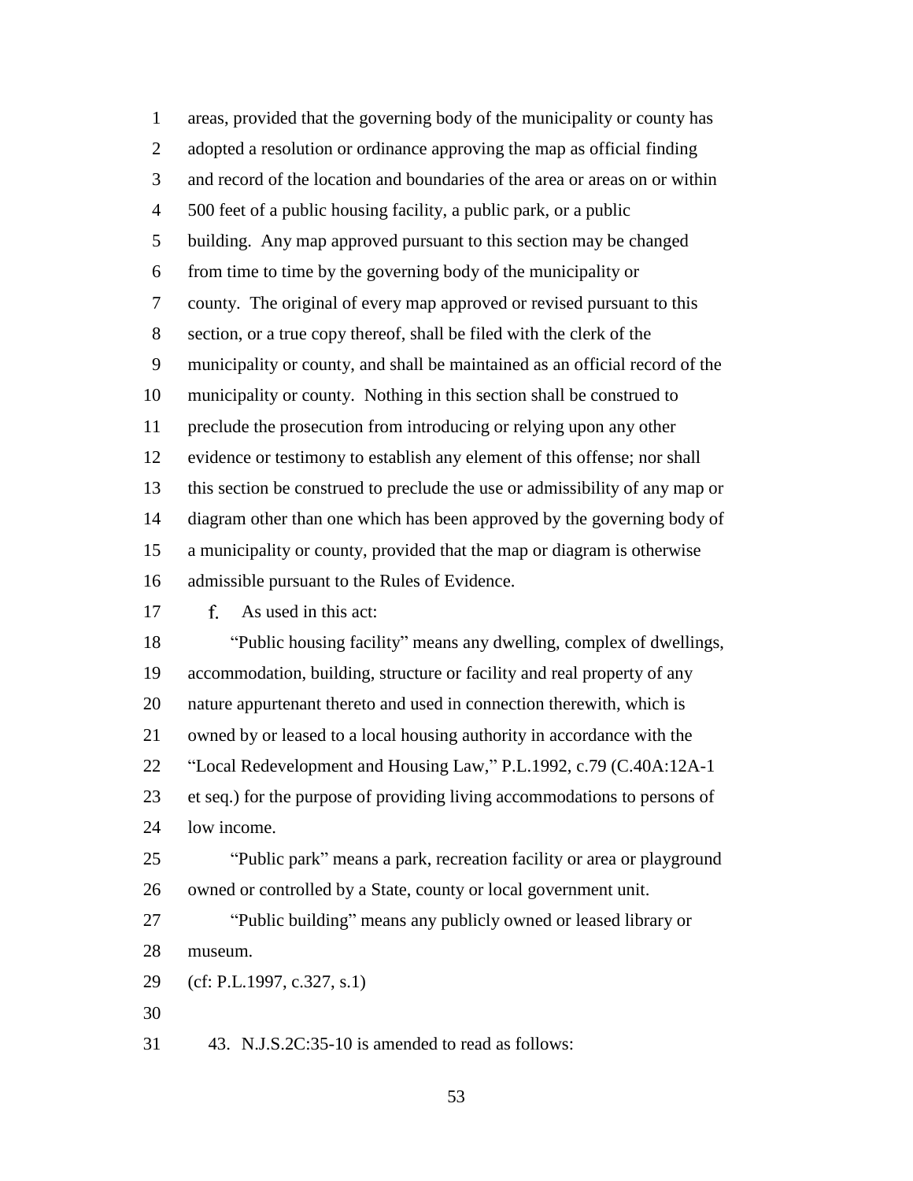areas, provided that the governing body of the municipality or county has adopted a resolution or ordinance approving the map as official finding and record of the location and boundaries of the area or areas on or within 500 feet of a public housing facility, a public park, or a public building. Any map approved pursuant to this section may be changed from time to time by the governing body of the municipality or county. The original of every map approved or revised pursuant to this section, or a true copy thereof, shall be filed with the clerk of the municipality or county, and shall be maintained as an official record of the municipality or county. Nothing in this section shall be construed to preclude the prosecution from introducing or relying upon any other evidence or testimony to establish any element of this offense; nor shall this section be construed to preclude the use or admissibility of any map or diagram other than one which has been approved by the governing body of a municipality or county, provided that the map or diagram is otherwise admissible pursuant to the Rules of Evidence.

f. As used in this act:

"Public housing facility" means any dwelling, complex of dwellings, accommodation, building, structure or facility and real property of any nature appurtenant thereto and used in connection therewith, which is owned by or leased to a local housing authority in accordance with the "Local Redevelopment and Housing Law," P.L.1992, c.79 (C.40A:12A-1 et seq.) for the purpose of providing living accommodations to persons of low income.

"Public park" means a park, recreation facility or area or playground owned or controlled by a State, county or local government unit.

"Public building" means any publicly owned or leased library or museum.

(cf: P.L.1997, c.327, s.1)

43. N.J.S.2C:35-10 is amended to read as follows: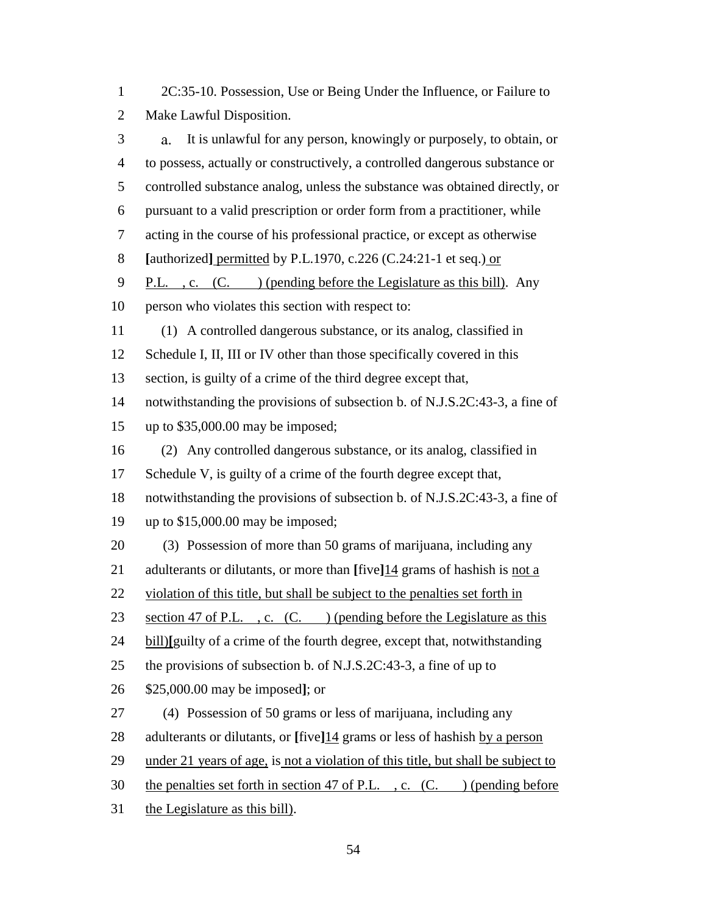2C:35-10. Possession, Use or Being Under the Influence, or Failure to Make Lawful Disposition.

a. It is unlawful for any person, knowingly or purposely, to obtain, or to possess, actually or constructively, a controlled dangerous substance or controlled substance analog, unless the substance was obtained directly, or pursuant to a valid prescription or order form from a practitioner, while acting in the course of his professional practice, or except as otherwise [authorized] permitted by P.L.1970, c.226 (C.24:21-1 et seq.) or P.L. , c. (C. ) (pending before the Legislature as this bill). Any person who violates this section with respect to:

(1) A controlled dangerous substance, or its analog, classified in Schedule I, II, III or IV other than those specifically covered in this section, is guilty of a crime of the third degree except that, notwithstanding the provisions of subsection b. of N.J.S.2C:43-3, a fine of up to $35,000.00 may be imposed;

(2) Any controlled dangerous substance, or its analog, classified in Schedule V, is guilty of a crime of the fourth degree except that, notwithstanding the provisions of subsection b. of N.J.S.2C:43-3, a fine of up to $15,000.00 may be imposed;

(3) Possession of more than 50 grams of marijuana, including any adulterants or dilutants, or more than [five]14 grams of hashish is not a violation of this title, but shall be subject to the penalties set forth in section 47 of P.L. , c. (C. ) (pending before the Legislature as this bill)[guilty of a crime of the fourth degree, except that, notwithstanding the provisions of subsection b. of N.J.S.2C:43-3, a fine of up to $25,000.00 may be imposed]; or

(4) Possession of 50 grams or less of marijuana, including any adulterants or dilutants, or [five]14 grams or less of hashish by a person under 21 years of age, is not a violation of this title, but shall be subject to the penalties set forth in section 47 of P.L. , c. (C. ) (pending before the Legislature as this bill).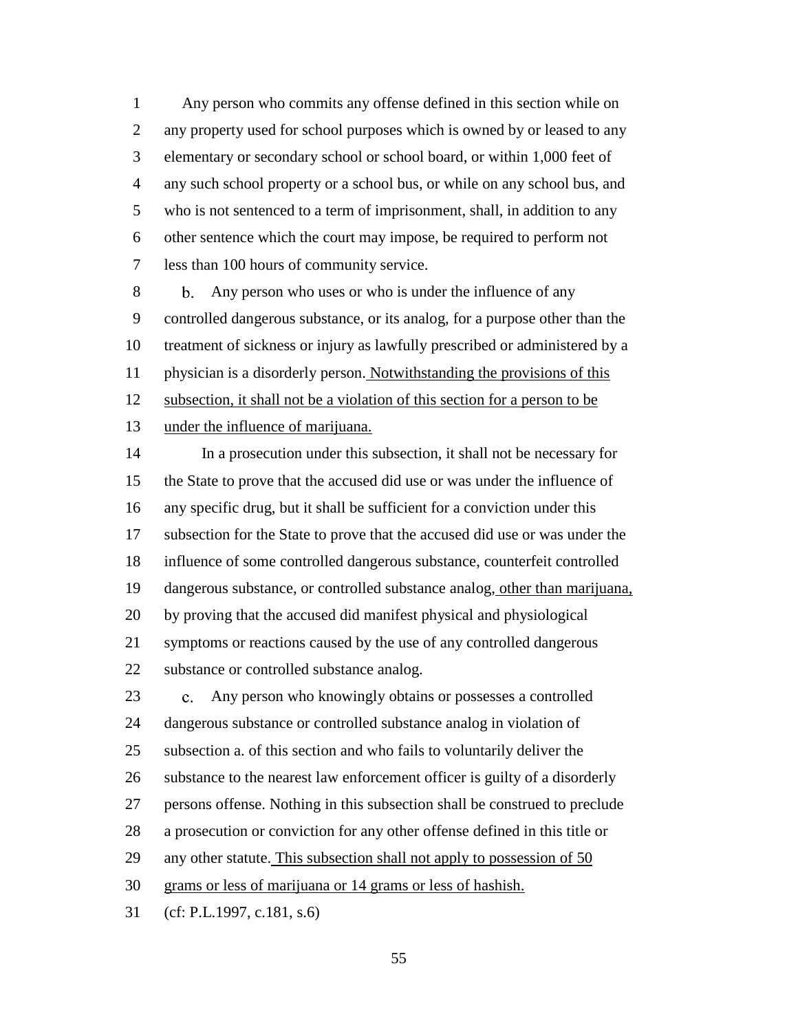Any person who commits any offense defined in this section while on any property used for school purposes which is owned by or leased to any elementary or secondary school or school board, or within 1,000 feet of any such school property or a school bus, or while on any school bus, and who is not sentenced to a term of imprisonment, shall, in addition to any other sentence which the court may impose, be required to perform not less than 100 hours of community service.

b. Any person who uses or who is under the influence of any controlled dangerous substance, or its analog, for a purpose other than the treatment of sickness or injury as lawfully prescribed or administered by a physician is a disorderly person. <u>Notwithstanding the provisions of this subsection, it shall not be a violation of this section for a person to be under the influence of marijuana.</u>

In a prosecution under this subsection, it shall not be necessary for the State to prove that the accused did use or was under the influence of any specific drug, but it shall be sufficient for a conviction under this subsection for the State to prove that the accused did use or was under the influence of some controlled dangerous substance, counterfeit controlled dangerous substance, or controlled substance analog<u>, other than marijuana,</u> by proving that the accused did manifest physical and physiological symptoms or reactions caused by the use of any controlled dangerous substance or controlled substance analog.

c. Any person who knowingly obtains or possesses a controlled dangerous substance or controlled substance analog in violation of subsection a. of this section and who fails to voluntarily deliver the substance to the nearest law enforcement officer is guilty of a disorderly persons offense. Nothing in this subsection shall be construed to preclude a prosecution or conviction for any other offense defined in this title or any other statute. <u>This subsection shall not apply to possession of 50 grams or less of marijuana or 14 grams or less of hashish.</u>

(cf: P.L.1997, c.181, s.6)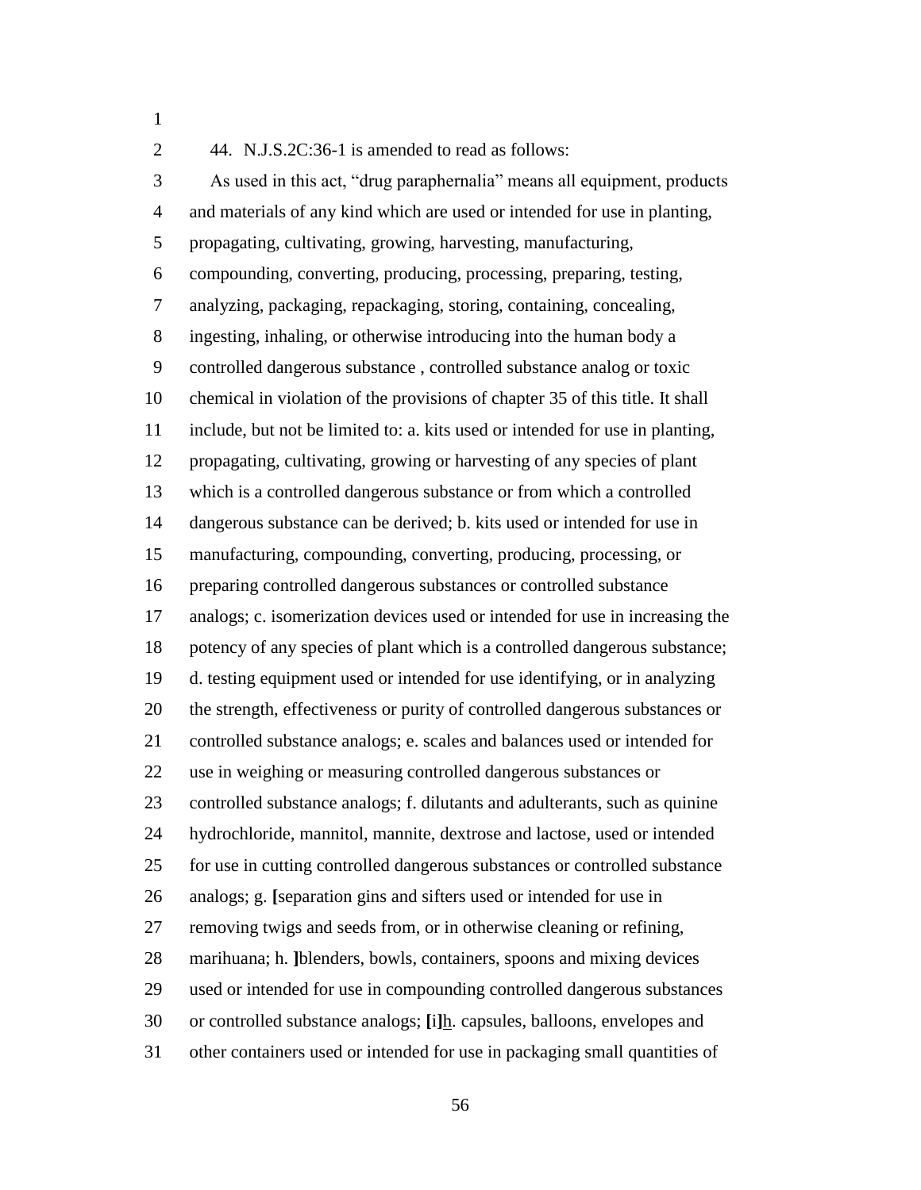44. N.J.S.2C:36-1 is amended to read as follows:

As used in this act, "drug paraphernalia" means all equipment, products and materials of any kind which are used or intended for use in planting, propagating, cultivating, growing, harvesting, manufacturing, compounding, converting, producing, processing, preparing, testing, analyzing, packaging, repackaging, storing, containing, concealing, ingesting, inhaling, or otherwise introducing into the human body a controlled dangerous substance , controlled substance analog or toxic chemical in violation of the provisions of chapter 35 of this title. It shall include, but not be limited to: a. kits used or intended for use in planting, propagating, cultivating, growing or harvesting of any species of plant which is a controlled dangerous substance or from which a controlled dangerous substance can be derived; b. kits used or intended for use in manufacturing, compounding, converting, producing, processing, or preparing controlled dangerous substances or controlled substance analogs; c. isomerization devices used or intended for use in increasing the potency of any species of plant which is a controlled dangerous substance; d. testing equipment used or intended for use identifying, or in analyzing the strength, effectiveness or purity of controlled dangerous substances or controlled substance analogs; e. scales and balances used or intended for use in weighing or measuring controlled dangerous substances or controlled substance analogs; f. dilutants and adulterants, such as quinine hydrochloride, mannitol, mannite, dextrose and lactose, used or intended for use in cutting controlled dangerous substances or controlled substance analogs; g. **[**separation gins and sifters used or intended for use in removing twigs and seeds from, or in otherwise cleaning or refining, marihuana; h. **]**blenders, bowls, containers, spoons and mixing devices used or intended for use in compounding controlled dangerous substances or controlled substance analogs; **[**i**]**<u>h</u>. capsules, balloons, envelopes and other containers used or intended for use in packaging small quantities of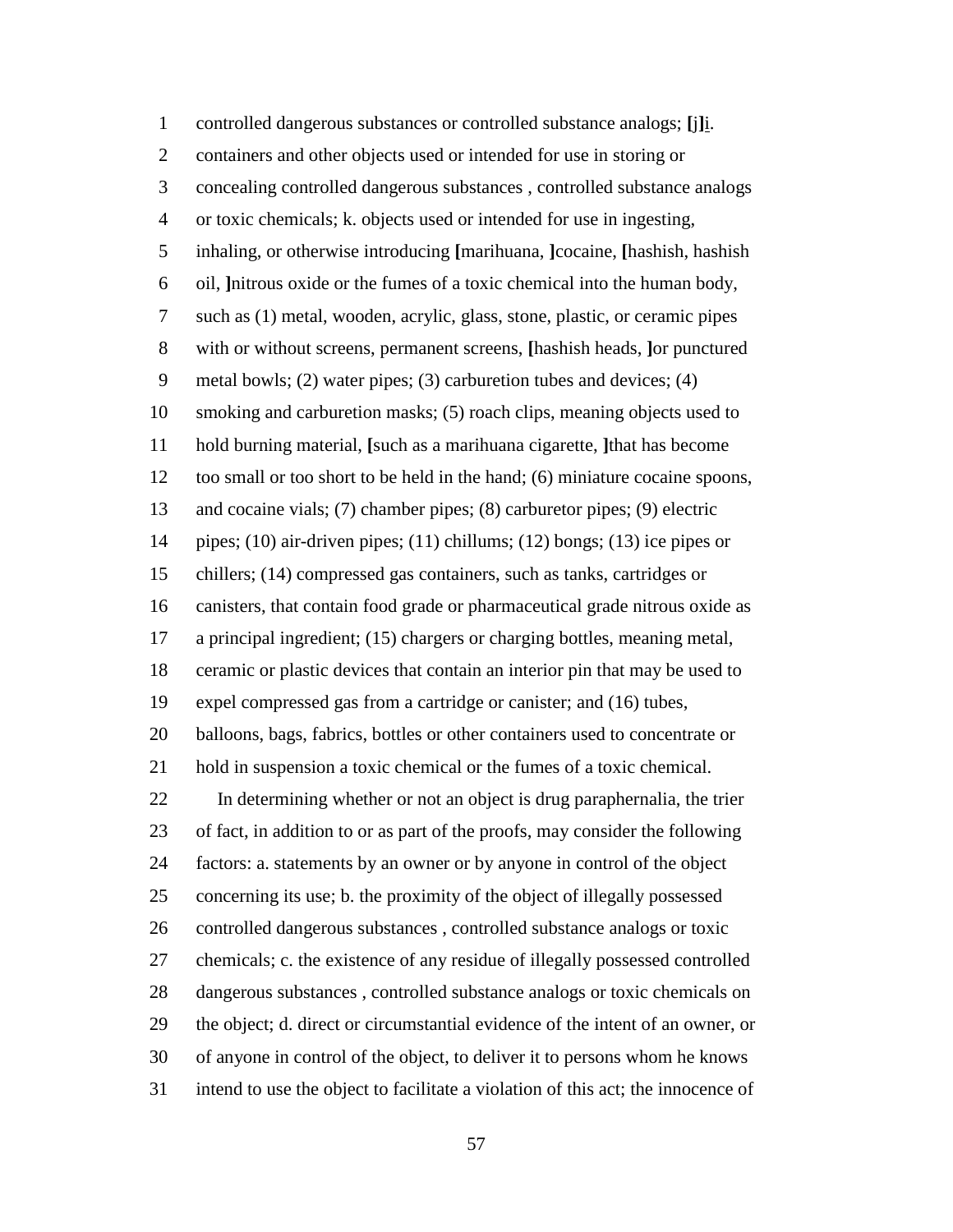controlled dangerous substances or controlled substance analogs; [j]i. containers and other objects used or intended for use in storing or concealing controlled dangerous substances , controlled substance analogs or toxic chemicals; k. objects used or intended for use in ingesting, inhaling, or otherwise introducing [marihuana, ]cocaine, [hashish, hashish oil, ]nitrous oxide or the fumes of a toxic chemical into the human body, such as (1) metal, wooden, acrylic, glass, stone, plastic, or ceramic pipes with or without screens, permanent screens, [hashish heads, ]or punctured metal bowls; (2) water pipes; (3) carburetion tubes and devices; (4) smoking and carburetion masks; (5) roach clips, meaning objects used to hold burning material, [such as a marihuana cigarette, ]that has become too small or too short to be held in the hand; (6) miniature cocaine spoons, and cocaine vials; (7) chamber pipes; (8) carburetor pipes; (9) electric pipes; (10) air-driven pipes; (11) chillums; (12) bongs; (13) ice pipes or chillers; (14) compressed gas containers, such as tanks, cartridges or canisters, that contain food grade or pharmaceutical grade nitrous oxide as a principal ingredient; (15) chargers or charging bottles, meaning metal, ceramic or plastic devices that contain an interior pin that may be used to expel compressed gas from a cartridge or canister; and (16) tubes, balloons, bags, fabrics, bottles or other containers used to concentrate or hold in suspension a toxic chemical or the fumes of a toxic chemical.

In determining whether or not an object is drug paraphernalia, the trier of fact, in addition to or as part of the proofs, may consider the following factors: a. statements by an owner or by anyone in control of the object concerning its use; b. the proximity of the object of illegally possessed controlled dangerous substances , controlled substance analogs or toxic chemicals; c. the existence of any residue of illegally possessed controlled dangerous substances , controlled substance analogs or toxic chemicals on the object; d. direct or circumstantial evidence of the intent of an owner, or of anyone in control of the object, to deliver it to persons whom he knows intend to use the object to facilitate a violation of this act; the innocence of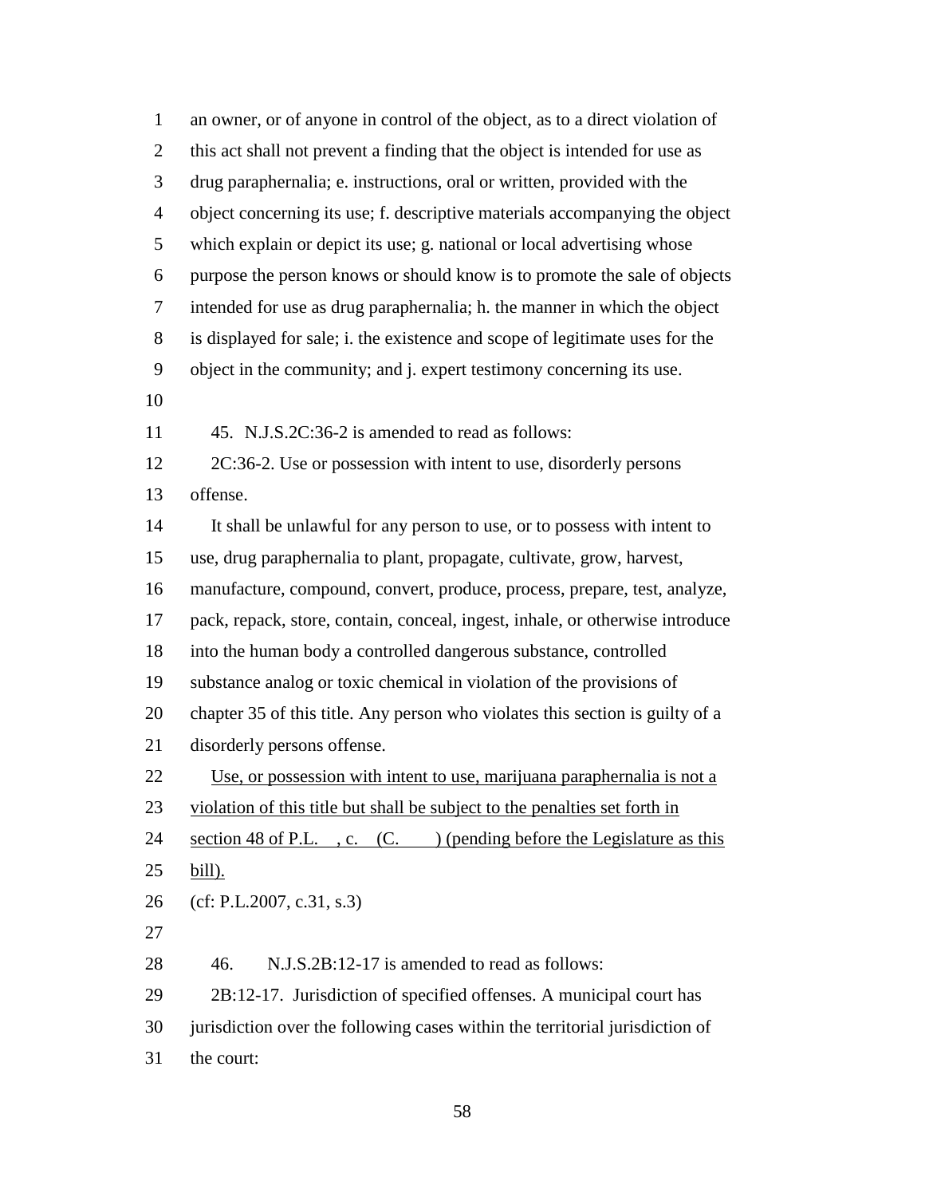an owner, or of anyone in control of the object, as to a direct violation of this act shall not prevent a finding that the object is intended for use as drug paraphernalia; e. instructions, oral or written, provided with the object concerning its use; f. descriptive materials accompanying the object which explain or depict its use; g. national or local advertising whose purpose the person knows or should know is to promote the sale of objects intended for use as drug paraphernalia; h. the manner in which the object is displayed for sale; i. the existence and scope of legitimate uses for the object in the community; and j. expert testimony concerning its use.

45. N.J.S.2C:36-2 is amended to read as follows:

2C:36-2. Use or possession with intent to use, disorderly persons offense.

It shall be unlawful for any person to use, or to possess with intent to use, drug paraphernalia to plant, propagate, cultivate, grow, harvest, manufacture, compound, convert, produce, process, prepare, test, analyze, pack, repack, store, contain, conceal, ingest, inhale, or otherwise introduce into the human body a controlled dangerous substance, controlled substance analog or toxic chemical in violation of the provisions of chapter 35 of this title. Any person who violates this section is guilty of a disorderly persons offense.

<u>Use, or possession with intent to use, marijuana paraphernalia is not a violation of this title but shall be subject to the penalties set forth in section 48 of P.L. , c. (C. ) (pending before the Legislature as this bill).</u>

(cf: P.L.2007, c.31, s.3)

46. N.J.S.2B:12-17 is amended to read as follows:

2B:12-17. Jurisdiction of specified offenses. A municipal court has jurisdiction over the following cases within the territorial jurisdiction of the court: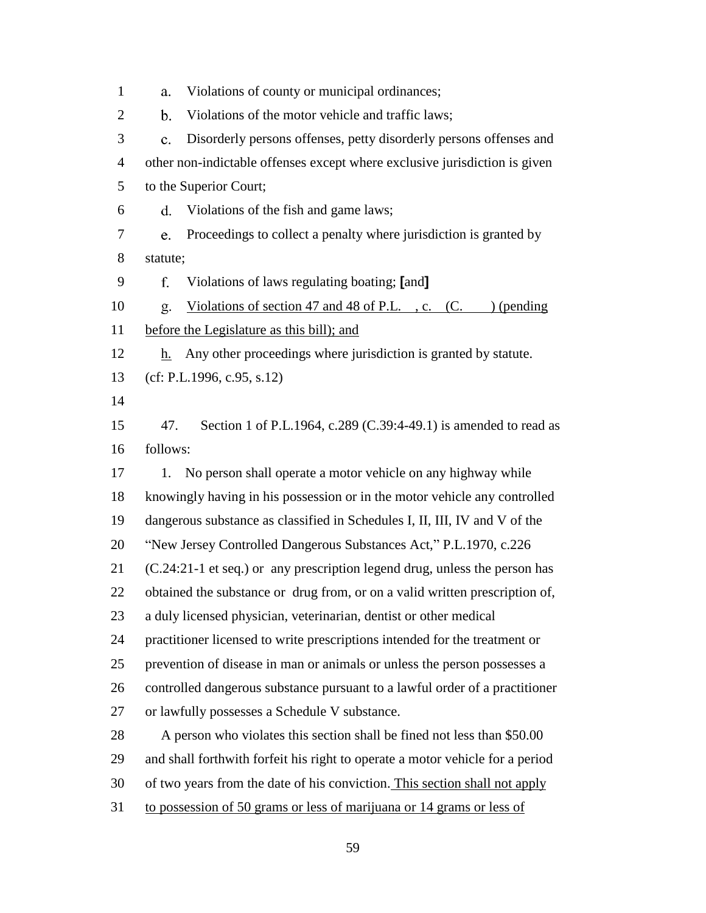a. Violations of county or municipal ordinances;

b. Violations of the motor vehicle and traffic laws;

c. Disorderly persons offenses, petty disorderly persons offenses and other non-indictable offenses except where exclusive jurisdiction is given to the Superior Court;

d. Violations of the fish and game laws;

e. Proceedings to collect a penalty where jurisdiction is granted by statute;

f. Violations of laws regulating boating; **[**and**]**

<u>g. Violations of section 47 and 48 of P.L. , c. (C. ) (pending before the Legislature as this bill); and</u>

<u>h.</u> Any other proceedings where jurisdiction is granted by statute.

(cf: P.L.1996, c.95, s.12)

47. Section 1 of P.L.1964, c.289 (C.39:4-49.1) is amended to read as follows:

1. No person shall operate a motor vehicle on any highway while knowingly having in his possession or in the motor vehicle any controlled dangerous substance as classified in Schedules I, II, III, IV and V of the "New Jersey Controlled Dangerous Substances Act," P.L.1970, c.226 (C.24:21-1 et seq.) or any prescription legend drug, unless the person has obtained the substance or drug from, or on a valid written prescription of, a duly licensed physician, veterinarian, dentist or other medical practitioner licensed to write prescriptions intended for the treatment or prevention of disease in man or animals or unless the person possesses a controlled dangerous substance pursuant to a lawful order of a practitioner or lawfully possesses a Schedule V substance.

A person who violates this section shall be fined not less than $50.00 and shall forthwith forfeit his right to operate a motor vehicle for a period of two years from the date of his conviction. <u>This section shall not apply to possession of 50 grams or less of marijuana or 14 grams or less of</u>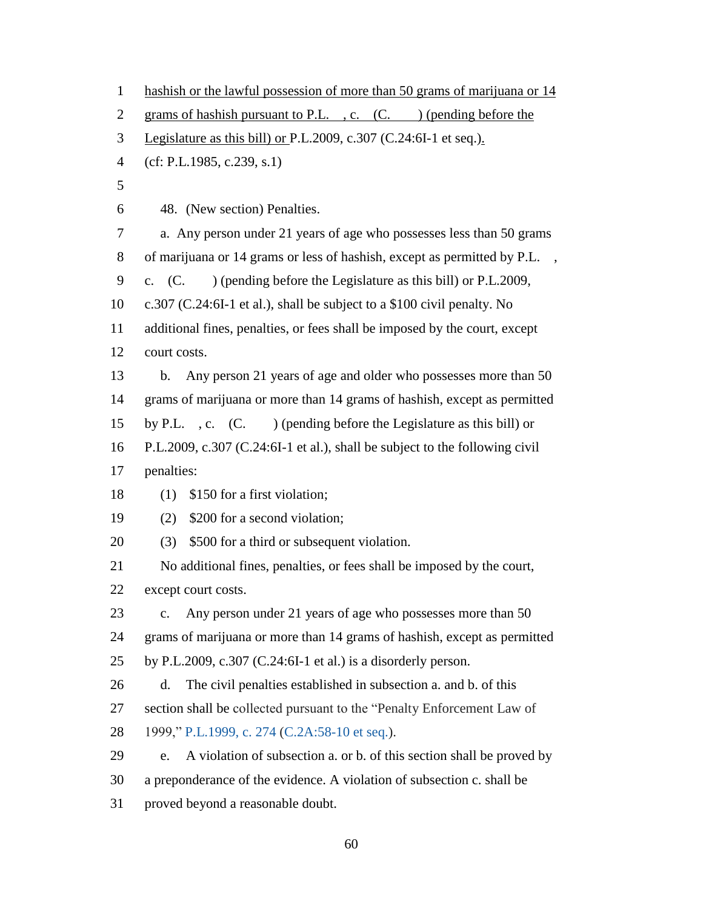hashish or the lawful possession of more than 50 grams of marijuana or 14 grams of hashish pursuant to P.L. , c. (C. ) (pending before the Legislature as this bill) or P.L.2009, c.307 (C.24:6I-1 et seq.).

(cf: P.L.1985, c.239, s.1)

48. (New section) Penalties.

a. Any person under 21 years of age who possesses less than 50 grams of marijuana or 14 grams or less of hashish, except as permitted by P.L. , c. (C. ) (pending before the Legislature as this bill) or P.L.2009, c.307 (C.24:6I-1 et al.), shall be subject to a $100 civil penalty. No additional fines, penalties, or fees shall be imposed by the court, except court costs.

b. Any person 21 years of age and older who possesses more than 50 grams of marijuana or more than 14 grams of hashish, except as permitted by P.L. , c. (C. ) (pending before the Legislature as this bill) or P.L.2009, c.307 (C.24:6I-1 et al.), shall be subject to the following civil penalties:

(1) $150 for a first violation;

(2) $200 for a second violation;

(3) $500 for a third or subsequent violation.

No additional fines, penalties, or fees shall be imposed by the court, except court costs.

c. Any person under 21 years of age who possesses more than 50 grams of marijuana or more than 14 grams of hashish, except as permitted by P.L.2009, c.307 (C.24:6I-1 et al.) is a disorderly person.

d. The civil penalties established in subsection a. and b. of this section shall be collected pursuant to the "Penalty Enforcement Law of 1999," P.L.1999, c. 274 (C.2A:58-10 et seq.).

e. A violation of subsection a. or b. of this section shall be proved by a preponderance of the evidence. A violation of subsection c. shall be proved beyond a reasonable doubt.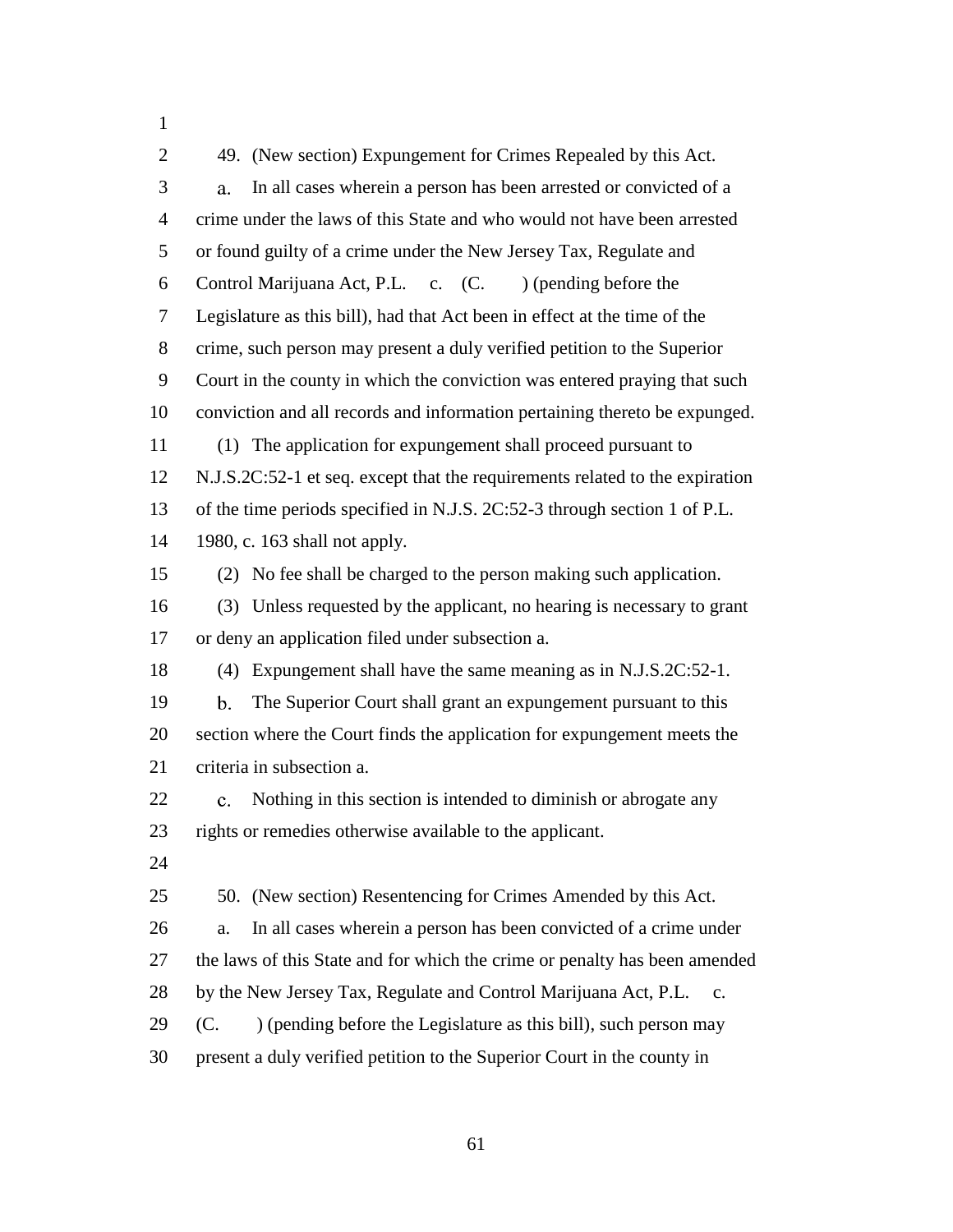49. (New section) Expungement for Crimes Repealed by this Act.

a. In all cases wherein a person has been arrested or convicted of a crime under the laws of this State and who would not have been arrested or found guilty of a crime under the New Jersey Tax, Regulate and Control Marijuana Act, P.L. c. (C. ) (pending before the Legislature as this bill), had that Act been in effect at the time of the crime, such person may present a duly verified petition to the Superior Court in the county in which the conviction was entered praying that such conviction and all records and information pertaining thereto be expunged.

(1) The application for expungement shall proceed pursuant to N.J.S.2C:52-1 et seq. except that the requirements related to the expiration of the time periods specified in N.J.S. 2C:52-3 through section 1 of P.L. 1980, c. 163 shall not apply.

(2) No fee shall be charged to the person making such application.

(3) Unless requested by the applicant, no hearing is necessary to grant or deny an application filed under subsection a.

(4) Expungement shall have the same meaning as in N.J.S.2C:52-1.

b. The Superior Court shall grant an expungement pursuant to this section where the Court finds the application for expungement meets the criteria in subsection a.

c. Nothing in this section is intended to diminish or abrogate any rights or remedies otherwise available to the applicant.

50. (New section) Resentencing for Crimes Amended by this Act.

a. In all cases wherein a person has been convicted of a crime under the laws of this State and for which the crime or penalty has been amended by the New Jersey Tax, Regulate and Control Marijuana Act, P.L. c. (C. ) (pending before the Legislature as this bill), such person may present a duly verified petition to the Superior Court in the county in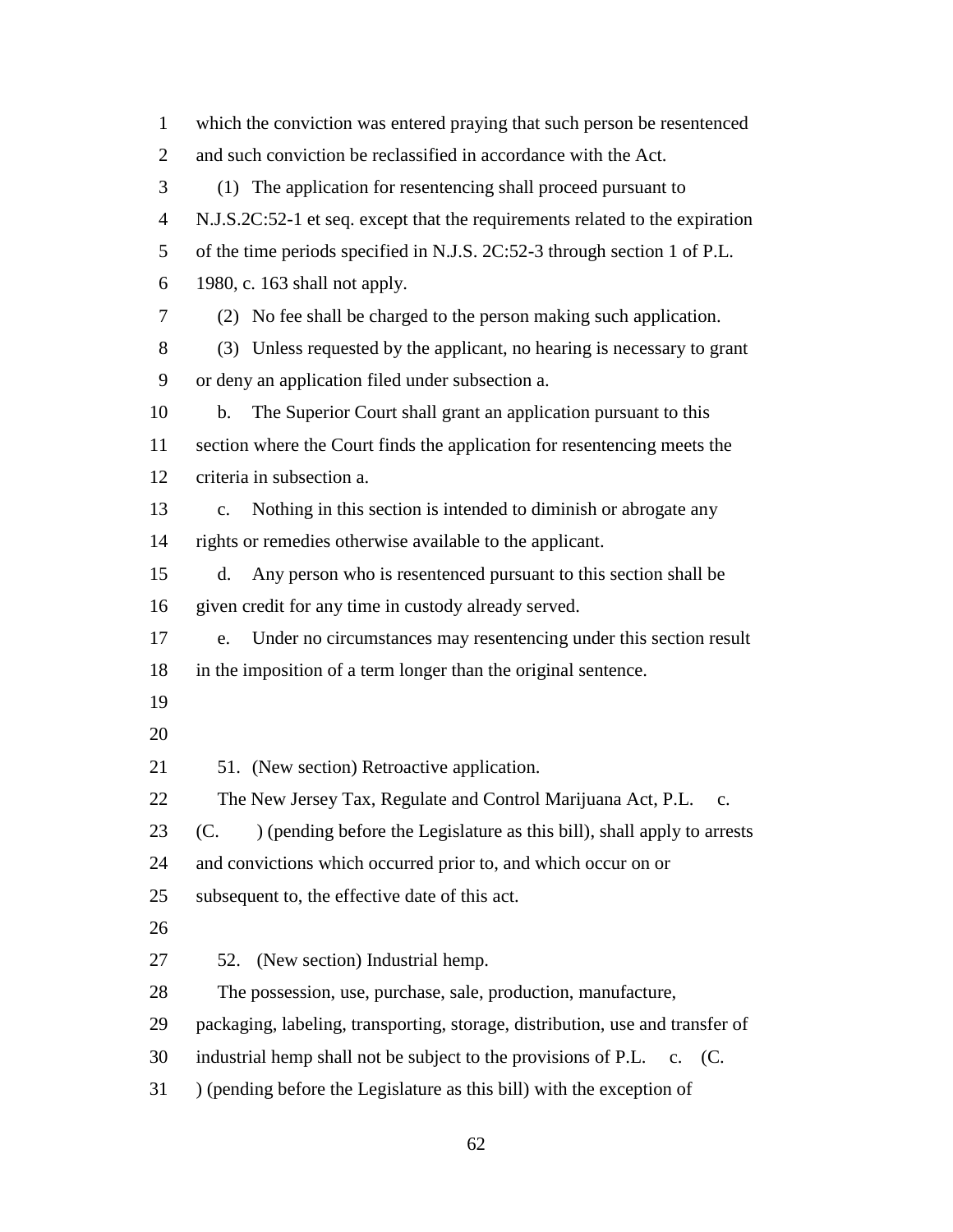which the conviction was entered praying that such person be resentenced and such conviction be reclassified in accordance with the Act.

(1) The application for resentencing shall proceed pursuant to N.J.S.2C:52-1 et seq. except that the requirements related to the expiration of the time periods specified in N.J.S. 2C:52-3 through section 1 of P.L. 1980, c. 163 shall not apply.

(2) No fee shall be charged to the person making such application.

(3) Unless requested by the applicant, no hearing is necessary to grant or deny an application filed under subsection a.

b. The Superior Court shall grant an application pursuant to this section where the Court finds the application for resentencing meets the criteria in subsection a.

c. Nothing in this section is intended to diminish or abrogate any rights or remedies otherwise available to the applicant.

d. Any person who is resentenced pursuant to this section shall be given credit for any time in custody already served.

e. Under no circumstances may resentencing under this section result in the imposition of a term longer than the original sentence.

51. (New section) Retroactive application.

The New Jersey Tax, Regulate and Control Marijuana Act, P.L. c. (C. ) (pending before the Legislature as this bill), shall apply to arrests and convictions which occurred prior to, and which occur on or subsequent to, the effective date of this act.

52. (New section) Industrial hemp.

The possession, use, purchase, sale, production, manufacture, packaging, labeling, transporting, storage, distribution, use and transfer of industrial hemp shall not be subject to the provisions of P.L. c. (C. ) (pending before the Legislature as this bill) with the exception of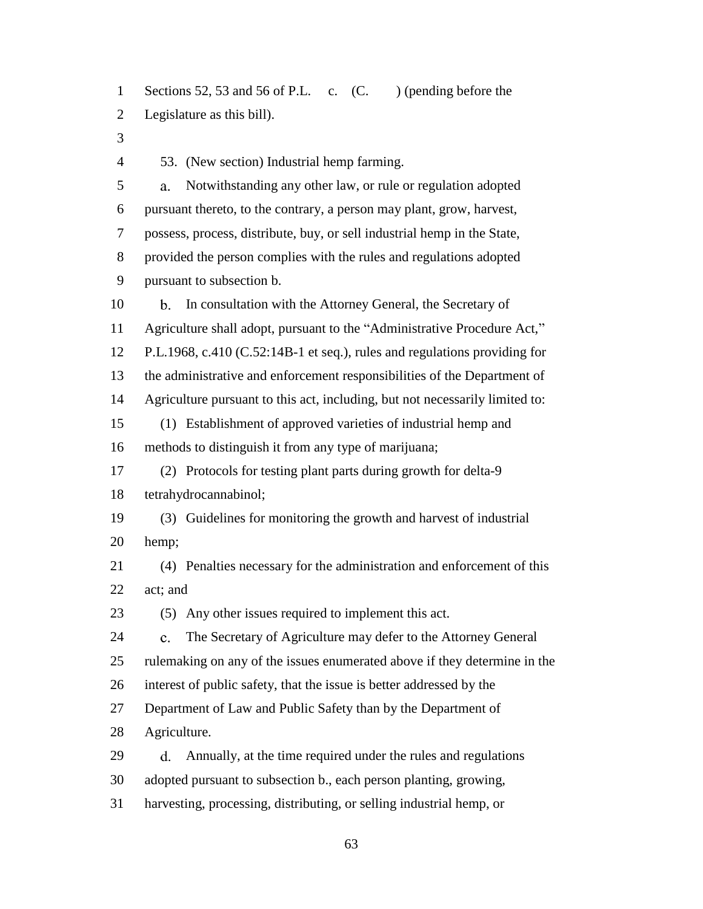Sections 52, 53 and 56 of P.L. c. (C. ) (pending before the Legislature as this bill).

53. (New section) Industrial hemp farming.

a. Notwithstanding any other law, or rule or regulation adopted pursuant thereto, to the contrary, a person may plant, grow, harvest, possess, process, distribute, buy, or sell industrial hemp in the State, provided the person complies with the rules and regulations adopted pursuant to subsection b.

b. In consultation with the Attorney General, the Secretary of Agriculture shall adopt, pursuant to the "Administrative Procedure Act," P.L.1968, c.410 (C.52:14B-1 et seq.), rules and regulations providing for the administrative and enforcement responsibilities of the Department of Agriculture pursuant to this act, including, but not necessarily limited to:

(1) Establishment of approved varieties of industrial hemp and methods to distinguish it from any type of marijuana;

(2) Protocols for testing plant parts during growth for delta-9 tetrahydrocannabinol;

(3) Guidelines for monitoring the growth and harvest of industrial hemp;

(4) Penalties necessary for the administration and enforcement of this act; and

(5) Any other issues required to implement this act.

c. The Secretary of Agriculture may defer to the Attorney General rulemaking on any of the issues enumerated above if they determine in the interest of public safety, that the issue is better addressed by the Department of Law and Public Safety than by the Department of Agriculture.

d. Annually, at the time required under the rules and regulations adopted pursuant to subsection b., each person planting, growing, harvesting, processing, distributing, or selling industrial hemp, or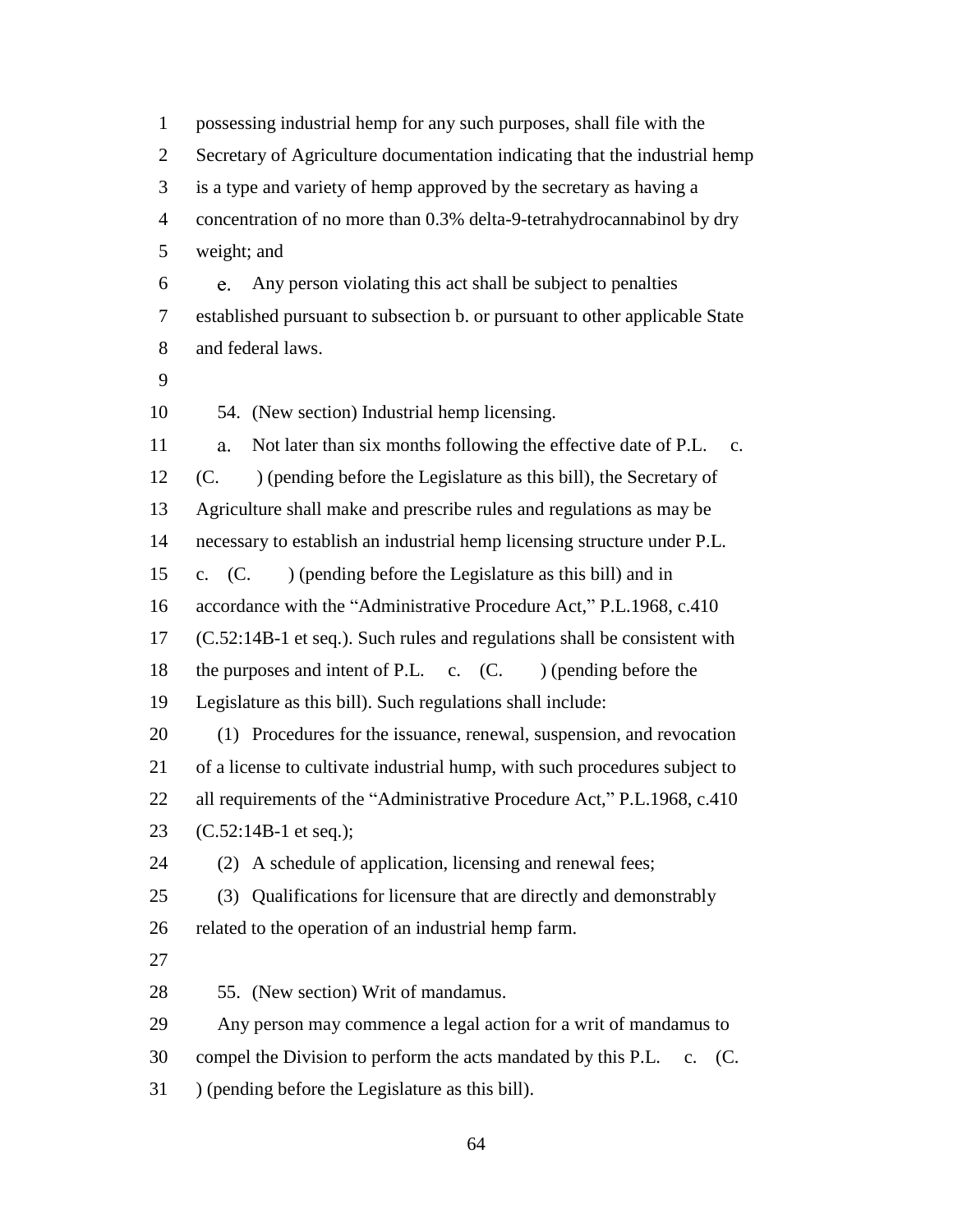possessing industrial hemp for any such purposes, shall file with the Secretary of Agriculture documentation indicating that the industrial hemp is a type and variety of hemp approved by the secretary as having a concentration of no more than 0.3% delta-9-tetrahydrocannabinol by dry weight; and

e. Any person violating this act shall be subject to penalties established pursuant to subsection b. or pursuant to other applicable State and federal laws.

54. (New section) Industrial hemp licensing.

a. Not later than six months following the effective date of P.L. c. (C. ) (pending before the Legislature as this bill), the Secretary of Agriculture shall make and prescribe rules and regulations as may be necessary to establish an industrial hemp licensing structure under P.L. c. (C. ) (pending before the Legislature as this bill) and in accordance with the "Administrative Procedure Act," P.L.1968, c.410 (C.52:14B-1 et seq.). Such rules and regulations shall be consistent with the purposes and intent of P.L. c. (C. ) (pending before the Legislature as this bill). Such regulations shall include:

(1) Procedures for the issuance, renewal, suspension, and revocation of a license to cultivate industrial hump, with such procedures subject to all requirements of the "Administrative Procedure Act," P.L.1968, c.410 (C.52:14B-1 et seq.);

(2) A schedule of application, licensing and renewal fees;

(3) Qualifications for licensure that are directly and demonstrably related to the operation of an industrial hemp farm.

55. (New section) Writ of mandamus.

Any person may commence a legal action for a writ of mandamus to compel the Division to perform the acts mandated by this P.L. c. (C. ) (pending before the Legislature as this bill).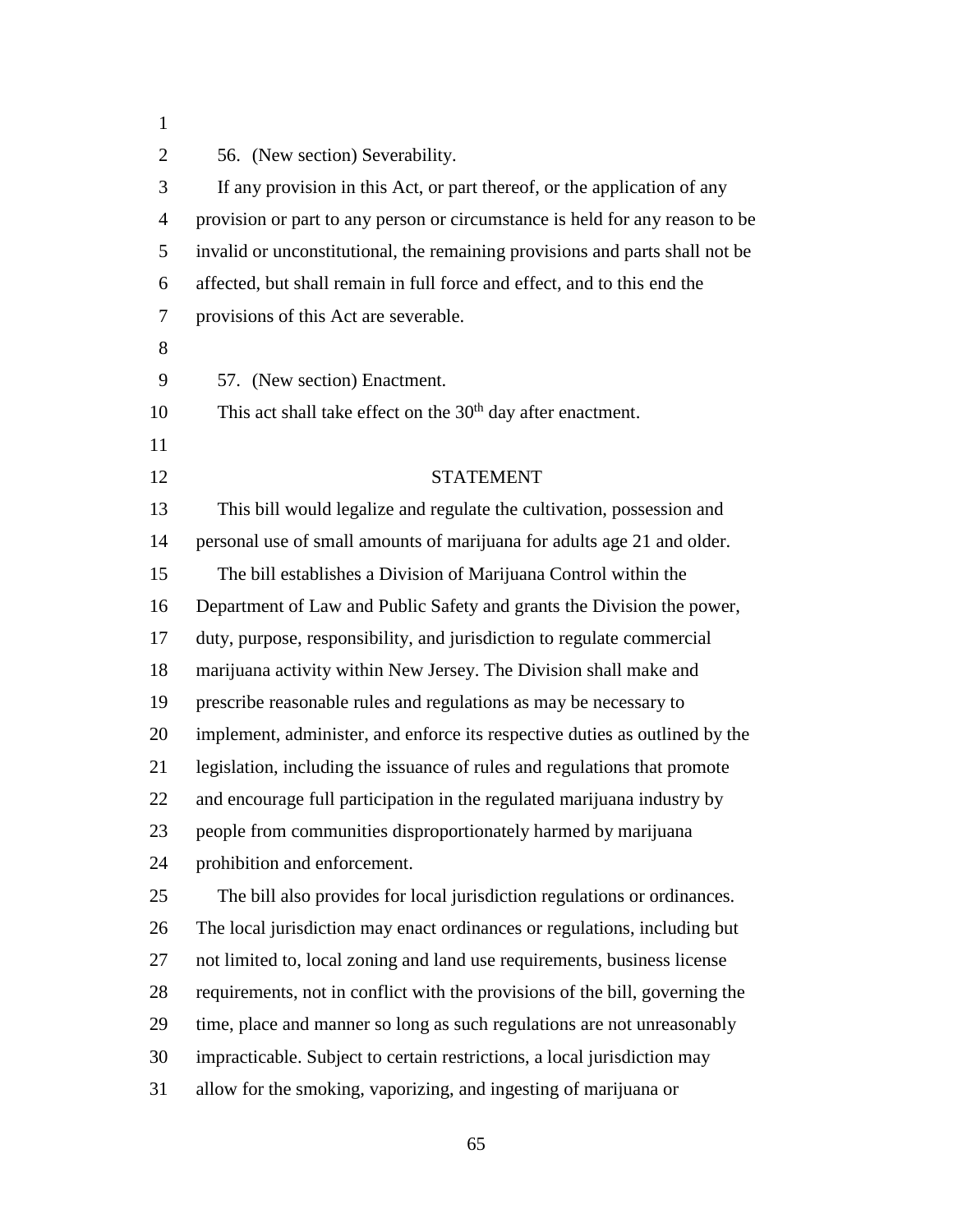56. (New section) Severability.

If any provision in this Act, or part thereof, or the application of any provision or part to any person or circumstance is held for any reason to be invalid or unconstitutional, the remaining provisions and parts shall not be affected, but shall remain in full force and effect, and to this end the provisions of this Act are severable.

57. (New section) Enactment.

This act shall take effect on the 30th day after enactment.

## STATEMENT

This bill would legalize and regulate the cultivation, possession and personal use of small amounts of marijuana for adults age 21 and older.

The bill establishes a Division of Marijuana Control within the Department of Law and Public Safety and grants the Division the power, duty, purpose, responsibility, and jurisdiction to regulate commercial marijuana activity within New Jersey. The Division shall make and prescribe reasonable rules and regulations as may be necessary to implement, administer, and enforce its respective duties as outlined by the legislation, including the issuance of rules and regulations that promote and encourage full participation in the regulated marijuana industry by people from communities disproportionately harmed by marijuana prohibition and enforcement.

The bill also provides for local jurisdiction regulations or ordinances. The local jurisdiction may enact ordinances or regulations, including but not limited to, local zoning and land use requirements, business license requirements, not in conflict with the provisions of the bill, governing the time, place and manner so long as such regulations are not unreasonably impracticable. Subject to certain restrictions, a local jurisdiction may allow for the smoking, vaporizing, and ingesting of marijuana or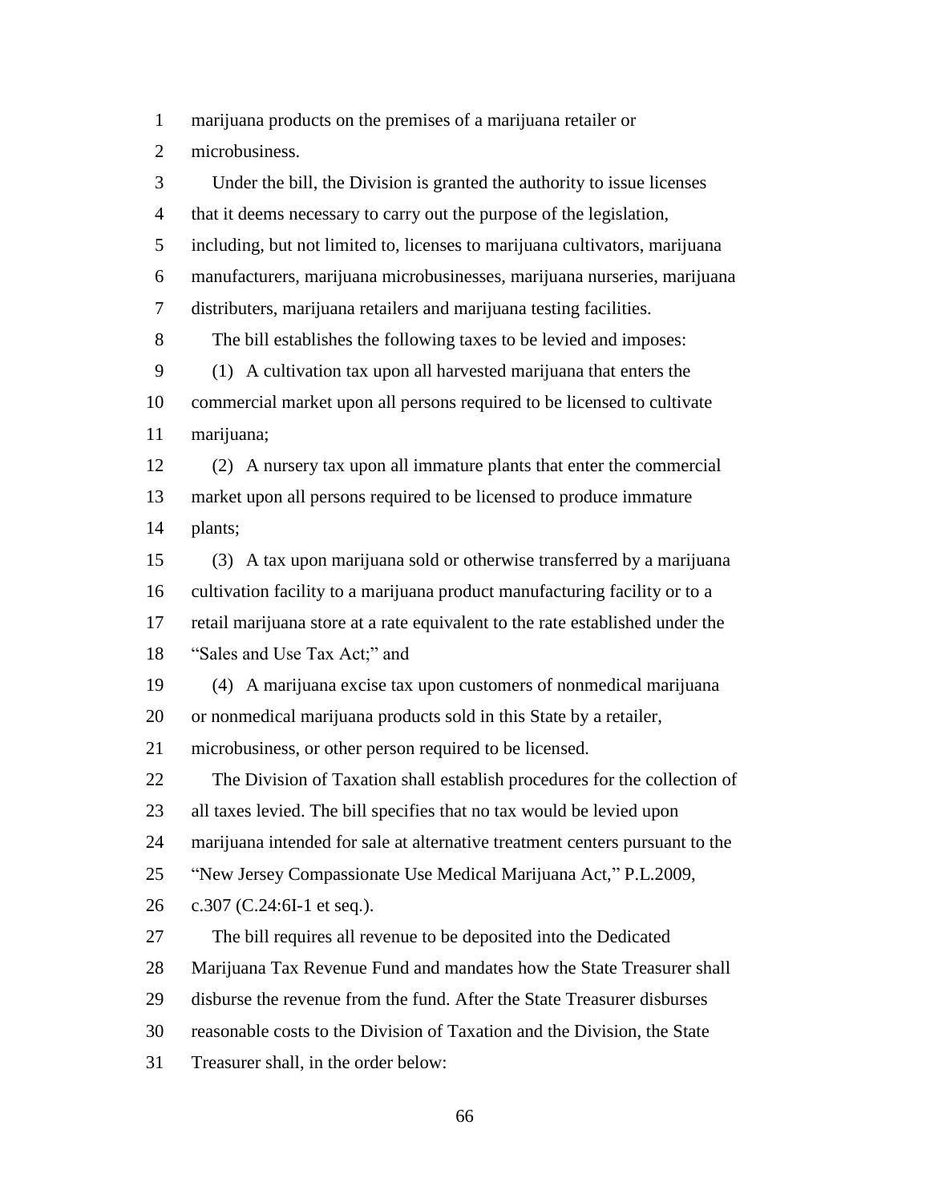marijuana products on the premises of a marijuana retailer or microbusiness.

Under the bill, the Division is granted the authority to issue licenses that it deems necessary to carry out the purpose of the legislation, including, but not limited to, licenses to marijuana cultivators, marijuana manufacturers, marijuana microbusinesses, marijuana nurseries, marijuana distributers, marijuana retailers and marijuana testing facilities.

The bill establishes the following taxes to be levied and imposes:

(1) A cultivation tax upon all harvested marijuana that enters the commercial market upon all persons required to be licensed to cultivate marijuana;

(2) A nursery tax upon all immature plants that enter the commercial market upon all persons required to be licensed to produce immature plants;

(3) A tax upon marijuana sold or otherwise transferred by a marijuana cultivation facility to a marijuana product manufacturing facility or to a retail marijuana store at a rate equivalent to the rate established under the "Sales and Use Tax Act;" and

(4) A marijuana excise tax upon customers of nonmedical marijuana or nonmedical marijuana products sold in this State by a retailer, microbusiness, or other person required to be licensed.

The Division of Taxation shall establish procedures for the collection of all taxes levied. The bill specifies that no tax would be levied upon marijuana intended for sale at alternative treatment centers pursuant to the "New Jersey Compassionate Use Medical Marijuana Act," P.L.2009, c.307 (C.24:6I-1 et seq.).

The bill requires all revenue to be deposited into the Dedicated Marijuana Tax Revenue Fund and mandates how the State Treasurer shall disburse the revenue from the fund. After the State Treasurer disburses reasonable costs to the Division of Taxation and the Division, the State Treasurer shall, in the order below: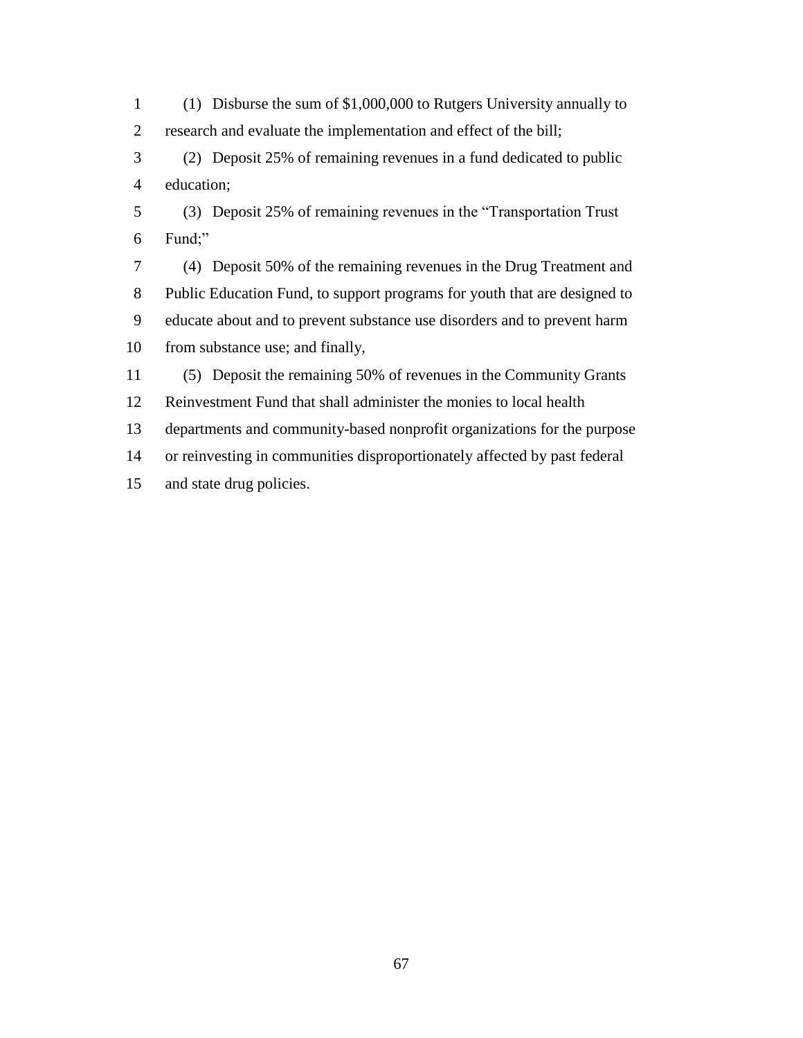(1) Disburse the sum of $1,000,000 to Rutgers University annually to research and evaluate the implementation and effect of the bill;

(2) Deposit 25% of remaining revenues in a fund dedicated to public education;

(3) Deposit 25% of remaining revenues in the "Transportation Trust Fund;"

(4) Deposit 50% of the remaining revenues in the Drug Treatment and Public Education Fund, to support programs for youth that are designed to educate about and to prevent substance use disorders and to prevent harm from substance use; and finally,

(5) Deposit the remaining 50% of revenues in the Community Grants Reinvestment Fund that shall administer the monies to local health departments and community-based nonprofit organizations for the purpose or reinvesting in communities disproportionately affected by past federal and state drug policies.